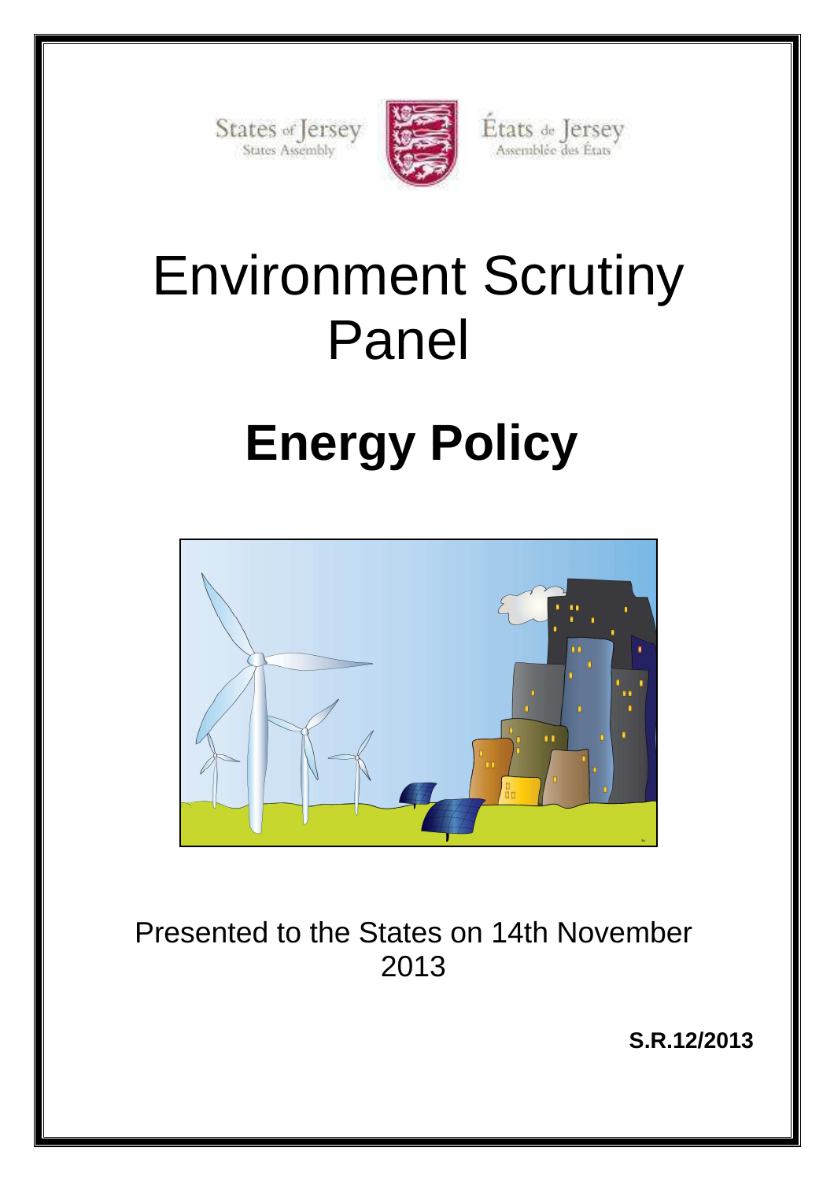States of Jersey
States Assembly

États de Jersey
Assemblée des États

# Environment Scrutiny Panel

# Energy Policy

Presented to the States on 14th November 2013

**S.R.12/2013**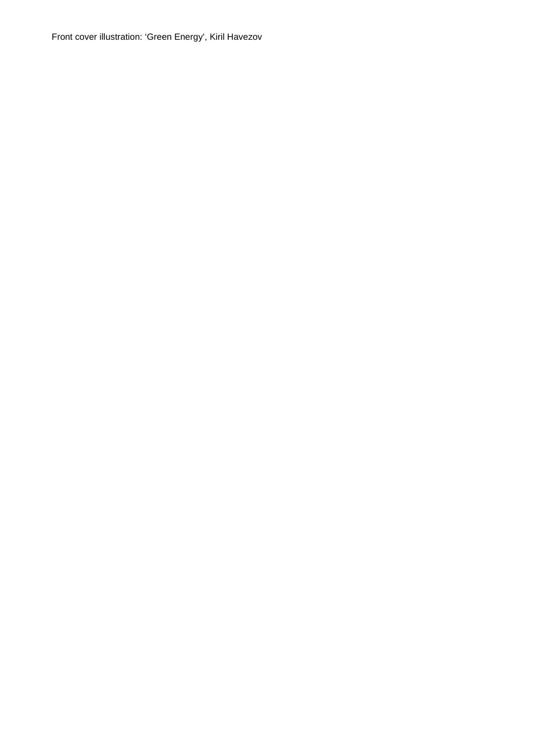Front cover illustration: ‘Green Energy’, Kiril Havezov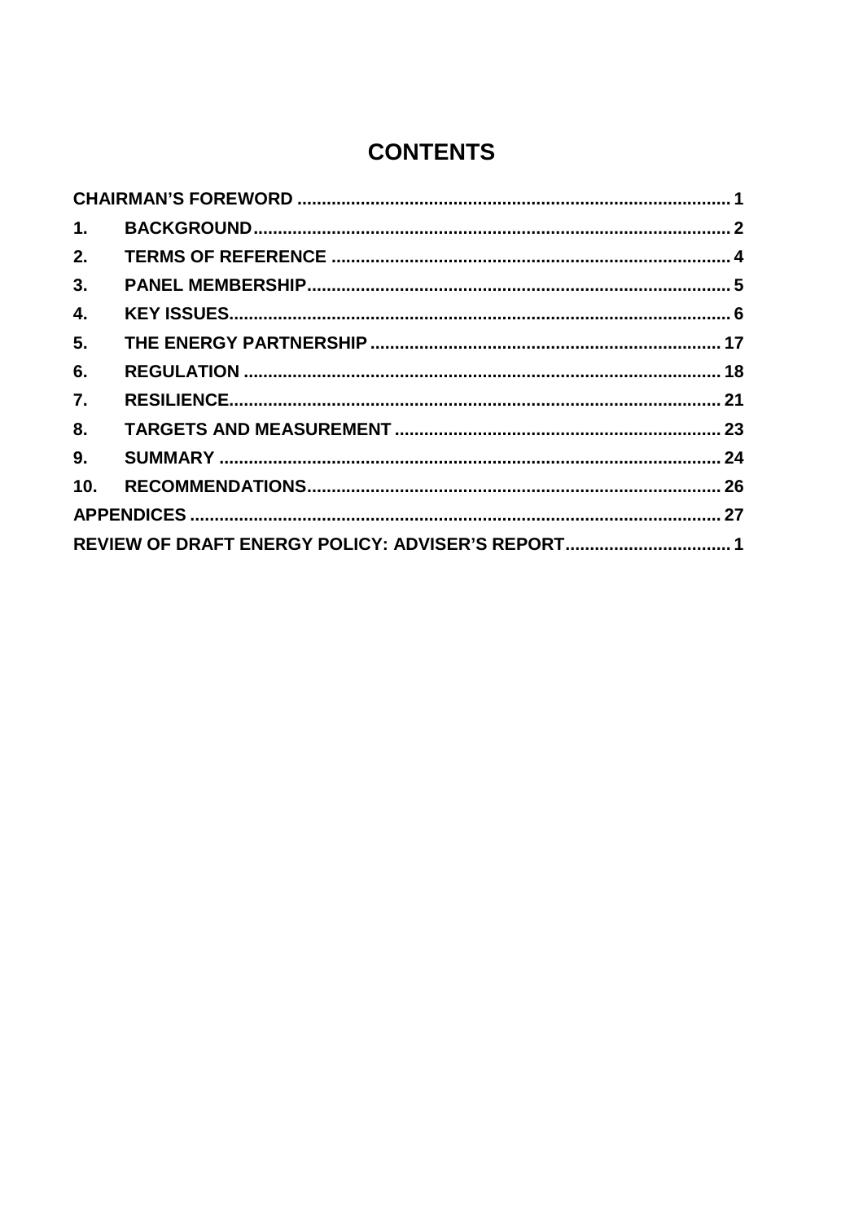# CONTENTS

CHAIRMAN'S FOREWORD ........................................................................................ 1

1. BACKGROUND ................................................................................................ 2
2. TERMS OF REFERENCE ................................................................................. 4
3. PANEL MEMBERSHIP ..................................................................................... 5
4. KEY ISSUES ..................................................................................................... 6
5. THE ENERGY PARTNERSHIP ....................................................................... 17
6. REGULATION ................................................................................................. 18
7. RESILIENCE ................................................................................................... 21
8. TARGETS AND MEASUREMENT .................................................................. 23
9. SUMMARY ...................................................................................................... 24
10. RECOMMENDATIONS .................................................................................... 26

APPENDICES ........................................................................................................... 27

REVIEW OF DRAFT ENERGY POLICY: ADVISER'S REPORT .................................. 1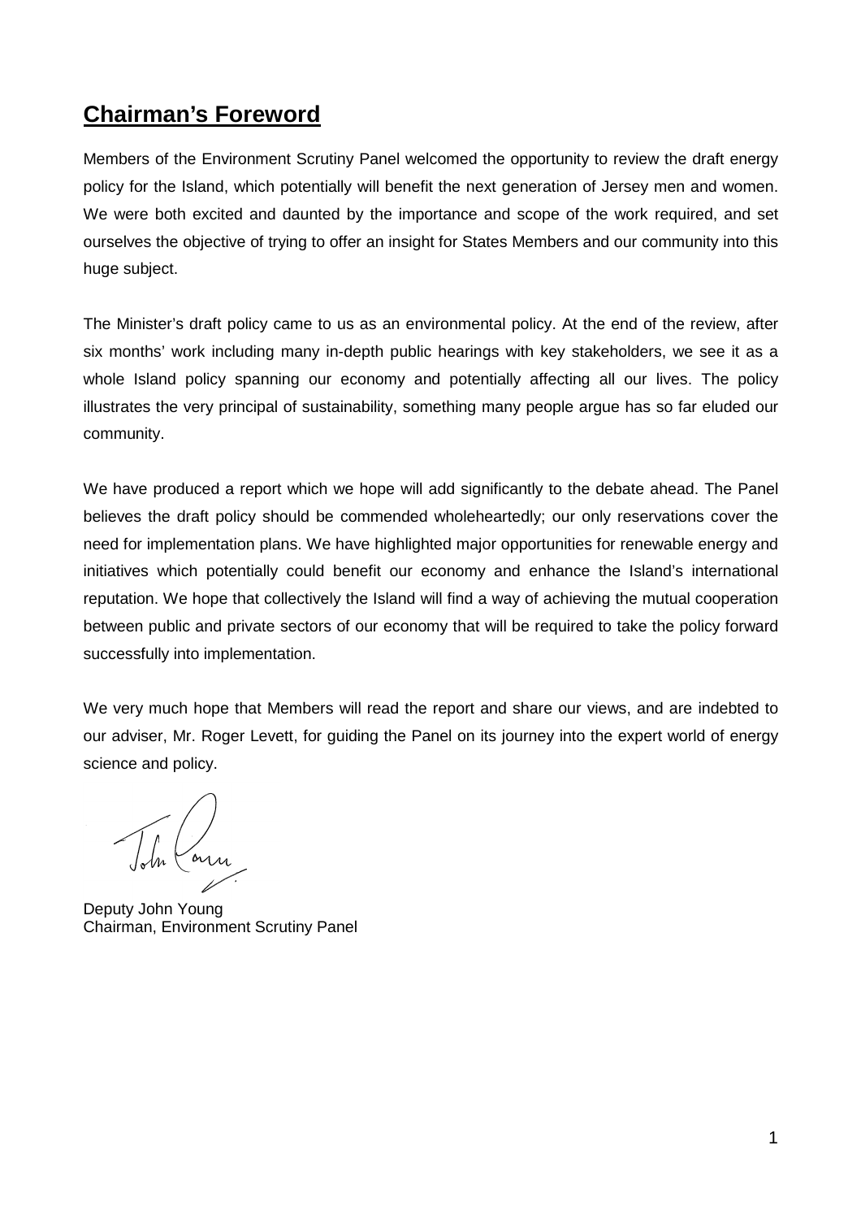## Chairman's Foreword

Members of the Environment Scrutiny Panel welcomed the opportunity to review the draft energy policy for the Island, which potentially will benefit the next generation of Jersey men and women. We were both excited and daunted by the importance and scope of the work required, and set ourselves the objective of trying to offer an insight for States Members and our community into this huge subject.

The Minister's draft policy came to us as an environmental policy. At the end of the review, after six months' work including many in-depth public hearings with key stakeholders, we see it as a whole Island policy spanning our economy and potentially affecting all our lives. The policy illustrates the very principal of sustainability, something many people argue has so far eluded our community.

We have produced a report which we hope will add significantly to the debate ahead. The Panel believes the draft policy should be commended wholeheartedly; our only reservations cover the need for implementation plans. We have highlighted major opportunities for renewable energy and initiatives which potentially could benefit our economy and enhance the Island's international reputation. We hope that collectively the Island will find a way of achieving the mutual cooperation between public and private sectors of our economy that will be required to take the policy forward successfully into implementation.

We very much hope that Members will read the report and share our views, and are indebted to our adviser, Mr. Roger Levett, for guiding the Panel on its journey into the expert world of energy science and policy.

Deputy John Young
Chairman, Environment Scrutiny Panel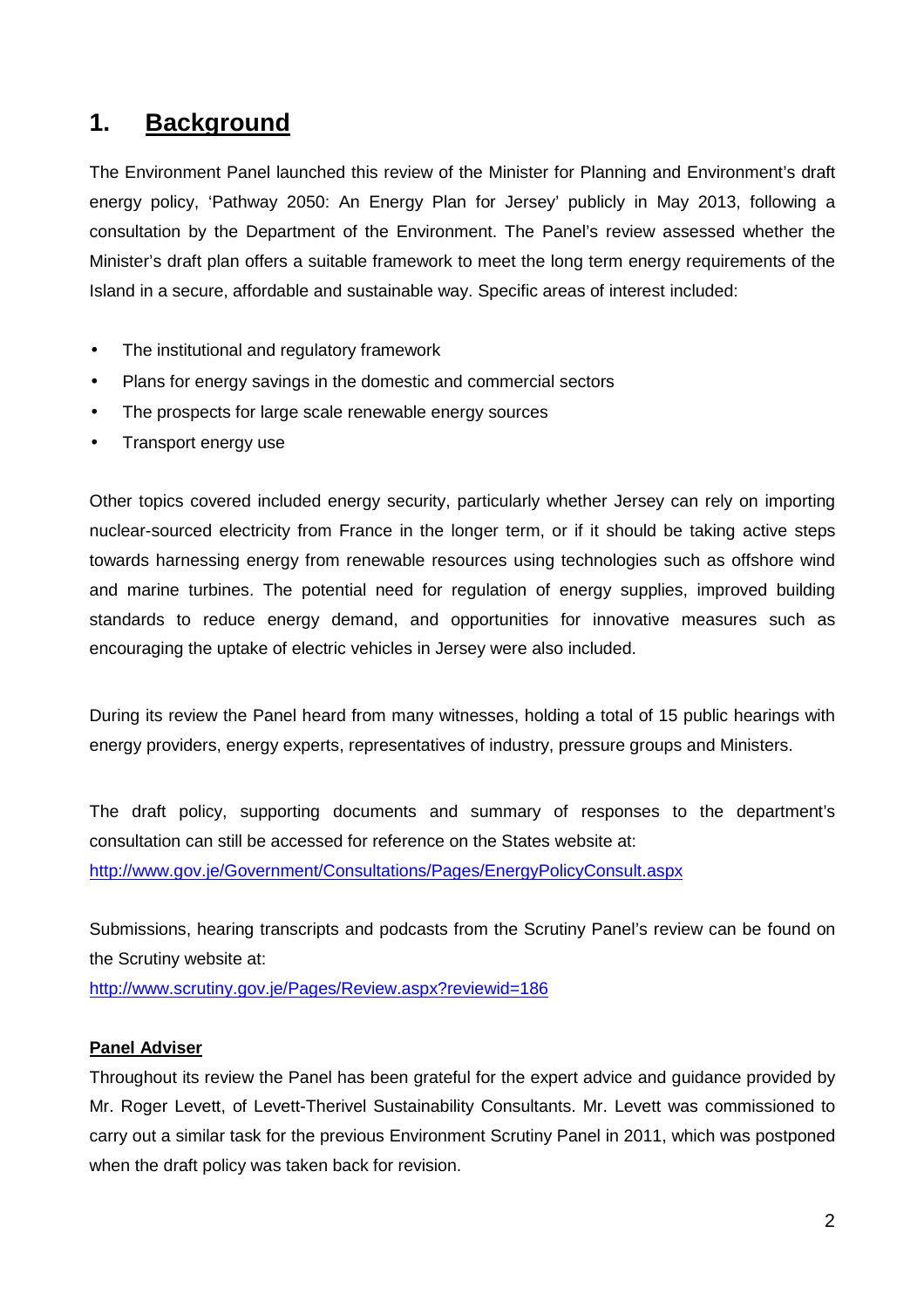# 1. Background

The Environment Panel launched this review of the Minister for Planning and Environment's draft energy policy, 'Pathway 2050: An Energy Plan for Jersey' publicly in May 2013, following a consultation by the Department of the Environment. The Panel's review assessed whether the Minister's draft plan offers a suitable framework to meet the long term energy requirements of the Island in a secure, affordable and sustainable way. Specific areas of interest included:

- The institutional and regulatory framework
- Plans for energy savings in the domestic and commercial sectors
- The prospects for large scale renewable energy sources
- Transport energy use

Other topics covered included energy security, particularly whether Jersey can rely on importing nuclear-sourced electricity from France in the longer term, or if it should be taking active steps towards harnessing energy from renewable resources using technologies such as offshore wind and marine turbines. The potential need for regulation of energy supplies, improved building standards to reduce energy demand, and opportunities for innovative measures such as encouraging the uptake of electric vehicles in Jersey were also included.

During its review the Panel heard from many witnesses, holding a total of 15 public hearings with energy providers, energy experts, representatives of industry, pressure groups and Ministers.

The draft policy, supporting documents and summary of responses to the department's consultation can still be accessed for reference on the States website at:
http://www.gov.je/Government/Consultations/Pages/EnergyPolicyConsult.aspx

Submissions, hearing transcripts and podcasts from the Scrutiny Panel's review can be found on the Scrutiny website at:
http://www.scrutiny.gov.je/Pages/Review.aspx?reviewid=186

**Panel Adviser**

Throughout its review the Panel has been grateful for the expert advice and guidance provided by Mr. Roger Levett, of Levett-Therivel Sustainability Consultants. Mr. Levett was commissioned to carry out a similar task for the previous Environment Scrutiny Panel in 2011, which was postponed when the draft policy was taken back for revision.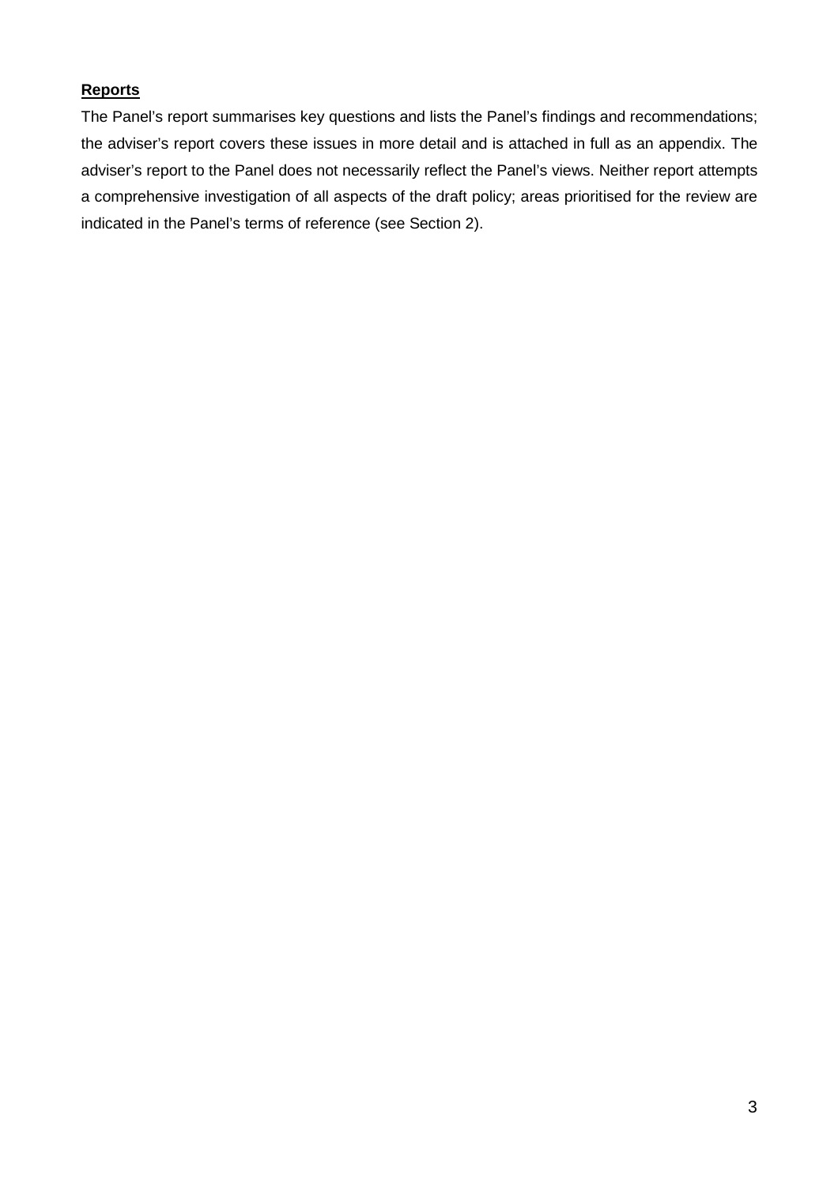**Reports**

The Panel's report summarises key questions and lists the Panel's findings and recommendations; the adviser's report covers these issues in more detail and is attached in full as an appendix. The adviser's report to the Panel does not necessarily reflect the Panel's views. Neither report attempts a comprehensive investigation of all aspects of the draft policy; areas prioritised for the review are indicated in the Panel's terms of reference (see Section 2).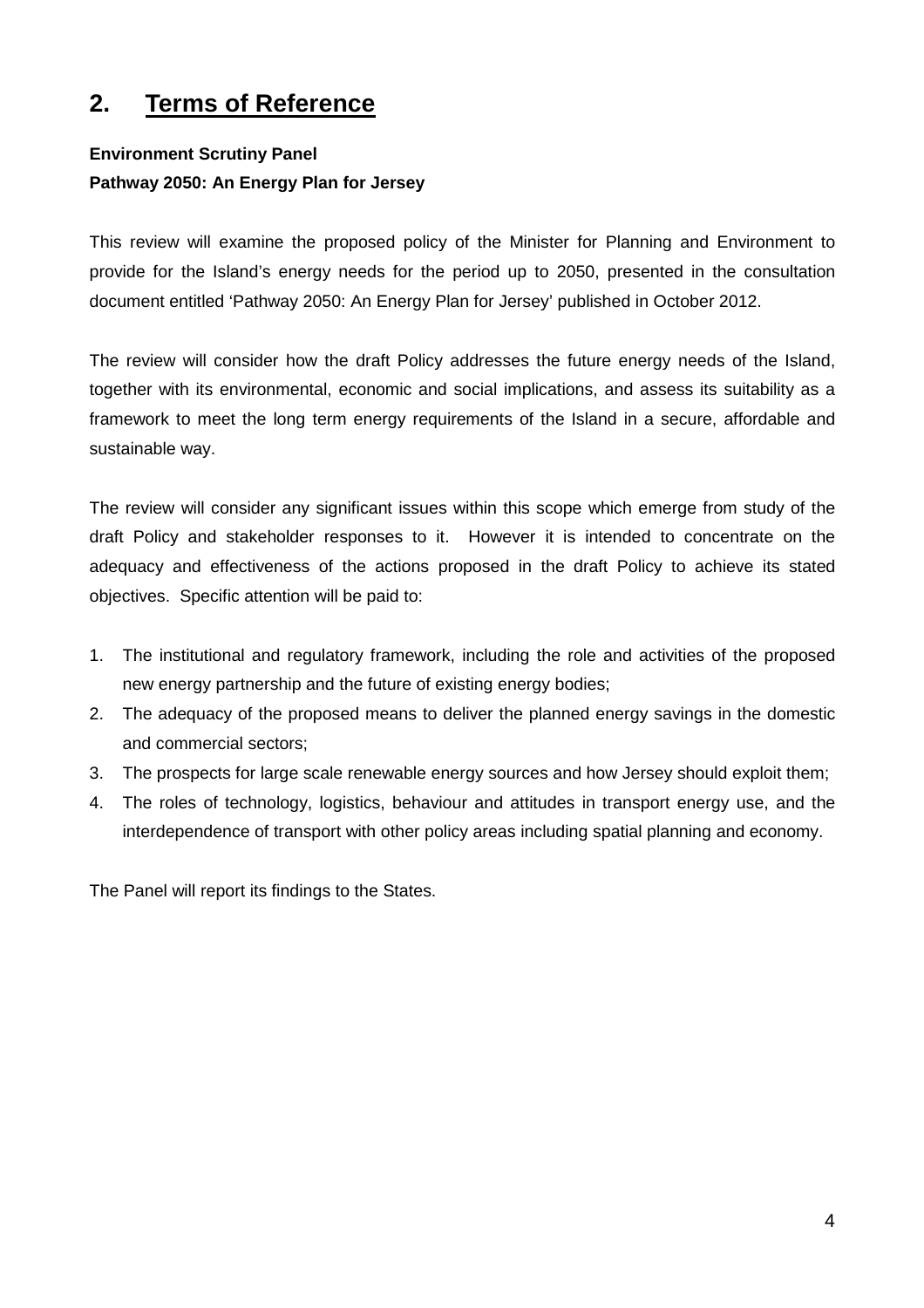## 2. Terms of Reference

**Environment Scrutiny Panel**
**Pathway 2050: An Energy Plan for Jersey**

This review will examine the proposed policy of the Minister for Planning and Environment to provide for the Island's energy needs for the period up to 2050, presented in the consultation document entitled 'Pathway 2050: An Energy Plan for Jersey' published in October 2012.

The review will consider how the draft Policy addresses the future energy needs of the Island, together with its environmental, economic and social implications, and assess its suitability as a framework to meet the long term energy requirements of the Island in a secure, affordable and sustainable way.

The review will consider any significant issues within this scope which emerge from study of the draft Policy and stakeholder responses to it. However it is intended to concentrate on the adequacy and effectiveness of the actions proposed in the draft Policy to achieve its stated objectives. Specific attention will be paid to:

1. The institutional and regulatory framework, including the role and activities of the proposed new energy partnership and the future of existing energy bodies;
2. The adequacy of the proposed means to deliver the planned energy savings in the domestic and commercial sectors;
3. The prospects for large scale renewable energy sources and how Jersey should exploit them;
4. The roles of technology, logistics, behaviour and attitudes in transport energy use, and the interdependence of transport with other policy areas including spatial planning and economy.

The Panel will report its findings to the States.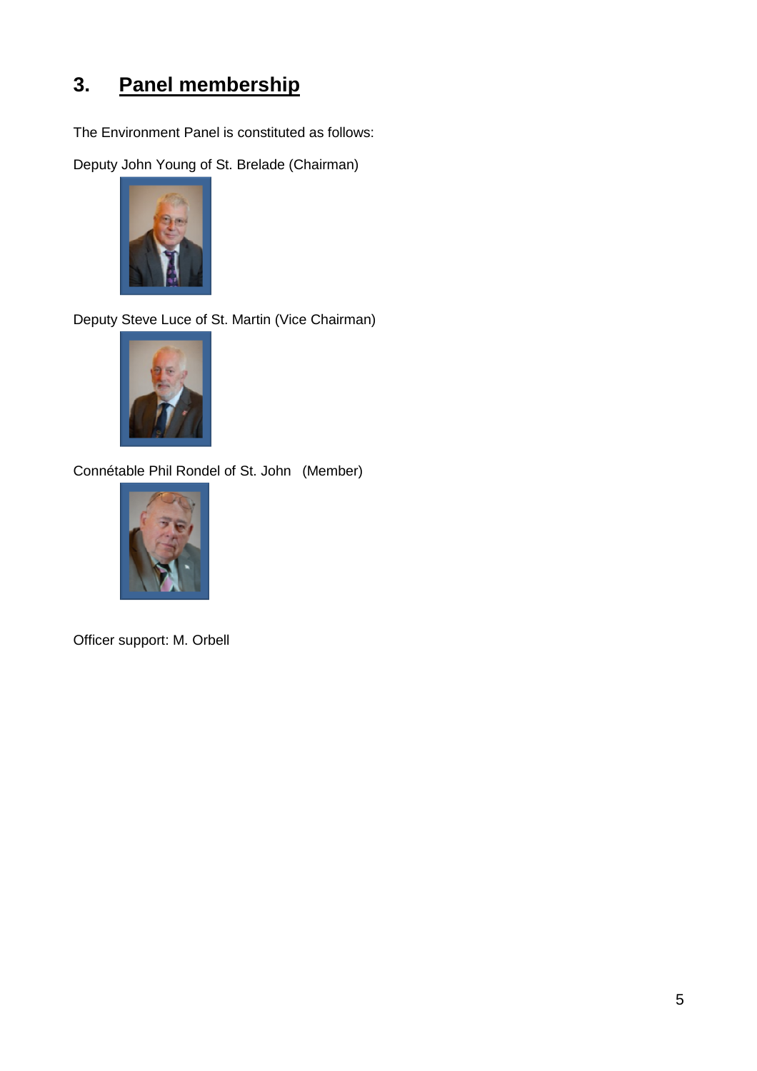## 3. Panel membership

The Environment Panel is constituted as follows:

Deputy John Young of St. Brelade (Chairman)

Deputy Steve Luce of St. Martin (Vice Chairman)

Connétable Phil Rondel of St. John (Member)

Officer support: M. Orbell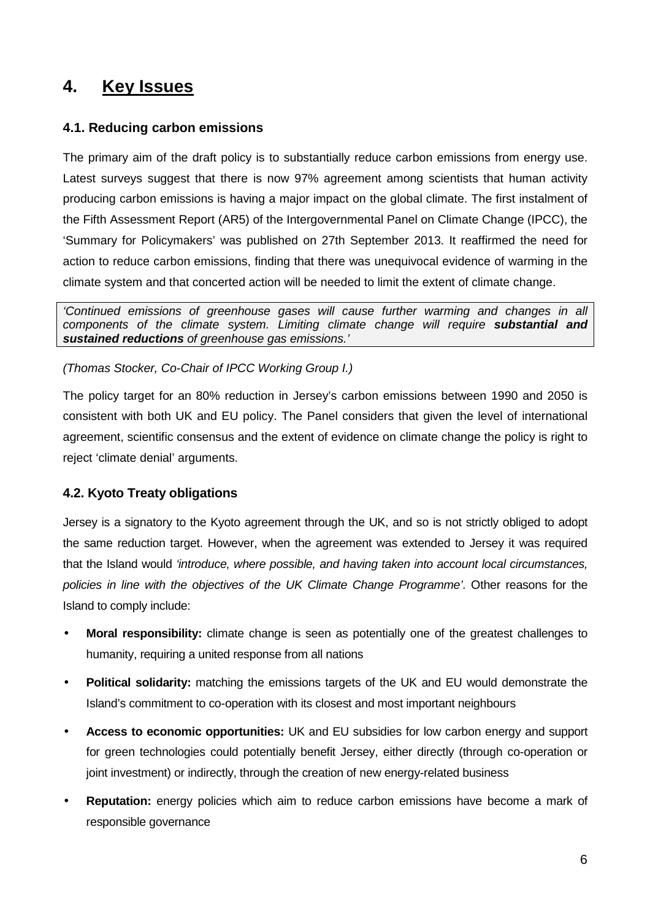# 4. Key Issues

### 4.1. Reducing carbon emissions

The primary aim of the draft policy is to substantially reduce carbon emissions from energy use. Latest surveys suggest that there is now 97% agreement among scientists that human activity producing carbon emissions is having a major impact on the global climate. The first instalment of the Fifth Assessment Report (AR5) of the Intergovernmental Panel on Climate Change (IPCC), the 'Summary for Policymakers' was published on 27th September 2013. It reaffirmed the need for action to reduce carbon emissions, finding that there was unequivocal evidence of warming in the climate system and that concerted action will be needed to limit the extent of climate change.

> *'Continued emissions of greenhouse gases will cause further warming and changes in all components of the climate system. Limiting climate change will require **substantial and sustained reductions** of greenhouse gas emissions.'*

*(Thomas Stocker, Co-Chair of IPCC Working Group I.)*

The policy target for an 80% reduction in Jersey's carbon emissions between 1990 and 2050 is consistent with both UK and EU policy. The Panel considers that given the level of international agreement, scientific consensus and the extent of evidence on climate change the policy is right to reject 'climate denial' arguments.

### 4.2. Kyoto Treaty obligations

Jersey is a signatory to the Kyoto agreement through the UK, and so is not strictly obliged to adopt the same reduction target. However, when the agreement was extended to Jersey it was required that the Island would *'introduce, where possible, and having taken into account local circumstances, policies in line with the objectives of the UK Climate Change Programme'*. Other reasons for the Island to comply include:

- **Moral responsibility:** climate change is seen as potentially one of the greatest challenges to humanity, requiring a united response from all nations
- **Political solidarity:** matching the emissions targets of the UK and EU would demonstrate the Island's commitment to co-operation with its closest and most important neighbours
- **Access to economic opportunities:** UK and EU subsidies for low carbon energy and support for green technologies could potentially benefit Jersey, either directly (through co-operation or joint investment) or indirectly, through the creation of new energy-related business
- **Reputation:** energy policies which aim to reduce carbon emissions have become a mark of responsible governance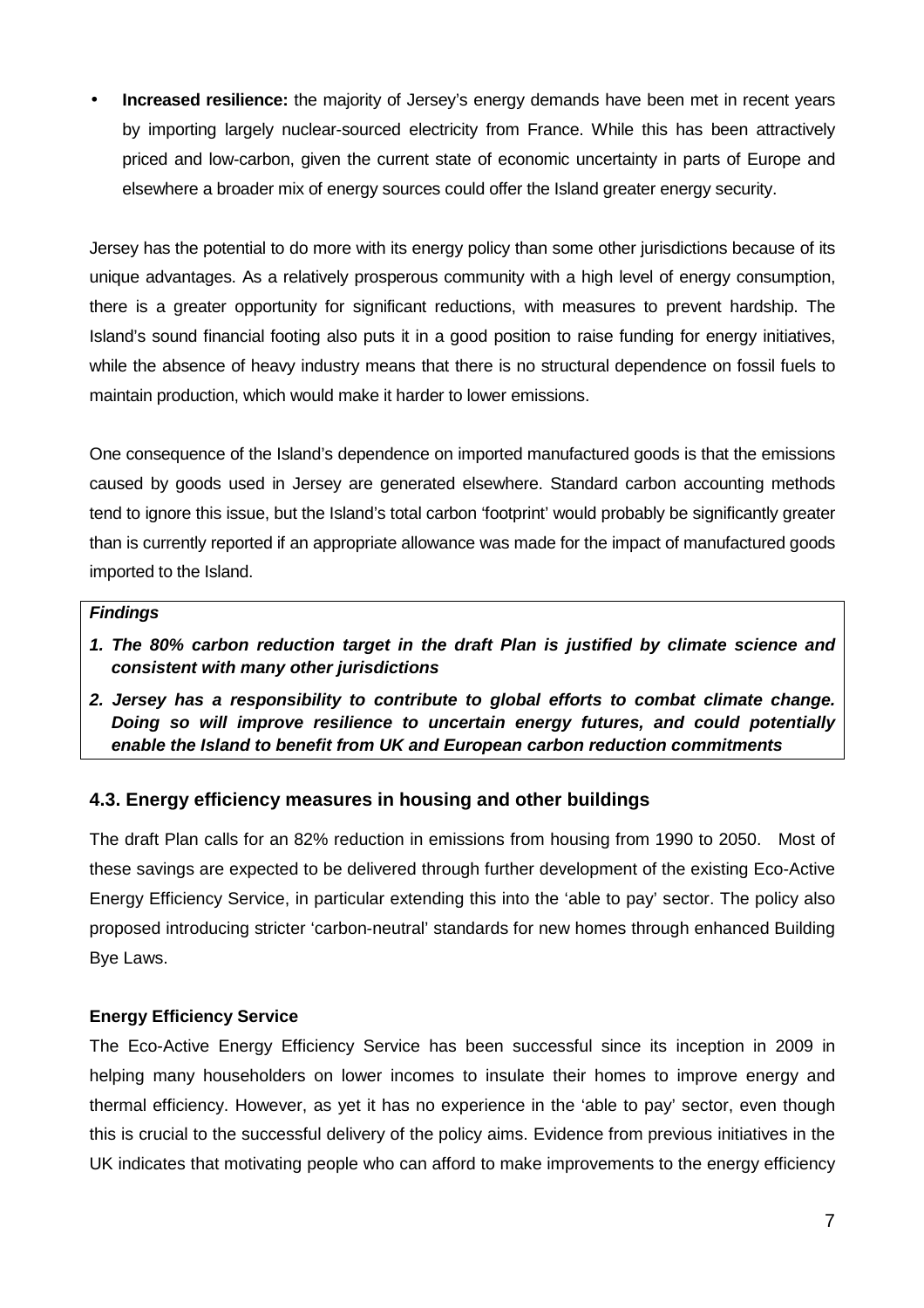- **Increased resilience:** the majority of Jersey's energy demands have been met in recent years by importing largely nuclear-sourced electricity from France. While this has been attractively priced and low-carbon, given the current state of economic uncertainty in parts of Europe and elsewhere a broader mix of energy sources could offer the Island greater energy security.

Jersey has the potential to do more with its energy policy than some other jurisdictions because of its unique advantages. As a relatively prosperous community with a high level of energy consumption, there is a greater opportunity for significant reductions, with measures to prevent hardship. The Island's sound financial footing also puts it in a good position to raise funding for energy initiatives, while the absence of heavy industry means that there is no structural dependence on fossil fuels to maintain production, which would make it harder to lower emissions.

One consequence of the Island's dependence on imported manufactured goods is that the emissions caused by goods used in Jersey are generated elsewhere. Standard carbon accounting methods tend to ignore this issue, but the Island's total carbon 'footprint' would probably be significantly greater than is currently reported if an appropriate allowance was made for the impact of manufactured goods imported to the Island.

***Findings***

1. ***The 80% carbon reduction target in the draft Plan is justified by climate science and consistent with many other jurisdictions***
2. ***Jersey has a responsibility to contribute to global efforts to combat climate change. Doing so will improve resilience to uncertain energy futures, and could potentially enable the Island to benefit from UK and European carbon reduction commitments***

### 4.3. Energy efficiency measures in housing and other buildings

The draft Plan calls for an 82% reduction in emissions from housing from 1990 to 2050. Most of these savings are expected to be delivered through further development of the existing Eco-Active Energy Efficiency Service, in particular extending this into the 'able to pay' sector. The policy also proposed introducing stricter 'carbon-neutral' standards for new homes through enhanced Building Bye Laws.

**Energy Efficiency Service**

The Eco-Active Energy Efficiency Service has been successful since its inception in 2009 in helping many householders on lower incomes to insulate their homes to improve energy and thermal efficiency. However, as yet it has no experience in the 'able to pay' sector, even though this is crucial to the successful delivery of the policy aims. Evidence from previous initiatives in the UK indicates that motivating people who can afford to make improvements to the energy efficiency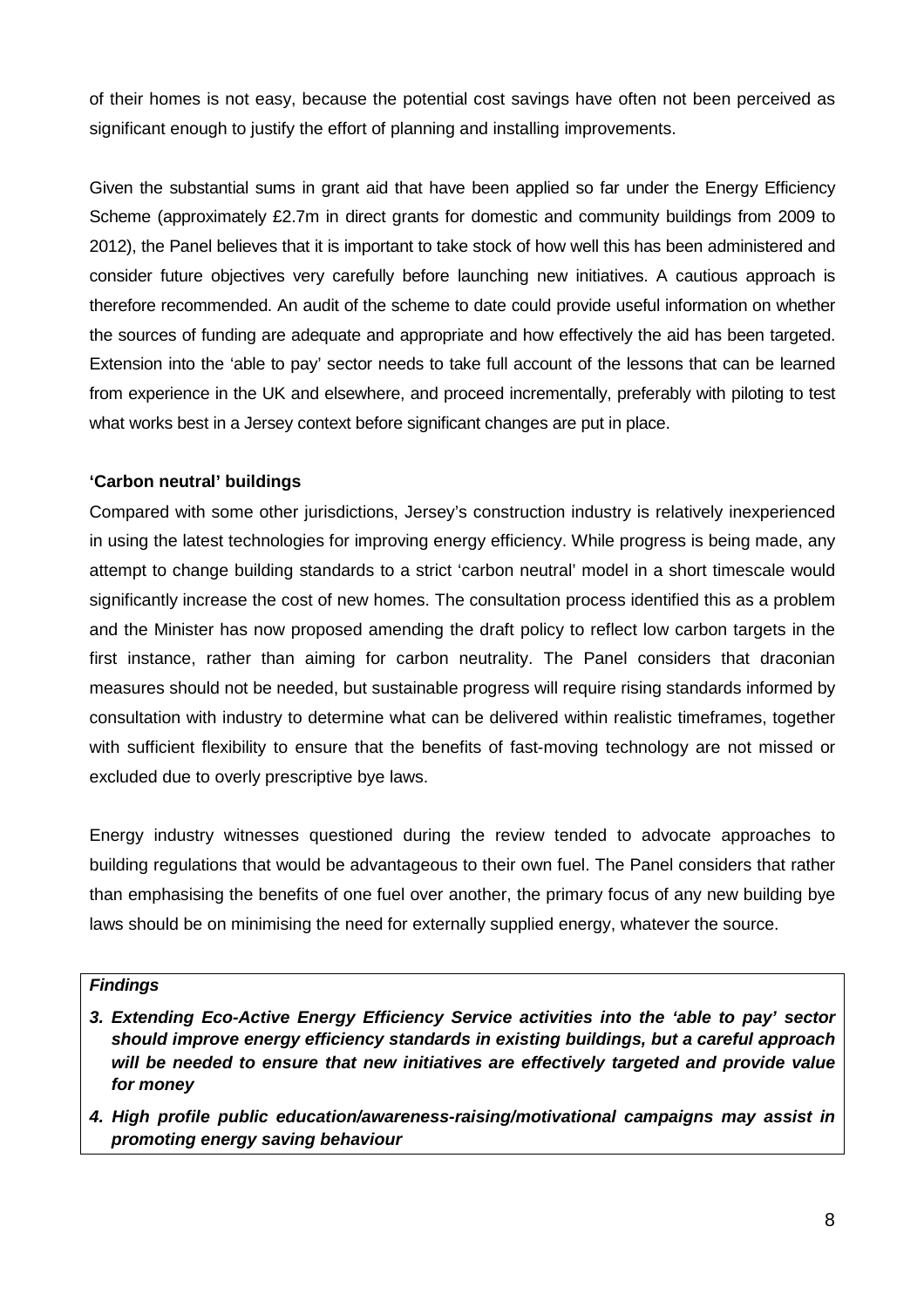of their homes is not easy, because the potential cost savings have often not been perceived as significant enough to justify the effort of planning and installing improvements.

Given the substantial sums in grant aid that have been applied so far under the Energy Efficiency Scheme (approximately £2.7m in direct grants for domestic and community buildings from 2009 to 2012), the Panel believes that it is important to take stock of how well this has been administered and consider future objectives very carefully before launching new initiatives. A cautious approach is therefore recommended. An audit of the scheme to date could provide useful information on whether the sources of funding are adequate and appropriate and how effectively the aid has been targeted. Extension into the 'able to pay' sector needs to take full account of the lessons that can be learned from experience in the UK and elsewhere, and proceed incrementally, preferably with piloting to test what works best in a Jersey context before significant changes are put in place.

**'Carbon neutral' buildings**

Compared with some other jurisdictions, Jersey's construction industry is relatively inexperienced in using the latest technologies for improving energy efficiency. While progress is being made, any attempt to change building standards to a strict 'carbon neutral' model in a short timescale would significantly increase the cost of new homes. The consultation process identified this as a problem and the Minister has now proposed amending the draft policy to reflect low carbon targets in the first instance, rather than aiming for carbon neutrality. The Panel considers that draconian measures should not be needed, but sustainable progress will require rising standards informed by consultation with industry to determine what can be delivered within realistic timeframes, together with sufficient flexibility to ensure that the benefits of fast-moving technology are not missed or excluded due to overly prescriptive bye laws.

Energy industry witnesses questioned during the review tended to advocate approaches to building regulations that would be advantageous to their own fuel. The Panel considers that rather than emphasising the benefits of one fuel over another, the primary focus of any new building bye laws should be on minimising the need for externally supplied energy, whatever the source.

***Findings***

3. ***Extending Eco-Active Energy Efficiency Service activities into the 'able to pay' sector should improve energy efficiency standards in existing buildings, but a careful approach will be needed to ensure that new initiatives are effectively targeted and provide value for money***
4. ***High profile public education/awareness-raising/motivational campaigns may assist in promoting energy saving behaviour***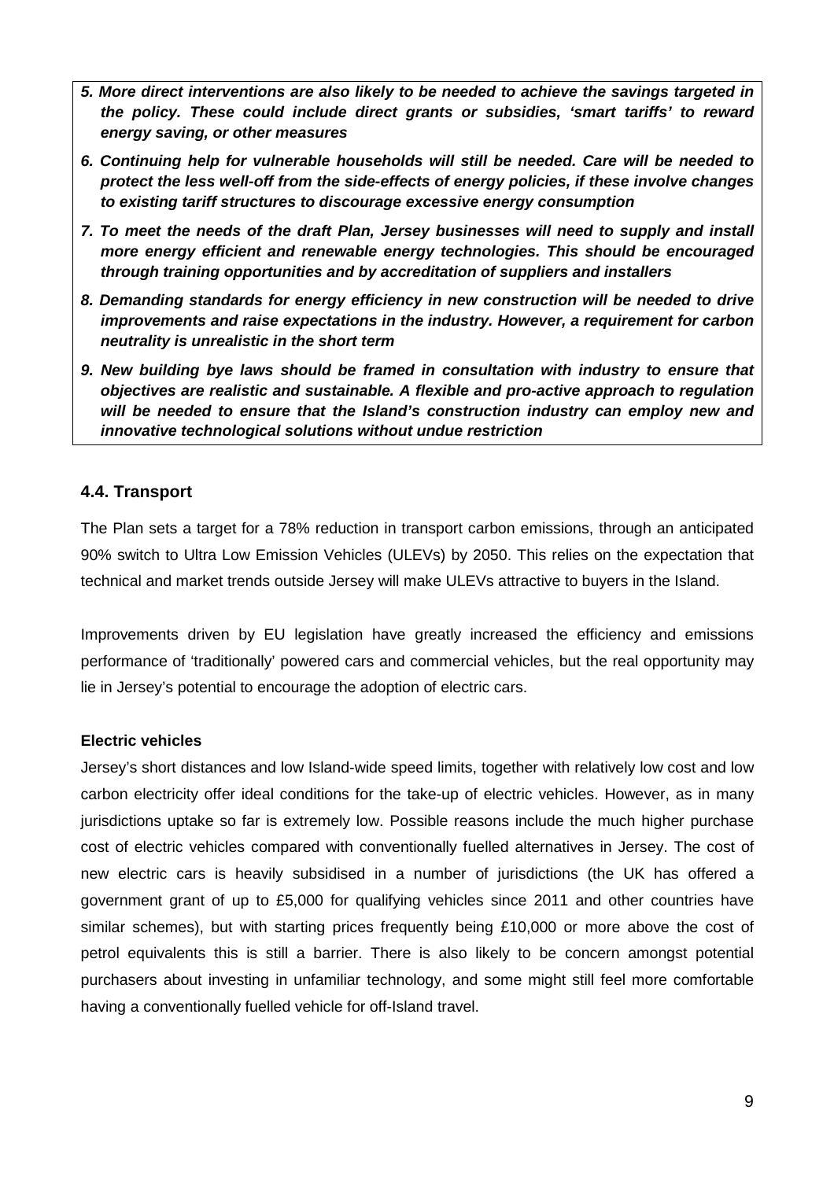5. ***More direct interventions are also likely to be needed to achieve the savings targeted in the policy. These could include direct grants or subsidies, 'smart tariffs' to reward energy saving, or other measures***
6. ***Continuing help for vulnerable households will still be needed. Care will be needed to protect the less well-off from the side-effects of energy policies, if these involve changes to existing tariff structures to discourage excessive energy consumption***
7. ***To meet the needs of the draft Plan, Jersey businesses will need to supply and install more energy efficient and renewable energy technologies. This should be encouraged through training opportunities and by accreditation of suppliers and installers***
8. ***Demanding standards for energy efficiency in new construction will be needed to drive improvements and raise expectations in the industry. However, a requirement for carbon neutrality is unrealistic in the short term***
9. ***New building bye laws should be framed in consultation with industry to ensure that objectives are realistic and sustainable. A flexible and pro-active approach to regulation will be needed to ensure that the Island's construction industry can employ new and innovative technological solutions without undue restriction***

### 4.4. Transport

The Plan sets a target for a 78% reduction in transport carbon emissions, through an anticipated 90% switch to Ultra Low Emission Vehicles (ULEVs) by 2050. This relies on the expectation that technical and market trends outside Jersey will make ULEVs attractive to buyers in the Island.

Improvements driven by EU legislation have greatly increased the efficiency and emissions performance of 'traditionally' powered cars and commercial vehicles, but the real opportunity may lie in Jersey's potential to encourage the adoption of electric cars.

**Electric vehicles**

Jersey's short distances and low Island-wide speed limits, together with relatively low cost and low carbon electricity offer ideal conditions for the take-up of electric vehicles. However, as in many jurisdictions uptake so far is extremely low. Possible reasons include the much higher purchase cost of electric vehicles compared with conventionally fuelled alternatives in Jersey. The cost of new electric cars is heavily subsidised in a number of jurisdictions (the UK has offered a government grant of up to £5,000 for qualifying vehicles since 2011 and other countries have similar schemes), but with starting prices frequently being £10,000 or more above the cost of petrol equivalents this is still a barrier. There is also likely to be concern amongst potential purchasers about investing in unfamiliar technology, and some might still feel more comfortable having a conventionally fuelled vehicle for off-Island travel.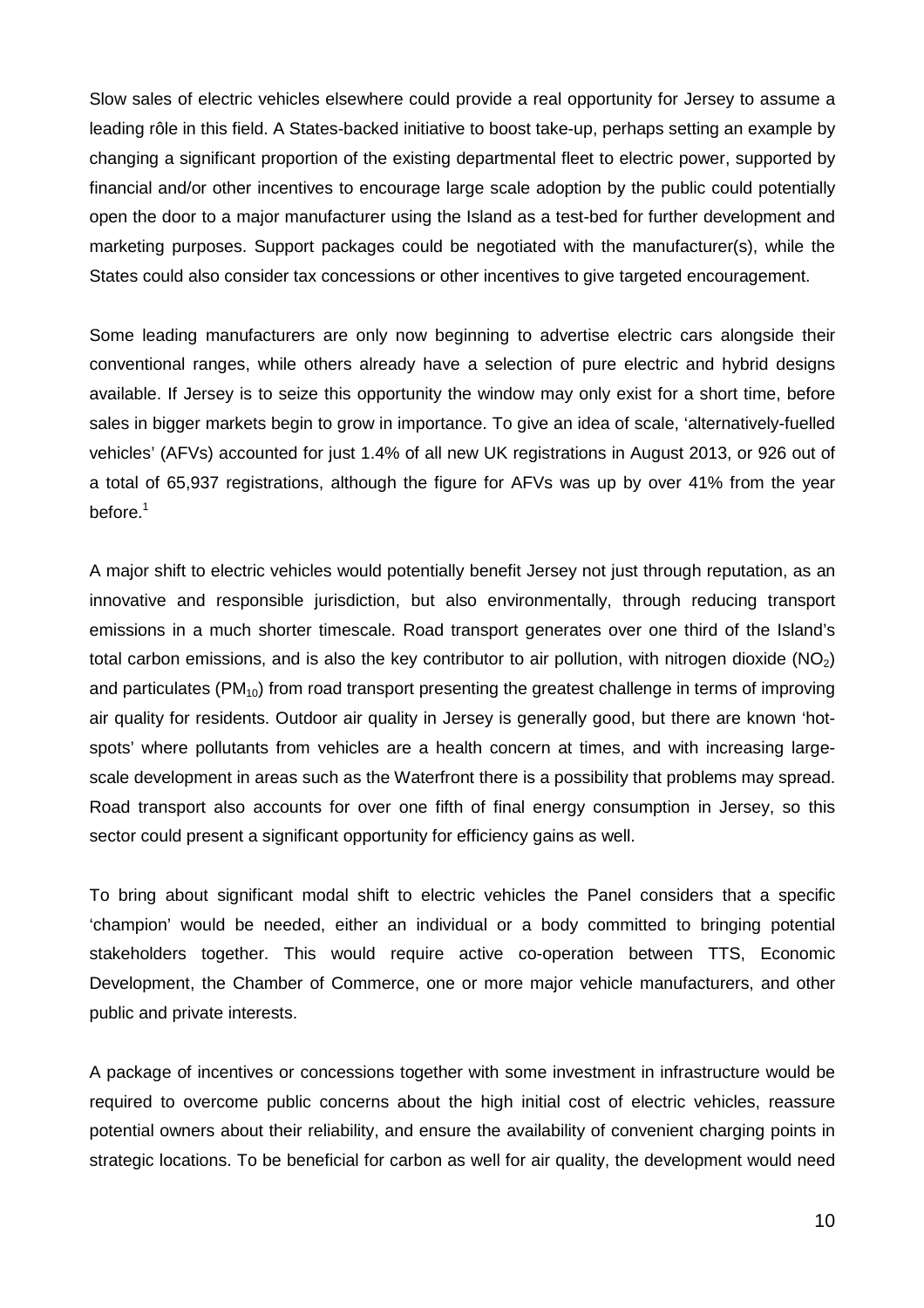Slow sales of electric vehicles elsewhere could provide a real opportunity for Jersey to assume a leading rôle in this field. A States-backed initiative to boost take-up, perhaps setting an example by changing a significant proportion of the existing departmental fleet to electric power, supported by financial and/or other incentives to encourage large scale adoption by the public could potentially open the door to a major manufacturer using the Island as a test-bed for further development and marketing purposes. Support packages could be negotiated with the manufacturer(s), while the States could also consider tax concessions or other incentives to give targeted encouragement.

Some leading manufacturers are only now beginning to advertise electric cars alongside their conventional ranges, while others already have a selection of pure electric and hybrid designs available. If Jersey is to seize this opportunity the window may only exist for a short time, before sales in bigger markets begin to grow in importance. To give an idea of scale, 'alternatively-fuelled vehicles' (AFVs) accounted for just 1.4% of all new UK registrations in August 2013, or 926 out of a total of 65,937 registrations, although the figure for AFVs was up by over 41% from the year before.[1]

A major shift to electric vehicles would potentially benefit Jersey not just through reputation, as an innovative and responsible jurisdiction, but also environmentally, through reducing transport emissions in a much shorter timescale. Road transport generates over one third of the Island's total carbon emissions, and is also the key contributor to air pollution, with nitrogen dioxide ($NO_2$) and particulates ($PM_{10}$) from road transport presenting the greatest challenge in terms of improving air quality for residents. Outdoor air quality in Jersey is generally good, but there are known 'hot-spots' where pollutants from vehicles are a health concern at times, and with increasing large-scale development in areas such as the Waterfront there is a possibility that problems may spread. Road transport also accounts for over one fifth of final energy consumption in Jersey, so this sector could present a significant opportunity for efficiency gains as well.

To bring about significant modal shift to electric vehicles the Panel considers that a specific 'champion' would be needed, either an individual or a body committed to bringing potential stakeholders together. This would require active co-operation between TTS, Economic Development, the Chamber of Commerce, one or more major vehicle manufacturers, and other public and private interests.

A package of incentives or concessions together with some investment in infrastructure would be required to overcome public concerns about the high initial cost of electric vehicles, reassure potential owners about their reliability, and ensure the availability of convenient charging points in strategic locations. To be beneficial for carbon as well for air quality, the development would need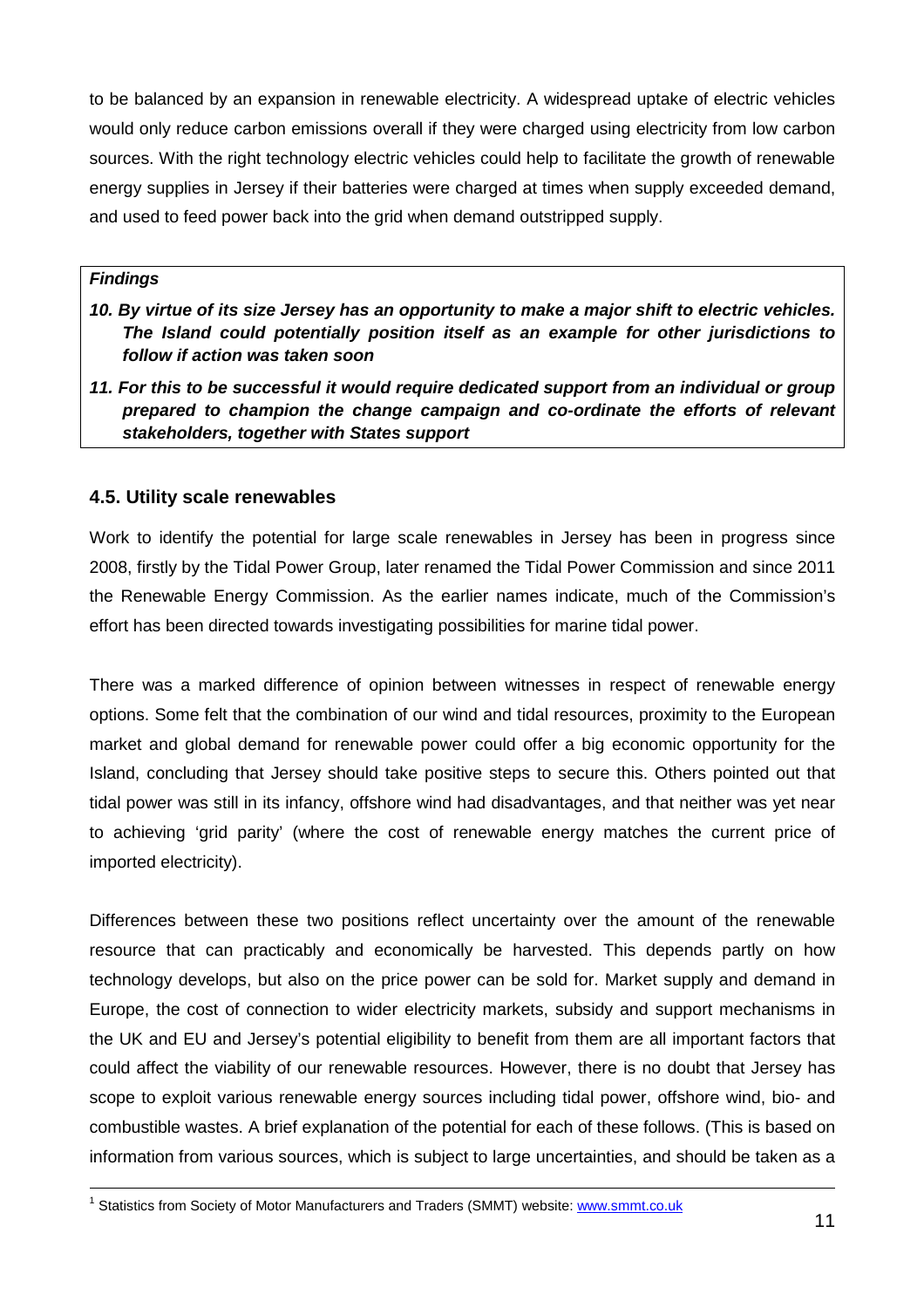to be balanced by an expansion in renewable electricity. A widespread uptake of electric vehicles would only reduce carbon emissions overall if they were charged using electricity from low carbon sources. With the right technology electric vehicles could help to facilitate the growth of renewable energy supplies in Jersey if their batteries were charged at times when supply exceeded demand, and used to feed power back into the grid when demand outstripped supply.

***Findings***

***10. By virtue of its size Jersey has an opportunity to make a major shift to electric vehicles. The Island could potentially position itself as an example for other jurisdictions to follow if action was taken soon***

***11. For this to be successful it would require dedicated support from an individual or group prepared to champion the change campaign and co-ordinate the efforts of relevant stakeholders, together with States support***

### 4.5. Utility scale renewables

Work to identify the potential for large scale renewables in Jersey has been in progress since 2008, firstly by the Tidal Power Group, later renamed the Tidal Power Commission and since 2011 the Renewable Energy Commission. As the earlier names indicate, much of the Commission's effort has been directed towards investigating possibilities for marine tidal power.

There was a marked difference of opinion between witnesses in respect of renewable energy options. Some felt that the combination of our wind and tidal resources, proximity to the European market and global demand for renewable power could offer a big economic opportunity for the Island, concluding that Jersey should take positive steps to secure this. Others pointed out that tidal power was still in its infancy, offshore wind had disadvantages, and that neither was yet near to achieving 'grid parity' (where the cost of renewable energy matches the current price of imported electricity).

Differences between these two positions reflect uncertainty over the amount of the renewable resource that can practicably and economically be harvested. This depends partly on how technology develops, but also on the price power can be sold for. Market supply and demand in Europe, the cost of connection to wider electricity markets, subsidy and support mechanisms in the UK and EU and Jersey's potential eligibility to benefit from them are all important factors that could affect the viability of our renewable resources. However, there is no doubt that Jersey has scope to exploit various renewable energy sources including tidal power, offshore wind, bio- and combustible wastes. A brief explanation of the potential for each of these follows. (This is based on information from various sources, which is subject to large uncertainties, and should be taken as a

[1] Statistics from Society of Motor Manufacturers and Traders (SMMT) website: www.smmt.co.uk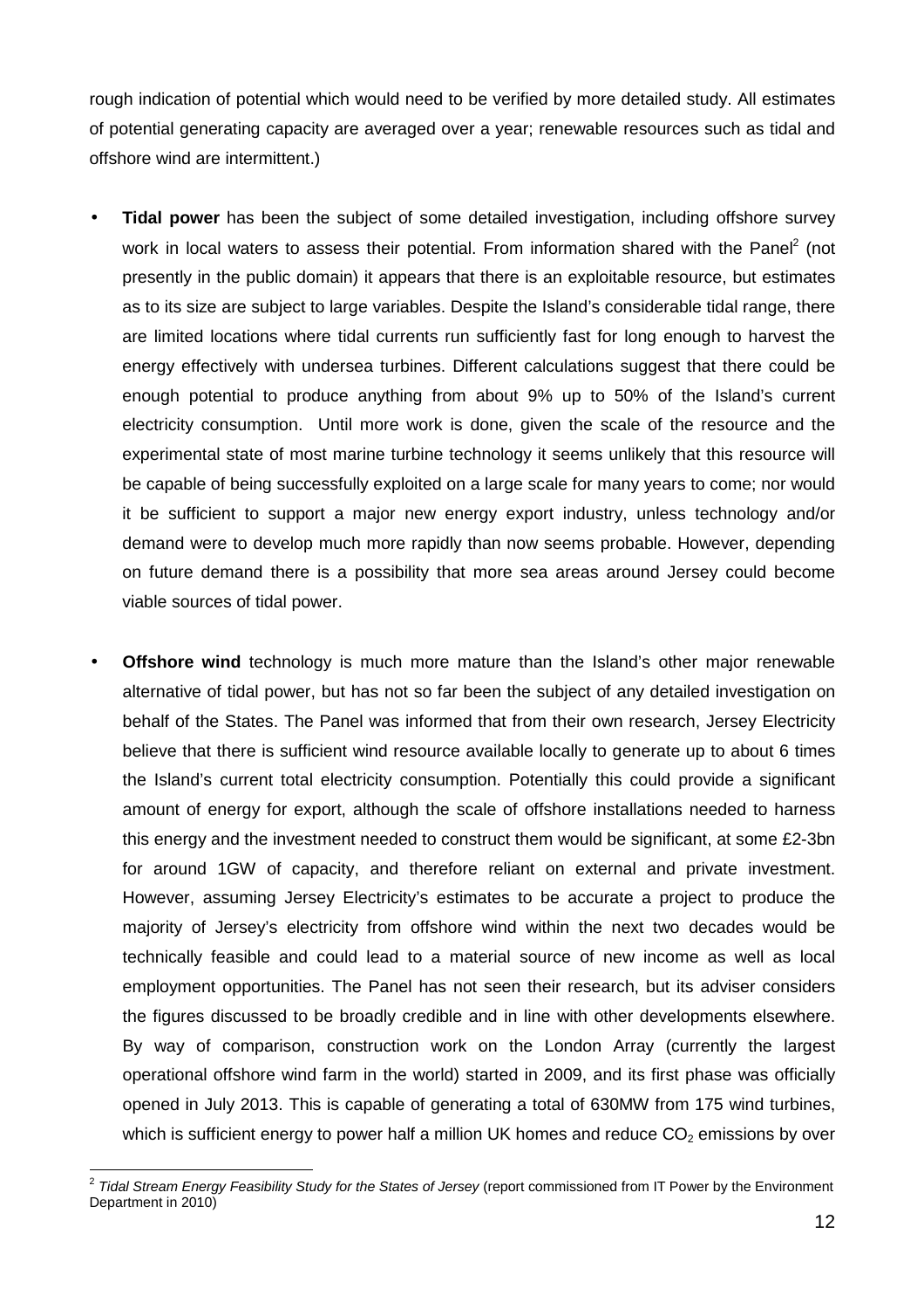rough indication of potential which would need to be verified by more detailed study. All estimates of potential generating capacity are averaged over a year; renewable resources such as tidal and offshore wind are intermittent.)

- **Tidal power** has been the subject of some detailed investigation, including offshore survey work in local waters to assess their potential. From information shared with the Panel[2] (not presently in the public domain) it appears that there is an exploitable resource, but estimates as to its size are subject to large variables. Despite the Island's considerable tidal range, there are limited locations where tidal currents run sufficiently fast for long enough to harvest the energy effectively with undersea turbines. Different calculations suggest that there could be enough potential to produce anything from about 9% up to 50% of the Island's current electricity consumption. Until more work is done, given the scale of the resource and the experimental state of most marine turbine technology it seems unlikely that this resource will be capable of being successfully exploited on a large scale for many years to come; nor would it be sufficient to support a major new energy export industry, unless technology and/or demand were to develop much more rapidly than now seems probable. However, depending on future demand there is a possibility that more sea areas around Jersey could become viable sources of tidal power.

- **Offshore wind** technology is much more mature than the Island's other major renewable alternative of tidal power, but has not so far been the subject of any detailed investigation on behalf of the States. The Panel was informed that from their own research, Jersey Electricity believe that there is sufficient wind resource available locally to generate up to about 6 times the Island's current total electricity consumption. Potentially this could provide a significant amount of energy for export, although the scale of offshore installations needed to harness this energy and the investment needed to construct them would be significant, at some £2-3bn for around 1GW of capacity, and therefore reliant on external and private investment. However, assuming Jersey Electricity's estimates to be accurate a project to produce the majority of Jersey's electricity from offshore wind within the next two decades would be technically feasible and could lead to a material source of new income as well as local employment opportunities. The Panel has not seen their research, but its adviser considers the figures discussed to be broadly credible and in line with other developments elsewhere. By way of comparison, construction work on the London Array (currently the largest operational offshore wind farm in the world) started in 2009, and its first phase was officially opened in July 2013. This is capable of generating a total of 630MW from 175 wind turbines, which is sufficient energy to power half a million UK homes and reduce $CO_2$ emissions by over

[2] *Tidal Stream Energy Feasibility Study for the States of Jersey* (report commissioned from IT Power by the Environment Department in 2010)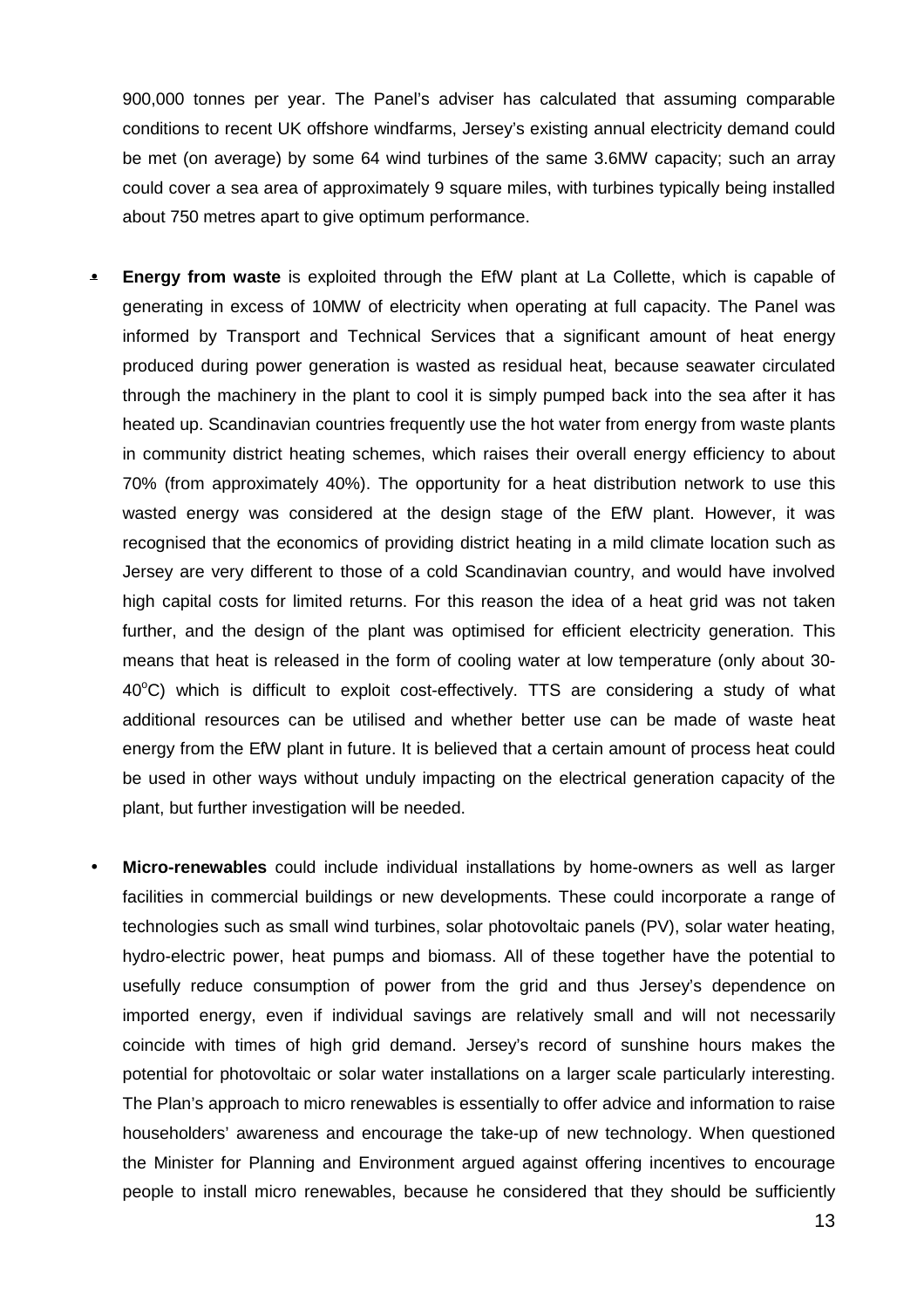900,000 tonnes per year. The Panel's adviser has calculated that assuming comparable conditions to recent UK offshore windfarms, Jersey's existing annual electricity demand could be met (on average) by some 64 wind turbines of the same 3.6MW capacity; such an array could cover a sea area of approximately 9 square miles, with turbines typically being installed about 750 metres apart to give optimum performance.

- **Energy from waste** is exploited through the EfW plant at La Collette, which is capable of generating in excess of 10MW of electricity when operating at full capacity. The Panel was informed by Transport and Technical Services that a significant amount of heat energy produced during power generation is wasted as residual heat, because seawater circulated through the machinery in the plant to cool it is simply pumped back into the sea after it has heated up. Scandinavian countries frequently use the hot water from energy from waste plants in community district heating schemes, which raises their overall energy efficiency to about 70% (from approximately 40%). The opportunity for a heat distribution network to use this wasted energy was considered at the design stage of the EfW plant. However, it was recognised that the economics of providing district heating in a mild climate location such as Jersey are very different to those of a cold Scandinavian country, and would have involved high capital costs for limited returns. For this reason the idea of a heat grid was not taken further, and the design of the plant was optimised for efficient electricity generation. This means that heat is released in the form of cooling water at low temperature (only about 30-40°C) which is difficult to exploit cost-effectively. TTS are considering a study of what additional resources can be utilised and whether better use can be made of waste heat energy from the EfW plant in future. It is believed that a certain amount of process heat could be used in other ways without unduly impacting on the electrical generation capacity of the plant, but further investigation will be needed.

- **Micro-renewables** could include individual installations by home-owners as well as larger facilities in commercial buildings or new developments. These could incorporate a range of technologies such as small wind turbines, solar photovoltaic panels (PV), solar water heating, hydro-electric power, heat pumps and biomass. All of these together have the potential to usefully reduce consumption of power from the grid and thus Jersey's dependence on imported energy, even if individual savings are relatively small and will not necessarily coincide with times of high grid demand. Jersey's record of sunshine hours makes the potential for photovoltaic or solar water installations on a larger scale particularly interesting. The Plan's approach to micro renewables is essentially to offer advice and information to raise householders' awareness and encourage the take-up of new technology. When questioned the Minister for Planning and Environment argued against offering incentives to encourage people to install micro renewables, because he considered that they should be sufficiently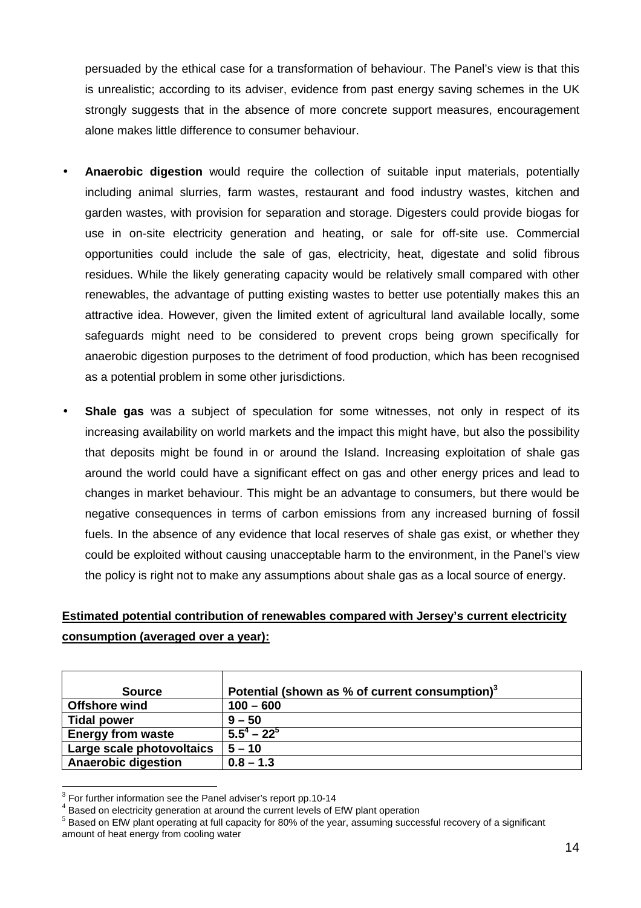persuaded by the ethical case for a transformation of behaviour. The Panel's view is that this is unrealistic; according to its adviser, evidence from past energy saving schemes in the UK strongly suggests that in the absence of more concrete support measures, encouragement alone makes little difference to consumer behaviour.

- **Anaerobic digestion** would require the collection of suitable input materials, potentially including animal slurries, farm wastes, restaurant and food industry wastes, kitchen and garden wastes, with provision for separation and storage. Digesters could provide biogas for use in on-site electricity generation and heating, or sale for off-site use. Commercial opportunities could include the sale of gas, electricity, heat, digestate and solid fibrous residues. While the likely generating capacity would be relatively small compared with other renewables, the advantage of putting existing wastes to better use potentially makes this an attractive idea. However, given the limited extent of agricultural land available locally, some safeguards might need to be considered to prevent crops being grown specifically for anaerobic digestion purposes to the detriment of food production, which has been recognised as a potential problem in some other jurisdictions.

- **Shale gas** was a subject of speculation for some witnesses, not only in respect of its increasing availability on world markets and the impact this might have, but also the possibility that deposits might be found in or around the Island. Increasing exploitation of shale gas around the world could have a significant effect on gas and other energy prices and lead to changes in market behaviour. This might be an advantage to consumers, but there would be negative consequences in terms of carbon emissions from any increased burning of fossil fuels. In the absence of any evidence that local reserves of shale gas exist, or whether they could be exploited without causing unacceptable harm to the environment, in the Panel's view the policy is right not to make any assumptions about shale gas as a local source of energy.

**Estimated potential contribution of renewables compared with Jersey's current electricity consumption (averaged over a year):**

| Source | Potential (shown as % of current consumption)[3] |
|---|---|
| **Offshore wind** | **100 – 600** |
| **Tidal power** | **9 – 50** |
| **Energy from waste** | **5.5[4] – 22[5]** |
| **Large scale photovoltaics** | **5 – 10** |
| **Anaerobic digestion** | **0.8 – 1.3** |

[3] For further information see the Panel adviser's report pp.10-14

[4] Based on electricity generation at around the current levels of EfW plant operation

[5] Based on EfW plant operating at full capacity for 80% of the year, assuming successful recovery of a significant amount of heat energy from cooling water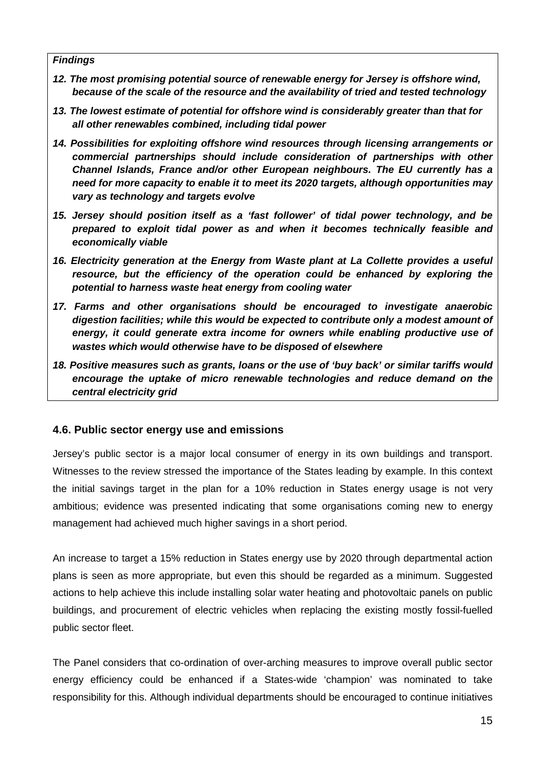***Findings***

***12. The most promising potential source of renewable energy for Jersey is offshore wind, because of the scale of the resource and the availability of tried and tested technology***

***13. The lowest estimate of potential for offshore wind is considerably greater than that for all other renewables combined, including tidal power***

***14. Possibilities for exploiting offshore wind resources through licensing arrangements or commercial partnerships should include consideration of partnerships with other Channel Islands, France and/or other European neighbours. The EU currently has a need for more capacity to enable it to meet its 2020 targets, although opportunities may vary as technology and targets evolve***

***15. Jersey should position itself as a 'fast follower' of tidal power technology, and be prepared to exploit tidal power as and when it becomes technically feasible and economically viable***

***16. Electricity generation at the Energy from Waste plant at La Collette provides a useful resource, but the efficiency of the operation could be enhanced by exploring the potential to harness waste heat energy from cooling water***

***17. Farms and other organisations should be encouraged to investigate anaerobic digestion facilities; while this would be expected to contribute only a modest amount of energy, it could generate extra income for owners while enabling productive use of wastes which would otherwise have to be disposed of elsewhere***

***18. Positive measures such as grants, loans or the use of 'buy back' or similar tariffs would encourage the uptake of micro renewable technologies and reduce demand on the central electricity grid***

### 4.6. Public sector energy use and emissions

Jersey's public sector is a major local consumer of energy in its own buildings and transport. Witnesses to the review stressed the importance of the States leading by example. In this context the initial savings target in the plan for a 10% reduction in States energy usage is not very ambitious; evidence was presented indicating that some organisations coming new to energy management had achieved much higher savings in a short period.

An increase to target a 15% reduction in States energy use by 2020 through departmental action plans is seen as more appropriate, but even this should be regarded as a minimum. Suggested actions to help achieve this include installing solar water heating and photovoltaic panels on public buildings, and procurement of electric vehicles when replacing the existing mostly fossil-fuelled public sector fleet.

The Panel considers that co-ordination of over-arching measures to improve overall public sector energy efficiency could be enhanced if a States-wide 'champion' was nominated to take responsibility for this. Although individual departments should be encouraged to continue initiatives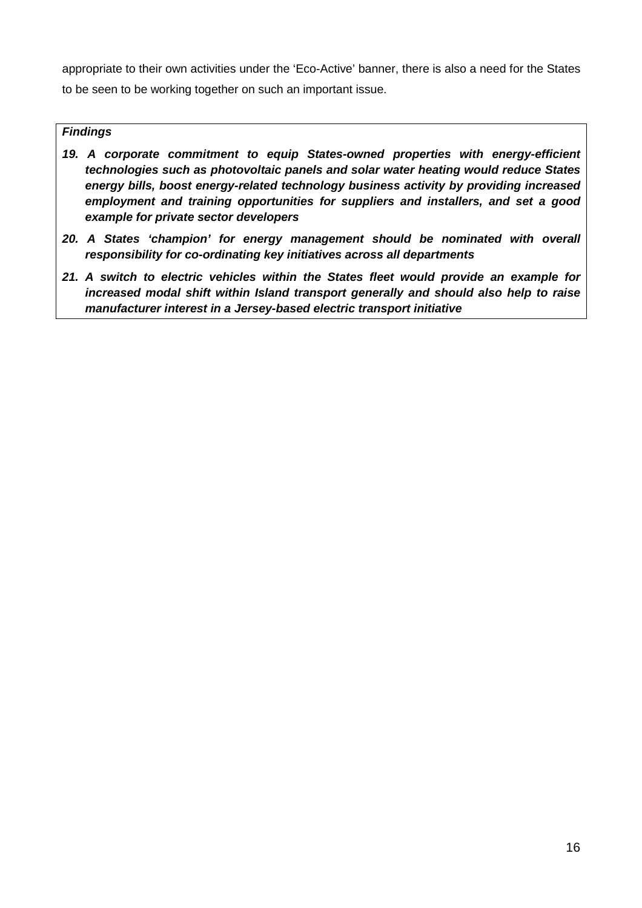appropriate to their own activities under the 'Eco-Active' banner, there is also a need for the States to be seen to be working together on such an important issue.

***Findings***

19. ***A corporate commitment to equip States-owned properties with energy-efficient technologies such as photovoltaic panels and solar water heating would reduce States energy bills, boost energy-related technology business activity by providing increased employment and training opportunities for suppliers and installers, and set a good example for private sector developers***
20. ***A States 'champion' for energy management should be nominated with overall responsibility for co-ordinating key initiatives across all departments***
21. ***A switch to electric vehicles within the States fleet would provide an example for increased modal shift within Island transport generally and should also help to raise manufacturer interest in a Jersey-based electric transport initiative***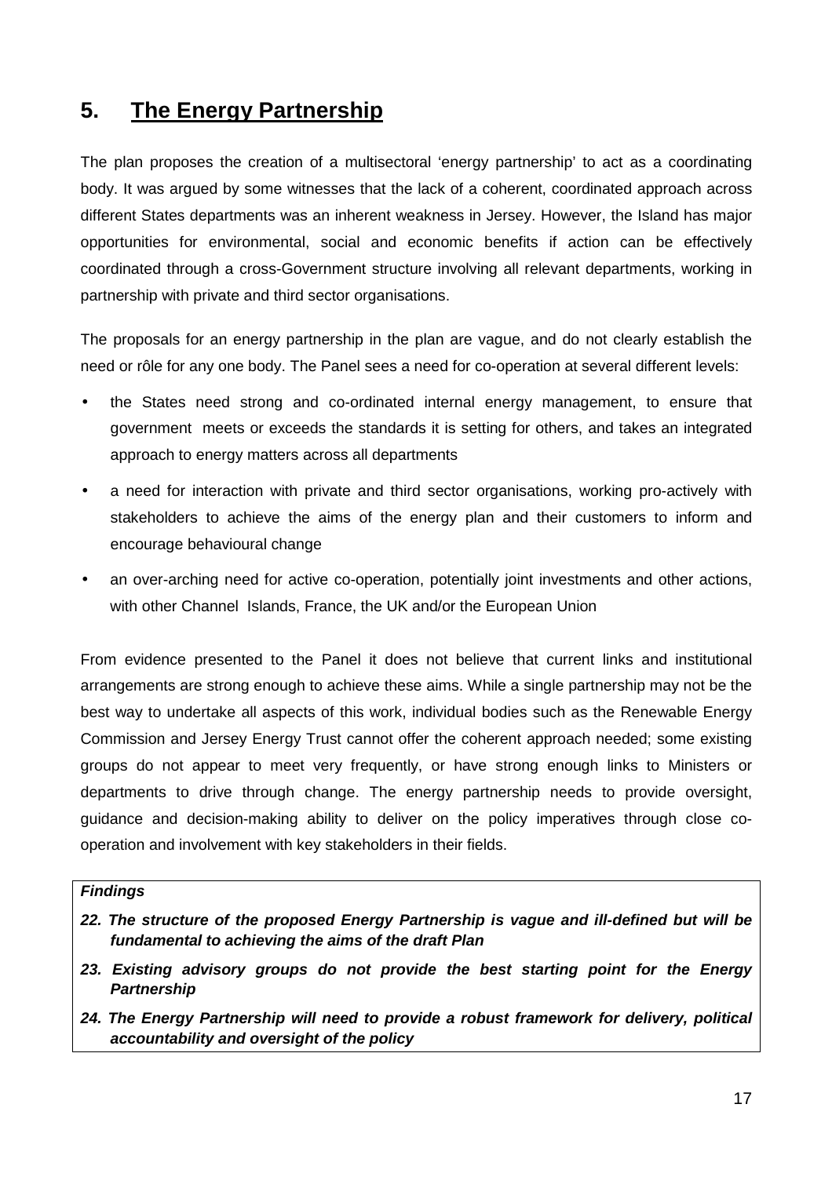## 5. The Energy Partnership

The plan proposes the creation of a multisectoral 'energy partnership' to act as a coordinating body. It was argued by some witnesses that the lack of a coherent, coordinated approach across different States departments was an inherent weakness in Jersey. However, the Island has major opportunities for environmental, social and economic benefits if action can be effectively coordinated through a cross-Government structure involving all relevant departments, working in partnership with private and third sector organisations.

The proposals for an energy partnership in the plan are vague, and do not clearly establish the need or rôle for any one body. The Panel sees a need for co-operation at several different levels:

- the States need strong and co-ordinated internal energy management, to ensure that government meets or exceeds the standards it is setting for others, and takes an integrated approach to energy matters across all departments
- a need for interaction with private and third sector organisations, working pro-actively with stakeholders to achieve the aims of the energy plan and their customers to inform and encourage behavioural change
- an over-arching need for active co-operation, potentially joint investments and other actions, with other Channel Islands, France, the UK and/or the European Union

From evidence presented to the Panel it does not believe that current links and institutional arrangements are strong enough to achieve these aims. While a single partnership may not be the best way to undertake all aspects of this work, individual bodies such as the Renewable Energy Commission and Jersey Energy Trust cannot offer the coherent approach needed; some existing groups do not appear to meet very frequently, or have strong enough links to Ministers or departments to drive through change. The energy partnership needs to provide oversight, guidance and decision-making ability to deliver on the policy imperatives through close co-operation and involvement with key stakeholders in their fields.

***Findings***

***22. The structure of the proposed Energy Partnership is vague and ill-defined but will be fundamental to achieving the aims of the draft Plan***

***23. Existing advisory groups do not provide the best starting point for the Energy Partnership***

***24. The Energy Partnership will need to provide a robust framework for delivery, political accountability and oversight of the policy***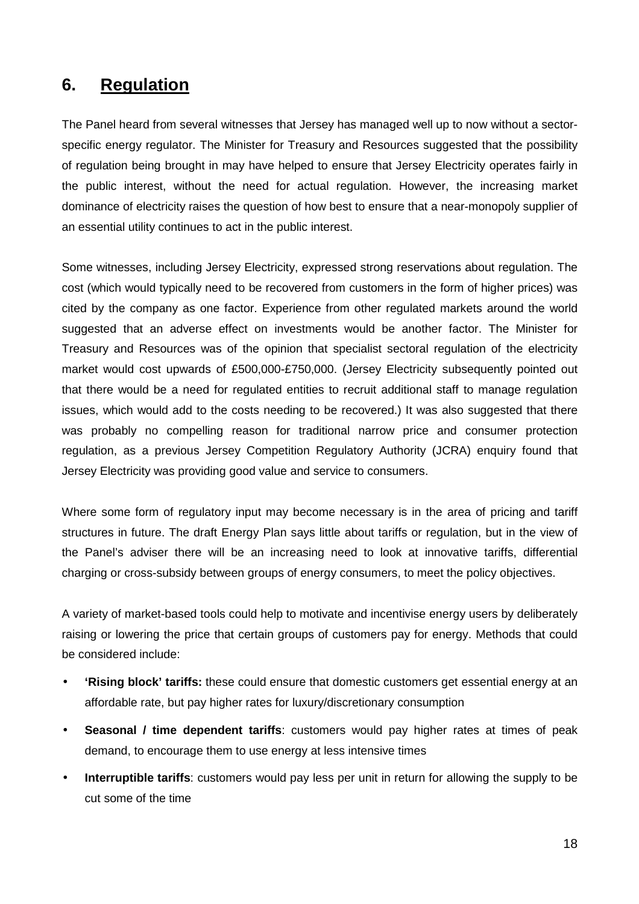## 6. Regulation

The Panel heard from several witnesses that Jersey has managed well up to now without a sector-specific energy regulator. The Minister for Treasury and Resources suggested that the possibility of regulation being brought in may have helped to ensure that Jersey Electricity operates fairly in the public interest, without the need for actual regulation. However, the increasing market dominance of electricity raises the question of how best to ensure that a near-monopoly supplier of an essential utility continues to act in the public interest.

Some witnesses, including Jersey Electricity, expressed strong reservations about regulation. The cost (which would typically need to be recovered from customers in the form of higher prices) was cited by the company as one factor. Experience from other regulated markets around the world suggested that an adverse effect on investments would be another factor. The Minister for Treasury and Resources was of the opinion that specialist sectoral regulation of the electricity market would cost upwards of £500,000-£750,000. (Jersey Electricity subsequently pointed out that there would be a need for regulated entities to recruit additional staff to manage regulation issues, which would add to the costs needing to be recovered.) It was also suggested that there was probably no compelling reason for traditional narrow price and consumer protection regulation, as a previous Jersey Competition Regulatory Authority (JCRA) enquiry found that Jersey Electricity was providing good value and service to consumers.

Where some form of regulatory input may become necessary is in the area of pricing and tariff structures in future. The draft Energy Plan says little about tariffs or regulation, but in the view of the Panel's adviser there will be an increasing need to look at innovative tariffs, differential charging or cross-subsidy between groups of energy consumers, to meet the policy objectives.

A variety of market-based tools could help to motivate and incentivise energy users by deliberately raising or lowering the price that certain groups of customers pay for energy. Methods that could be considered include:

- **'Rising block' tariffs:** these could ensure that domestic customers get essential energy at an affordable rate, but pay higher rates for luxury/discretionary consumption
- **Seasonal / time dependent tariffs**: customers would pay higher rates at times of peak demand, to encourage them to use energy at less intensive times
- **Interruptible tariffs**: customers would pay less per unit in return for allowing the supply to be cut some of the time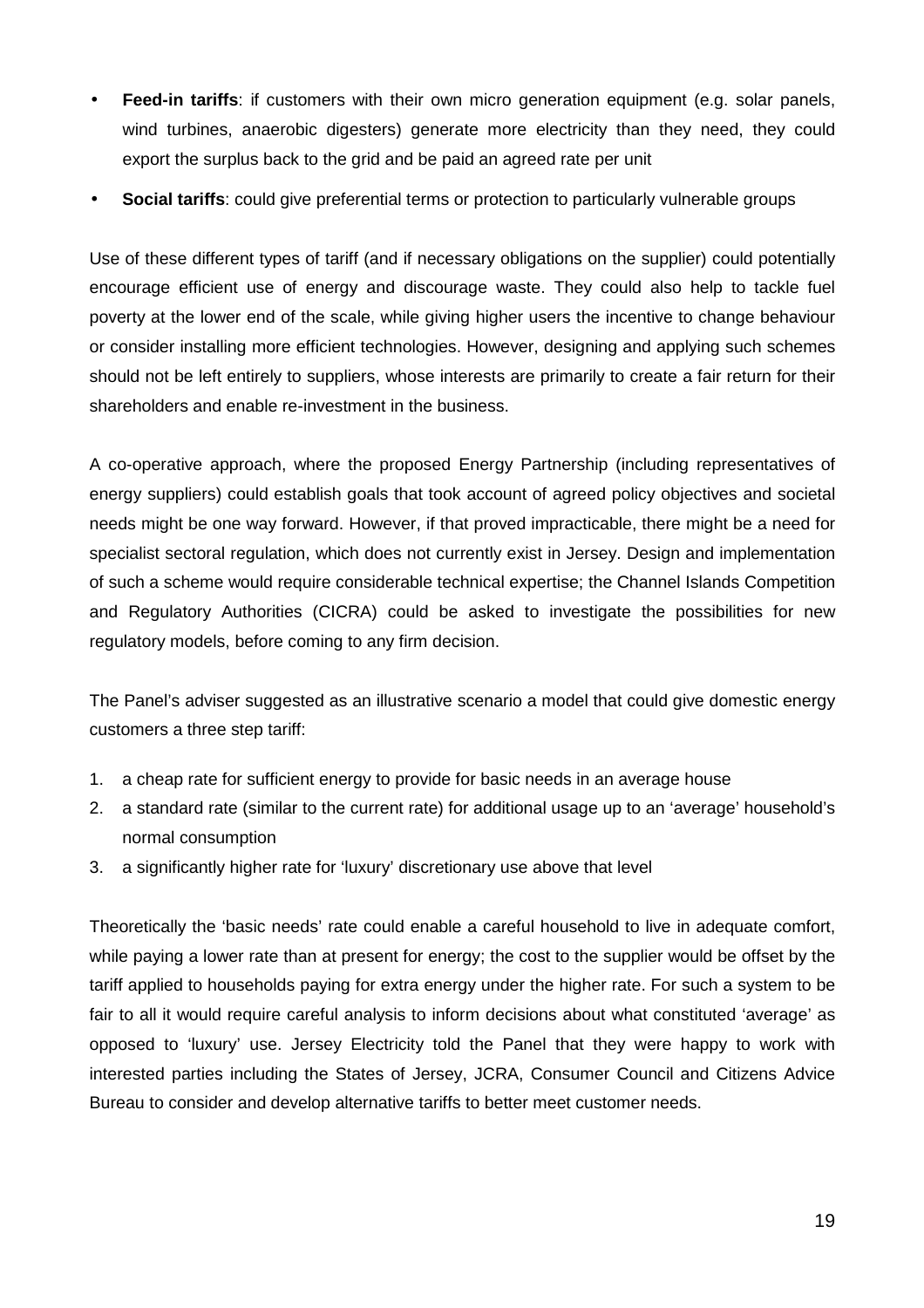- **Feed-in tariffs**: if customers with their own micro generation equipment (e.g. solar panels, wind turbines, anaerobic digesters) generate more electricity than they need, they could export the surplus back to the grid and be paid an agreed rate per unit
- **Social tariffs**: could give preferential terms or protection to particularly vulnerable groups

Use of these different types of tariff (and if necessary obligations on the supplier) could potentially encourage efficient use of energy and discourage waste. They could also help to tackle fuel poverty at the lower end of the scale, while giving higher users the incentive to change behaviour or consider installing more efficient technologies. However, designing and applying such schemes should not be left entirely to suppliers, whose interests are primarily to create a fair return for their shareholders and enable re-investment in the business.

A co-operative approach, where the proposed Energy Partnership (including representatives of energy suppliers) could establish goals that took account of agreed policy objectives and societal needs might be one way forward. However, if that proved impracticable, there might be a need for specialist sectoral regulation, which does not currently exist in Jersey. Design and implementation of such a scheme would require considerable technical expertise; the Channel Islands Competition and Regulatory Authorities (CICRA) could be asked to investigate the possibilities for new regulatory models, before coming to any firm decision.

The Panel's adviser suggested as an illustrative scenario a model that could give domestic energy customers a three step tariff:

1. a cheap rate for sufficient energy to provide for basic needs in an average house
2. a standard rate (similar to the current rate) for additional usage up to an 'average' household's normal consumption
3. a significantly higher rate for 'luxury' discretionary use above that level

Theoretically the 'basic needs' rate could enable a careful household to live in adequate comfort, while paying a lower rate than at present for energy; the cost to the supplier would be offset by the tariff applied to households paying for extra energy under the higher rate. For such a system to be fair to all it would require careful analysis to inform decisions about what constituted 'average' as opposed to 'luxury' use. Jersey Electricity told the Panel that they were happy to work with interested parties including the States of Jersey, JCRA, Consumer Council and Citizens Advice Bureau to consider and develop alternative tariffs to better meet customer needs.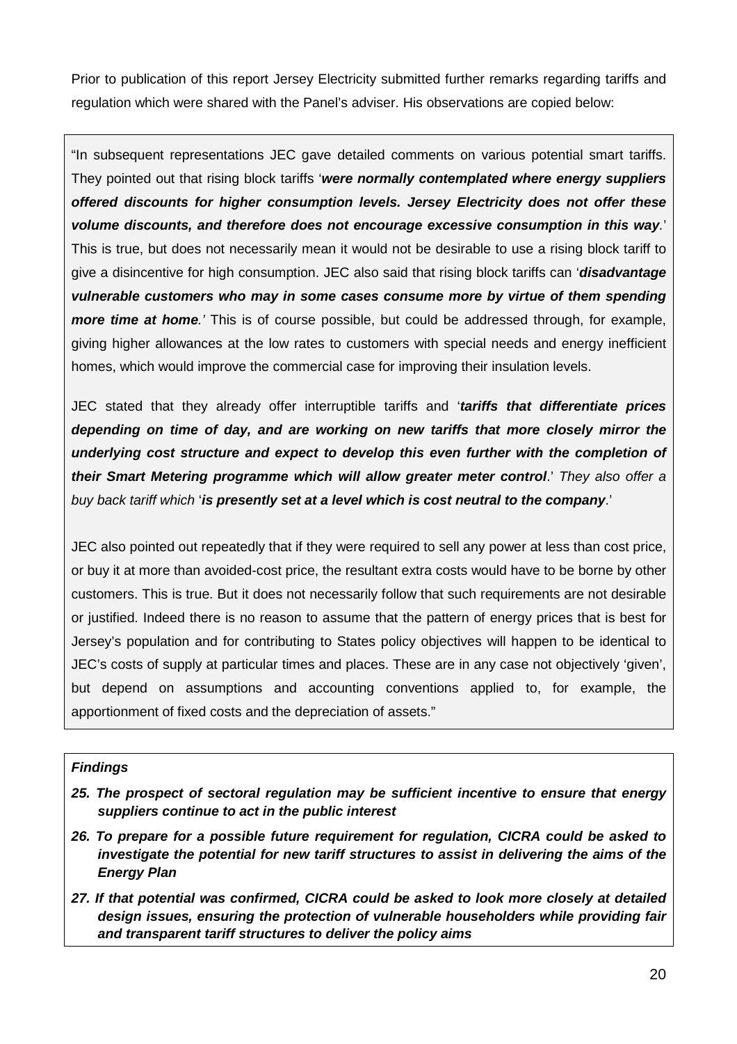Prior to publication of this report Jersey Electricity submitted further remarks regarding tariffs and regulation which were shared with the Panel's adviser. His observations are copied below:

> "In subsequent representations JEC gave detailed comments on various potential smart tariffs. They pointed out that rising block tariffs '***were normally contemplated where energy suppliers offered discounts for higher consumption levels. Jersey Electricity does not offer these volume discounts, and therefore does not encourage excessive consumption in this way***.' This is true, but does not necessarily mean it would not be desirable to use a rising block tariff to give a disincentive for high consumption. JEC also said that rising block tariffs can '***disadvantage vulnerable customers who may in some cases consume more by virtue of them spending more time at home****.'* This is of course possible, but could be addressed through, for example, giving higher allowances at the low rates to customers with special needs and energy inefficient homes, which would improve the commercial case for improving their insulation levels.
>
> JEC stated that they already offer interruptible tariffs and '***tariffs that differentiate prices depending on time of day, and are working on new tariffs that more closely mirror the underlying cost structure and expect to develop this even further with the completion of their Smart Metering programme which will allow greater meter control***.' *They also offer a buy back tariff which* '***is presently set at a level which is cost neutral to the company***.'
>
> JEC also pointed out repeatedly that if they were required to sell any power at less than cost price, or buy it at more than avoided-cost price, the resultant extra costs would have to be borne by other customers. This is true. But it does not necessarily follow that such requirements are not desirable or justified. Indeed there is no reason to assume that the pattern of energy prices that is best for Jersey's population and for contributing to States policy objectives will happen to be identical to JEC's costs of supply at particular times and places. These are in any case not objectively 'given', but depend on assumptions and accounting conventions applied to, for example, the apportionment of fixed costs and the depreciation of assets."

***Findings***

***25. The prospect of sectoral regulation may be sufficient incentive to ensure that energy suppliers continue to act in the public interest***

***26. To prepare for a possible future requirement for regulation, CICRA could be asked to investigate the potential for new tariff structures to assist in delivering the aims of the Energy Plan***

***27. If that potential was confirmed, CICRA could be asked to look more closely at detailed design issues, ensuring the protection of vulnerable householders while providing fair and transparent tariff structures to deliver the policy aims***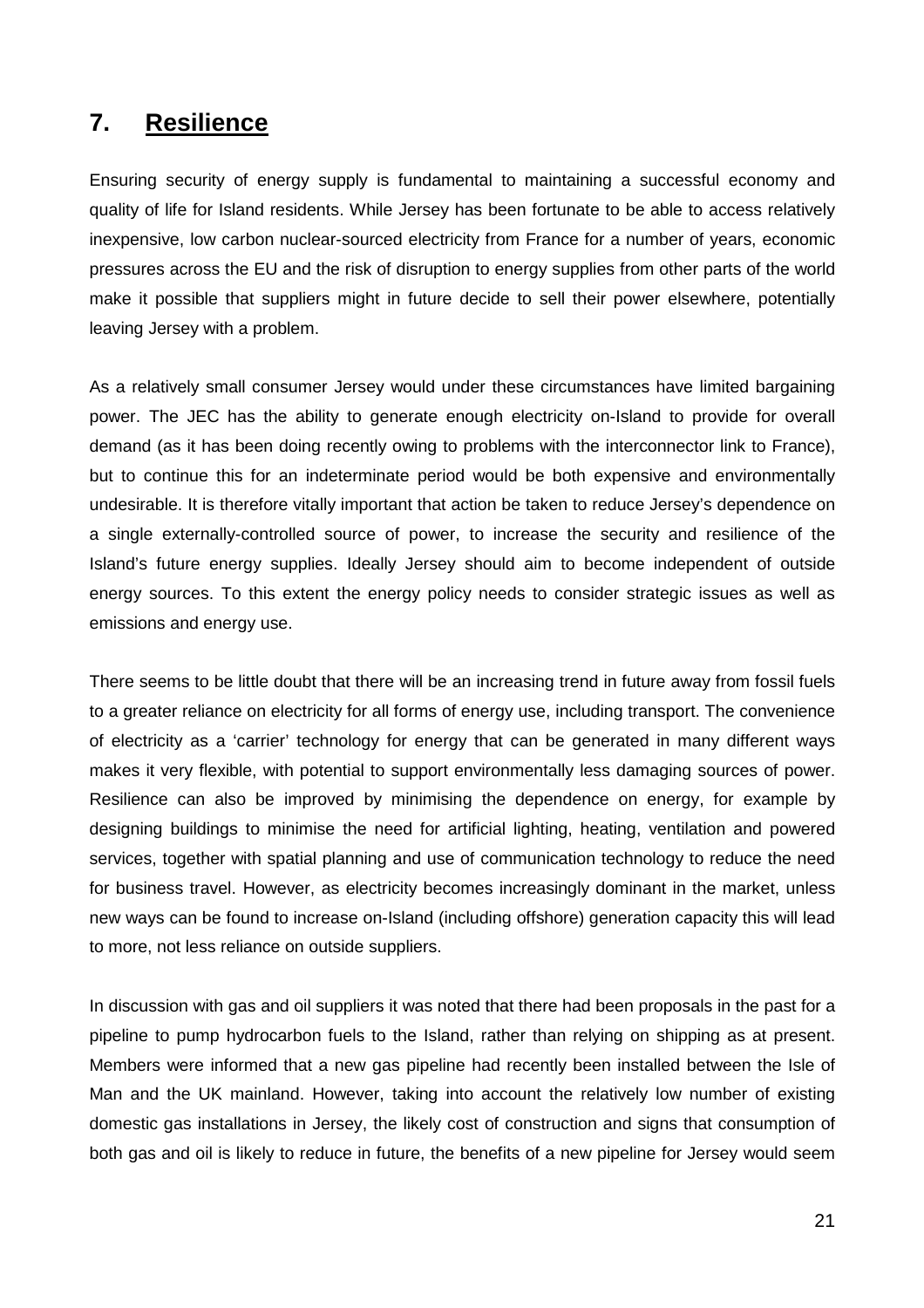## 7. Resilience

Ensuring security of energy supply is fundamental to maintaining a successful economy and quality of life for Island residents. While Jersey has been fortunate to be able to access relatively inexpensive, low carbon nuclear-sourced electricity from France for a number of years, economic pressures across the EU and the risk of disruption to energy supplies from other parts of the world make it possible that suppliers might in future decide to sell their power elsewhere, potentially leaving Jersey with a problem.

As a relatively small consumer Jersey would under these circumstances have limited bargaining power. The JEC has the ability to generate enough electricity on-Island to provide for overall demand (as it has been doing recently owing to problems with the interconnector link to France), but to continue this for an indeterminate period would be both expensive and environmentally undesirable. It is therefore vitally important that action be taken to reduce Jersey's dependence on a single externally-controlled source of power, to increase the security and resilience of the Island's future energy supplies. Ideally Jersey should aim to become independent of outside energy sources. To this extent the energy policy needs to consider strategic issues as well as emissions and energy use.

There seems to be little doubt that there will be an increasing trend in future away from fossil fuels to a greater reliance on electricity for all forms of energy use, including transport. The convenience of electricity as a 'carrier' technology for energy that can be generated in many different ways makes it very flexible, with potential to support environmentally less damaging sources of power. Resilience can also be improved by minimising the dependence on energy, for example by designing buildings to minimise the need for artificial lighting, heating, ventilation and powered services, together with spatial planning and use of communication technology to reduce the need for business travel. However, as electricity becomes increasingly dominant in the market, unless new ways can be found to increase on-Island (including offshore) generation capacity this will lead to more, not less reliance on outside suppliers.

In discussion with gas and oil suppliers it was noted that there had been proposals in the past for a pipeline to pump hydrocarbon fuels to the Island, rather than relying on shipping as at present. Members were informed that a new gas pipeline had recently been installed between the Isle of Man and the UK mainland. However, taking into account the relatively low number of existing domestic gas installations in Jersey, the likely cost of construction and signs that consumption of both gas and oil is likely to reduce in future, the benefits of a new pipeline for Jersey would seem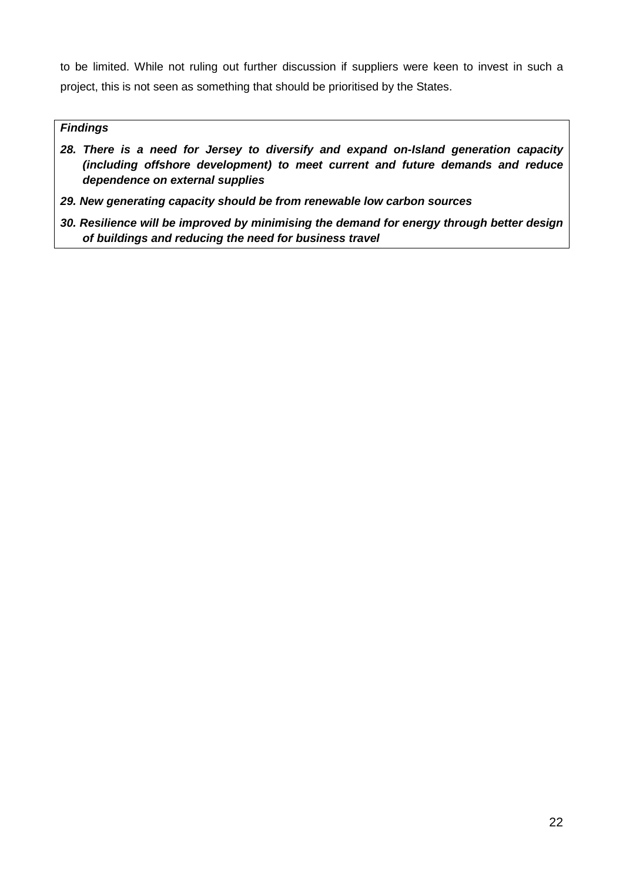to be limited. While not ruling out further discussion if suppliers were keen to invest in such a project, this is not seen as something that should be prioritised by the States.

***Findings***

***28. There is a need for Jersey to diversify and expand on-Island generation capacity (including offshore development) to meet current and future demands and reduce dependence on external supplies***

***29. New generating capacity should be from renewable low carbon sources***

***30. Resilience will be improved by minimising the demand for energy through better design of buildings and reducing the need for business travel***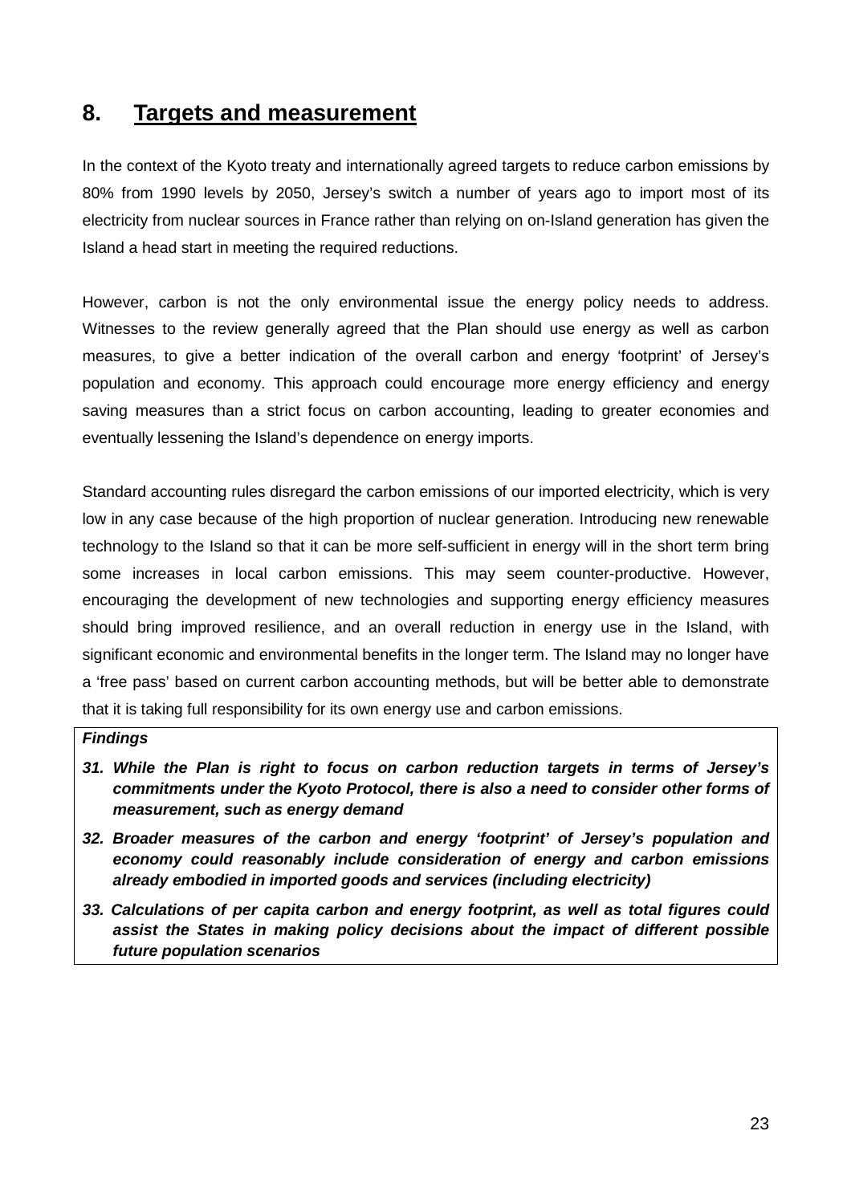## 8. Targets and measurement

In the context of the Kyoto treaty and internationally agreed targets to reduce carbon emissions by 80% from 1990 levels by 2050, Jersey's switch a number of years ago to import most of its electricity from nuclear sources in France rather than relying on on-Island generation has given the Island a head start in meeting the required reductions.

However, carbon is not the only environmental issue the energy policy needs to address. Witnesses to the review generally agreed that the Plan should use energy as well as carbon measures, to give a better indication of the overall carbon and energy 'footprint' of Jersey's population and economy. This approach could encourage more energy efficiency and energy saving measures than a strict focus on carbon accounting, leading to greater economies and eventually lessening the Island's dependence on energy imports.

Standard accounting rules disregard the carbon emissions of our imported electricity, which is very low in any case because of the high proportion of nuclear generation. Introducing new renewable technology to the Island so that it can be more self-sufficient in energy will in the short term bring some increases in local carbon emissions. This may seem counter-productive. However, encouraging the development of new technologies and supporting energy efficiency measures should bring improved resilience, and an overall reduction in energy use in the Island, with significant economic and environmental benefits in the longer term. The Island may no longer have a 'free pass' based on current carbon accounting methods, but will be better able to demonstrate that it is taking full responsibility for its own energy use and carbon emissions.

***Findings***

***31. While the Plan is right to focus on carbon reduction targets in terms of Jersey's commitments under the Kyoto Protocol, there is also a need to consider other forms of measurement, such as energy demand***

***32. Broader measures of the carbon and energy 'footprint' of Jersey's population and economy could reasonably include consideration of energy and carbon emissions already embodied in imported goods and services (including electricity)***

***33. Calculations of per capita carbon and energy footprint, as well as total figures could assist the States in making policy decisions about the impact of different possible future population scenarios***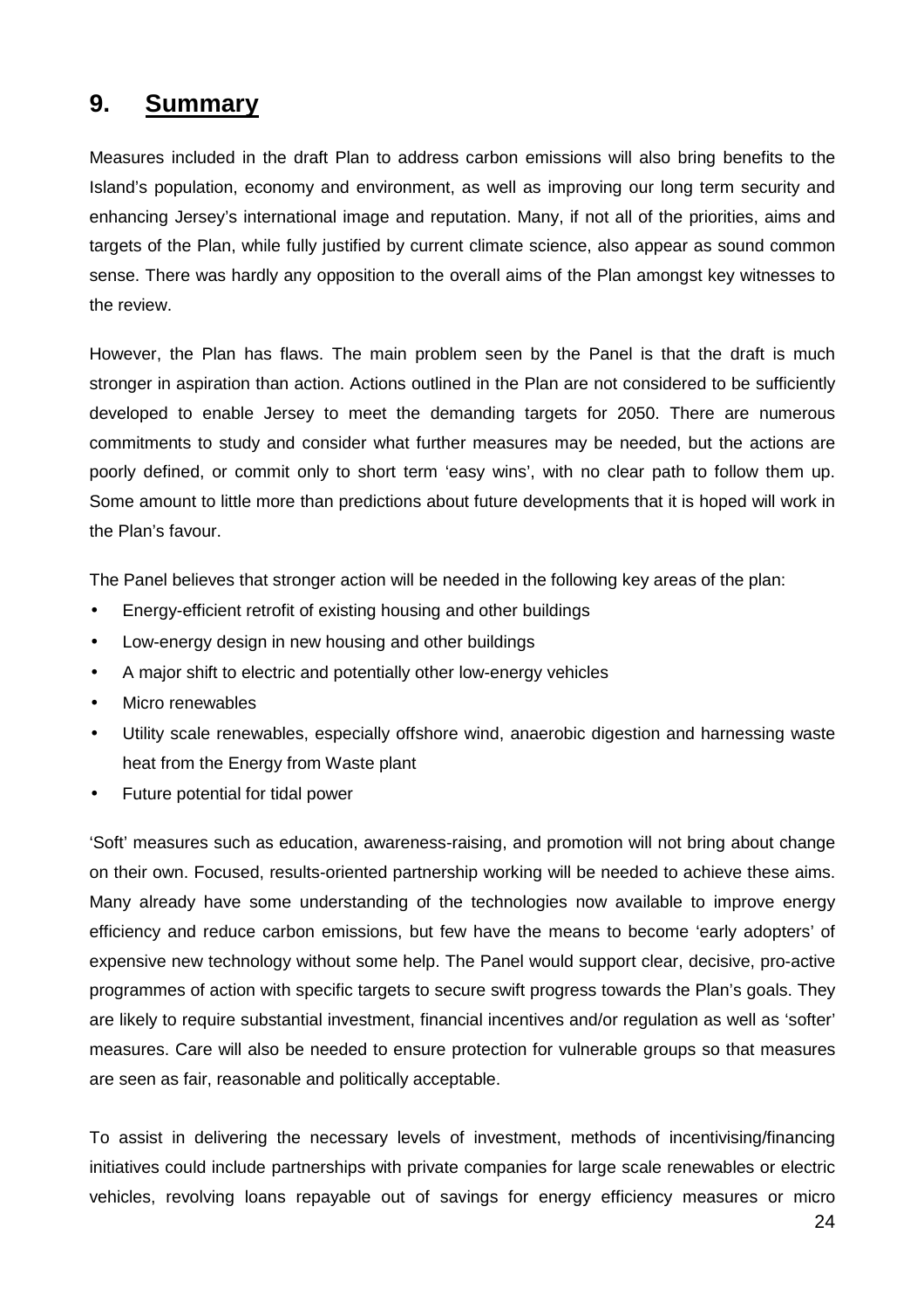## 9. Summary

Measures included in the draft Plan to address carbon emissions will also bring benefits to the Island's population, economy and environment, as well as improving our long term security and enhancing Jersey's international image and reputation. Many, if not all of the priorities, aims and targets of the Plan, while fully justified by current climate science, also appear as sound common sense. There was hardly any opposition to the overall aims of the Plan amongst key witnesses to the review.

However, the Plan has flaws. The main problem seen by the Panel is that the draft is much stronger in aspiration than action. Actions outlined in the Plan are not considered to be sufficiently developed to enable Jersey to meet the demanding targets for 2050. There are numerous commitments to study and consider what further measures may be needed, but the actions are poorly defined, or commit only to short term 'easy wins', with no clear path to follow them up. Some amount to little more than predictions about future developments that it is hoped will work in the Plan's favour.

The Panel believes that stronger action will be needed in the following key areas of the plan:

- Energy-efficient retrofit of existing housing and other buildings
- Low-energy design in new housing and other buildings
- A major shift to electric and potentially other low-energy vehicles
- Micro renewables
- Utility scale renewables, especially offshore wind, anaerobic digestion and harnessing waste heat from the Energy from Waste plant
- Future potential for tidal power

'Soft' measures such as education, awareness-raising, and promotion will not bring about change on their own. Focused, results-oriented partnership working will be needed to achieve these aims. Many already have some understanding of the technologies now available to improve energy efficiency and reduce carbon emissions, but few have the means to become 'early adopters' of expensive new technology without some help. The Panel would support clear, decisive, pro-active programmes of action with specific targets to secure swift progress towards the Plan's goals. They are likely to require substantial investment, financial incentives and/or regulation as well as 'softer' measures. Care will also be needed to ensure protection for vulnerable groups so that measures are seen as fair, reasonable and politically acceptable.

To assist in delivering the necessary levels of investment, methods of incentivising/financing initiatives could include partnerships with private companies for large scale renewables or electric vehicles, revolving loans repayable out of savings for energy efficiency measures or micro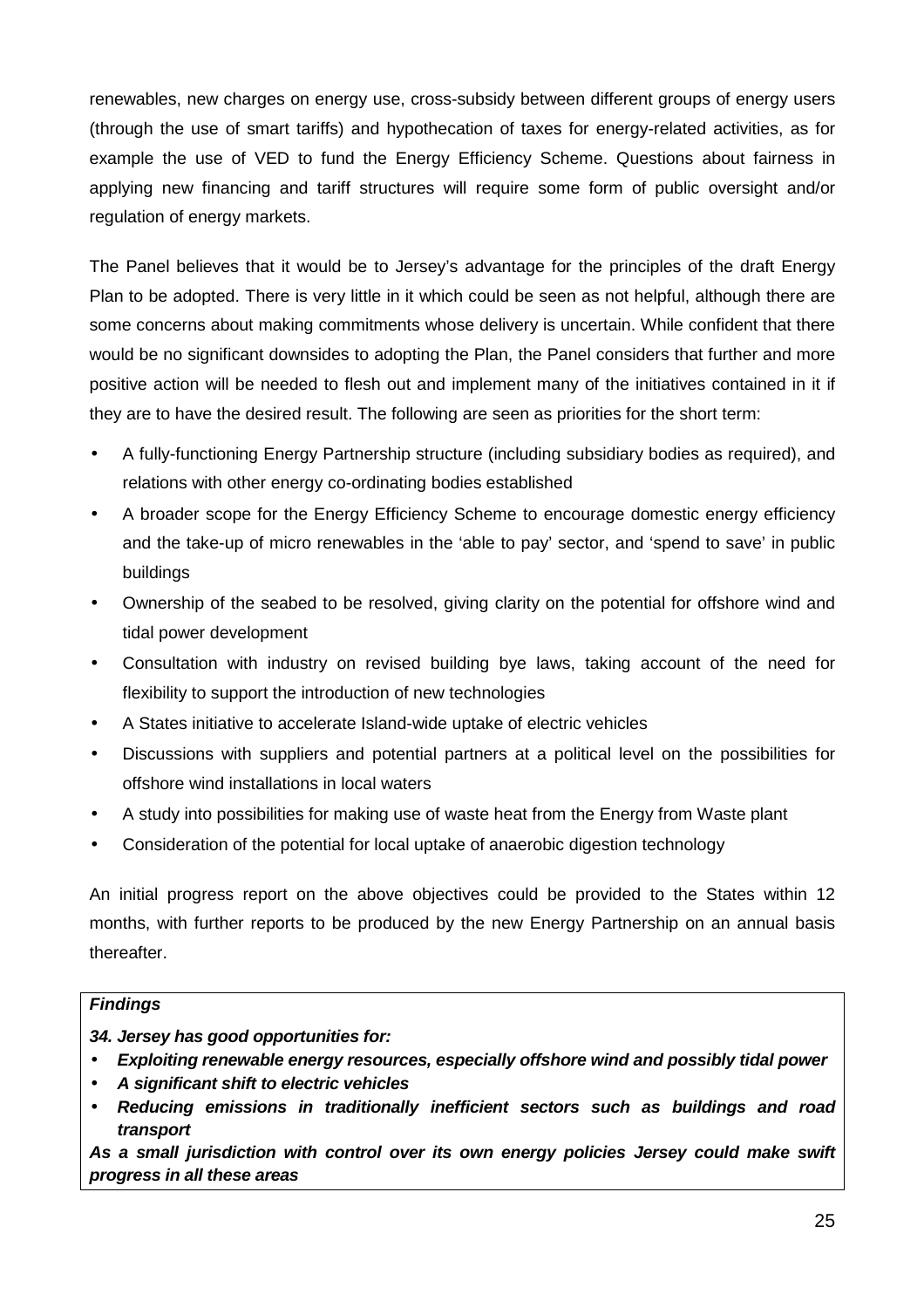renewables, new charges on energy use, cross-subsidy between different groups of energy users (through the use of smart tariffs) and hypothecation of taxes for energy-related activities, as for example the use of VED to fund the Energy Efficiency Scheme. Questions about fairness in applying new financing and tariff structures will require some form of public oversight and/or regulation of energy markets.

The Panel believes that it would be to Jersey's advantage for the principles of the draft Energy Plan to be adopted. There is very little in it which could be seen as not helpful, although there are some concerns about making commitments whose delivery is uncertain. While confident that there would be no significant downsides to adopting the Plan, the Panel considers that further and more positive action will be needed to flesh out and implement many of the initiatives contained in it if they are to have the desired result. The following are seen as priorities for the short term:

- A fully-functioning Energy Partnership structure (including subsidiary bodies as required), and relations with other energy co-ordinating bodies established
- A broader scope for the Energy Efficiency Scheme to encourage domestic energy efficiency and the take-up of micro renewables in the 'able to pay' sector, and 'spend to save' in public buildings
- Ownership of the seabed to be resolved, giving clarity on the potential for offshore wind and tidal power development
- Consultation with industry on revised building bye laws, taking account of the need for flexibility to support the introduction of new technologies
- A States initiative to accelerate Island-wide uptake of electric vehicles
- Discussions with suppliers and potential partners at a political level on the possibilities for offshore wind installations in local waters
- A study into possibilities for making use of waste heat from the Energy from Waste plant
- Consideration of the potential for local uptake of anaerobic digestion technology

An initial progress report on the above objectives could be provided to the States within 12 months, with further reports to be produced by the new Energy Partnership on an annual basis thereafter.

***Findings***

***34. Jersey has good opportunities for:***

- ***Exploiting renewable energy resources, especially offshore wind and possibly tidal power***
- ***A significant shift to electric vehicles***
- ***Reducing emissions in traditionally inefficient sectors such as buildings and road transport***

***As a small jurisdiction with control over its own energy policies Jersey could make swift progress in all these areas***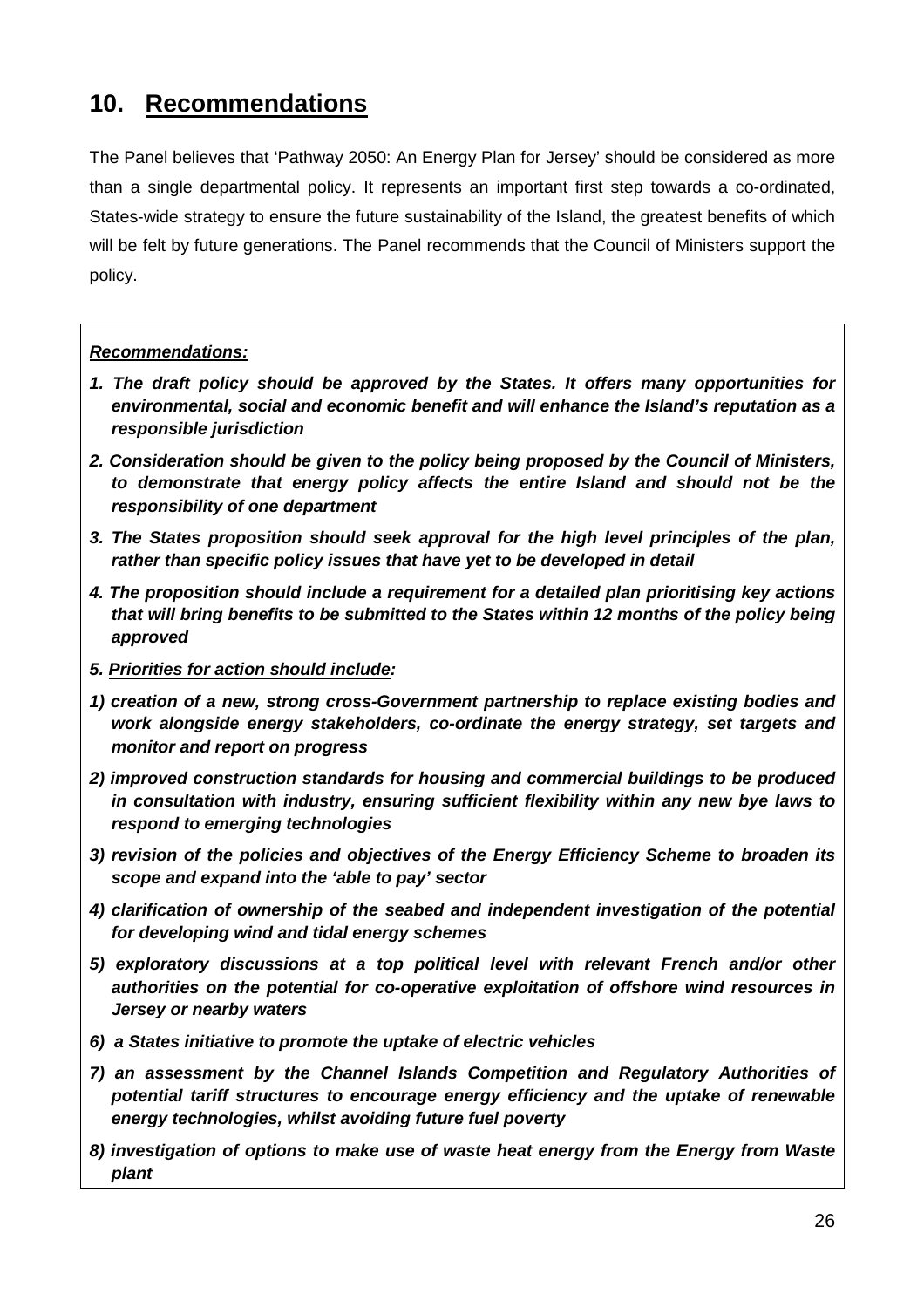## 10. Recommendations

The Panel believes that 'Pathway 2050: An Energy Plan for Jersey' should be considered as more than a single departmental policy. It represents an important first step towards a co-ordinated, States-wide strategy to ensure the future sustainability of the Island, the greatest benefits of which will be felt by future generations. The Panel recommends that the Council of Ministers support the policy.

***Recommendations:***

***1. The draft policy should be approved by the States. It offers many opportunities for environmental, social and economic benefit and will enhance the Island's reputation as a responsible jurisdiction***

***2. Consideration should be given to the policy being proposed by the Council of Ministers, to demonstrate that energy policy affects the entire Island and should not be the responsibility of one department***

***3. The States proposition should seek approval for the high level principles of the plan, rather than specific policy issues that have yet to be developed in detail***

***4. The proposition should include a requirement for a detailed plan prioritising key actions that will bring benefits to be submitted to the States within 12 months of the policy being approved***

***5. Priorities for action should include:***

***1) creation of a new, strong cross-Government partnership to replace existing bodies and work alongside energy stakeholders, co-ordinate the energy strategy, set targets and monitor and report on progress***

***2) improved construction standards for housing and commercial buildings to be produced in consultation with industry, ensuring sufficient flexibility within any new bye laws to respond to emerging technologies***

***3) revision of the policies and objectives of the Energy Efficiency Scheme to broaden its scope and expand into the 'able to pay' sector***

***4) clarification of ownership of the seabed and independent investigation of the potential for developing wind and tidal energy schemes***

***5) exploratory discussions at a top political level with relevant French and/or other authorities on the potential for co-operative exploitation of offshore wind resources in Jersey or nearby waters***

***6) a States initiative to promote the uptake of electric vehicles***

***7) an assessment by the Channel Islands Competition and Regulatory Authorities of potential tariff structures to encourage energy efficiency and the uptake of renewable energy technologies, whilst avoiding future fuel poverty***

***8) investigation of options to make use of waste heat energy from the Energy from Waste plant***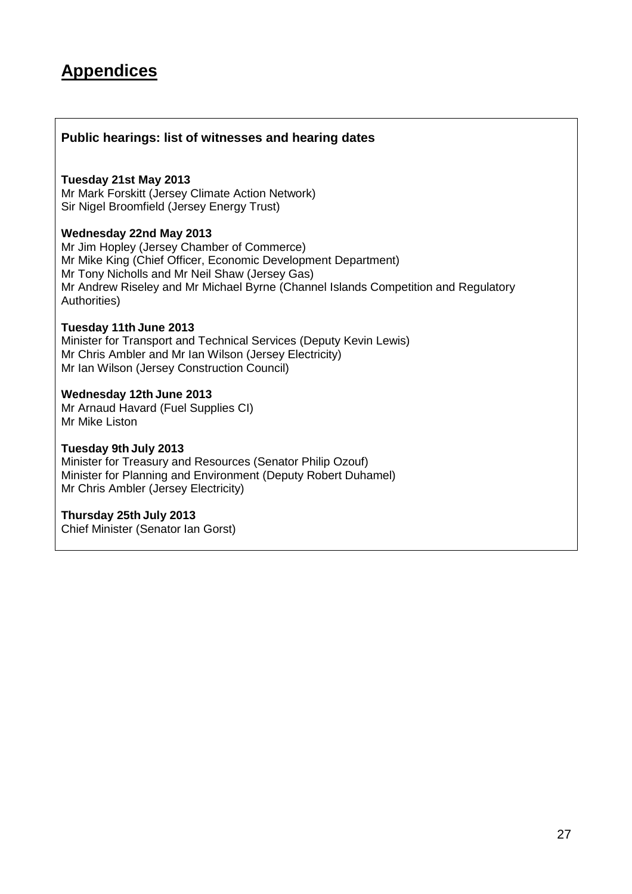# Appendices

### Public hearings: list of witnesses and hearing dates

**Tuesday 21st May 2013**
Mr Mark Forskitt (Jersey Climate Action Network)
Sir Nigel Broomfield (Jersey Energy Trust)

**Wednesday 22nd May 2013**
Mr Jim Hopley (Jersey Chamber of Commerce)
Mr Mike King (Chief Officer, Economic Development Department)
Mr Tony Nicholls and Mr Neil Shaw (Jersey Gas)
Mr Andrew Riseley and Mr Michael Byrne (Channel Islands Competition and Regulatory Authorities)

**Tuesday 11th June 2013**
Minister for Transport and Technical Services (Deputy Kevin Lewis)
Mr Chris Ambler and Mr Ian Wilson (Jersey Electricity)
Mr Ian Wilson (Jersey Construction Council)

**Wednesday 12th June 2013**
Mr Arnaud Havard (Fuel Supplies CI)
Mr Mike Liston

**Tuesday 9th July 2013**
Minister for Treasury and Resources (Senator Philip Ozouf)
Minister for Planning and Environment (Deputy Robert Duhamel)
Mr Chris Ambler (Jersey Electricity)

**Thursday 25th July 2013**
Chief Minister (Senator Ian Gorst)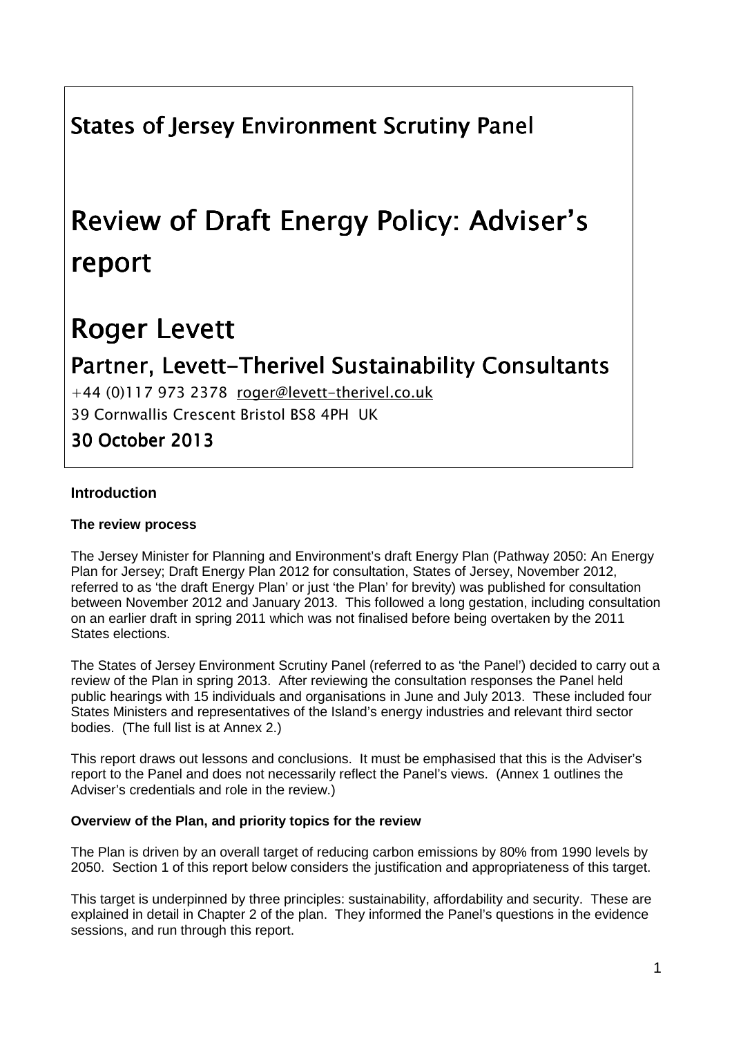# States of Jersey Environment Scrutiny Panel

# Review of Draft Energy Policy: Adviser's report

# Roger Levett

## Partner, Levett-Therivel Sustainability Consultants

+44 (0)117 973 2378 roger@levett-therivel.co.uk

39 Cornwallis Crescent Bristol BS8 4PH UK

## 30 October 2013

**Introduction**

**The review process**

The Jersey Minister for Planning and Environment's draft Energy Plan (Pathway 2050: An Energy Plan for Jersey; Draft Energy Plan 2012 for consultation, States of Jersey, November 2012, referred to as 'the draft Energy Plan' or just 'the Plan' for brevity) was published for consultation between November 2012 and January 2013. This followed a long gestation, including consultation on an earlier draft in spring 2011 which was not finalised before being overtaken by the 2011 States elections.

The States of Jersey Environment Scrutiny Panel (referred to as 'the Panel') decided to carry out a review of the Plan in spring 2013. After reviewing the consultation responses the Panel held public hearings with 15 individuals and organisations in June and July 2013. These included four States Ministers and representatives of the Island's energy industries and relevant third sector bodies. (The full list is at Annex 2.)

This report draws out lessons and conclusions. It must be emphasised that this is the Adviser's report to the Panel and does not necessarily reflect the Panel's views. (Annex 1 outlines the Adviser's credentials and role in the review.)

**Overview of the Plan, and priority topics for the review**

The Plan is driven by an overall target of reducing carbon emissions by 80% from 1990 levels by 2050. Section 1 of this report below considers the justification and appropriateness of this target.

This target is underpinned by three principles: sustainability, affordability and security. These are explained in detail in Chapter 2 of the plan. They informed the Panel's questions in the evidence sessions, and run through this report.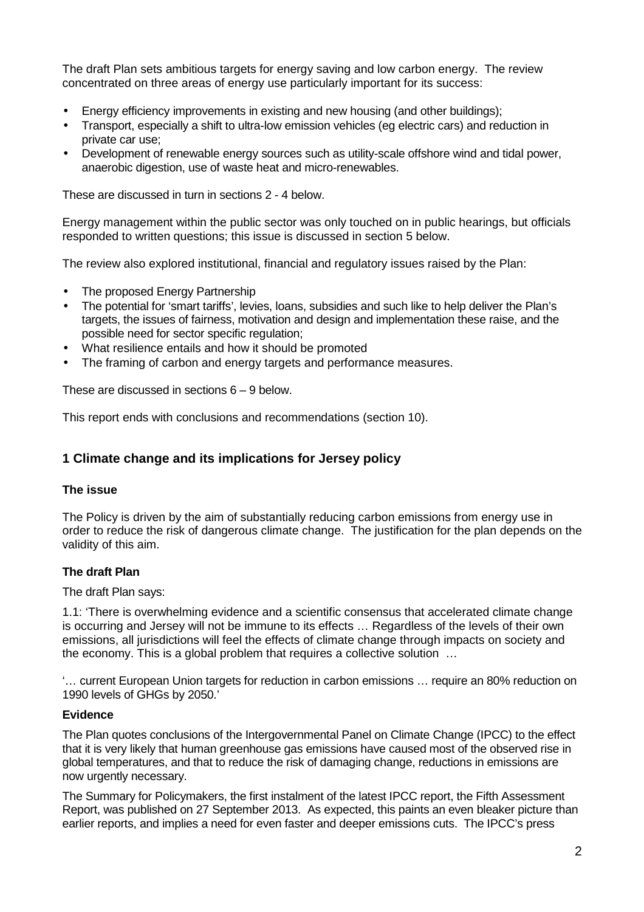The draft Plan sets ambitious targets for energy saving and low carbon energy. The review concentrated on three areas of energy use particularly important for its success:

- Energy efficiency improvements in existing and new housing (and other buildings);
- Transport, especially a shift to ultra-low emission vehicles (eg electric cars) and reduction in private car use;
- Development of renewable energy sources such as utility-scale offshore wind and tidal power, anaerobic digestion, use of waste heat and micro-renewables.

These are discussed in turn in sections 2 - 4 below.

Energy management within the public sector was only touched on in public hearings, but officials responded to written questions; this issue is discussed in section 5 below.

The review also explored institutional, financial and regulatory issues raised by the Plan:

- The proposed Energy Partnership
- The potential for 'smart tariffs', levies, loans, subsidies and such like to help deliver the Plan's targets, the issues of fairness, motivation and design and implementation these raise, and the possible need for sector specific regulation;
- What resilience entails and how it should be promoted
- The framing of carbon and energy targets and performance measures.

These are discussed in sections 6 – 9 below.

This report ends with conclusions and recommendations (section 10).

## 1 Climate change and its implications for Jersey policy

### The issue

The Policy is driven by the aim of substantially reducing carbon emissions from energy use in order to reduce the risk of dangerous climate change. The justification for the plan depends on the validity of this aim.

### The draft Plan

The draft Plan says:

1.1: 'There is overwhelming evidence and a scientific consensus that accelerated climate change is occurring and Jersey will not be immune to its effects … Regardless of the levels of their own emissions, all jurisdictions will feel the effects of climate change through impacts on society and the economy. This is a global problem that requires a collective solution …

'… current European Union targets for reduction in carbon emissions … require an 80% reduction on 1990 levels of GHGs by 2050.'

### Evidence

The Plan quotes conclusions of the Intergovernmental Panel on Climate Change (IPCC) to the effect that it is very likely that human greenhouse gas emissions have caused most of the observed rise in global temperatures, and that to reduce the risk of damaging change, reductions in emissions are now urgently necessary.

The Summary for Policymakers, the first instalment of the latest IPCC report, the Fifth Assessment Report, was published on 27 September 2013. As expected, this paints an even bleaker picture than earlier reports, and implies a need for even faster and deeper emissions cuts. The IPCC's press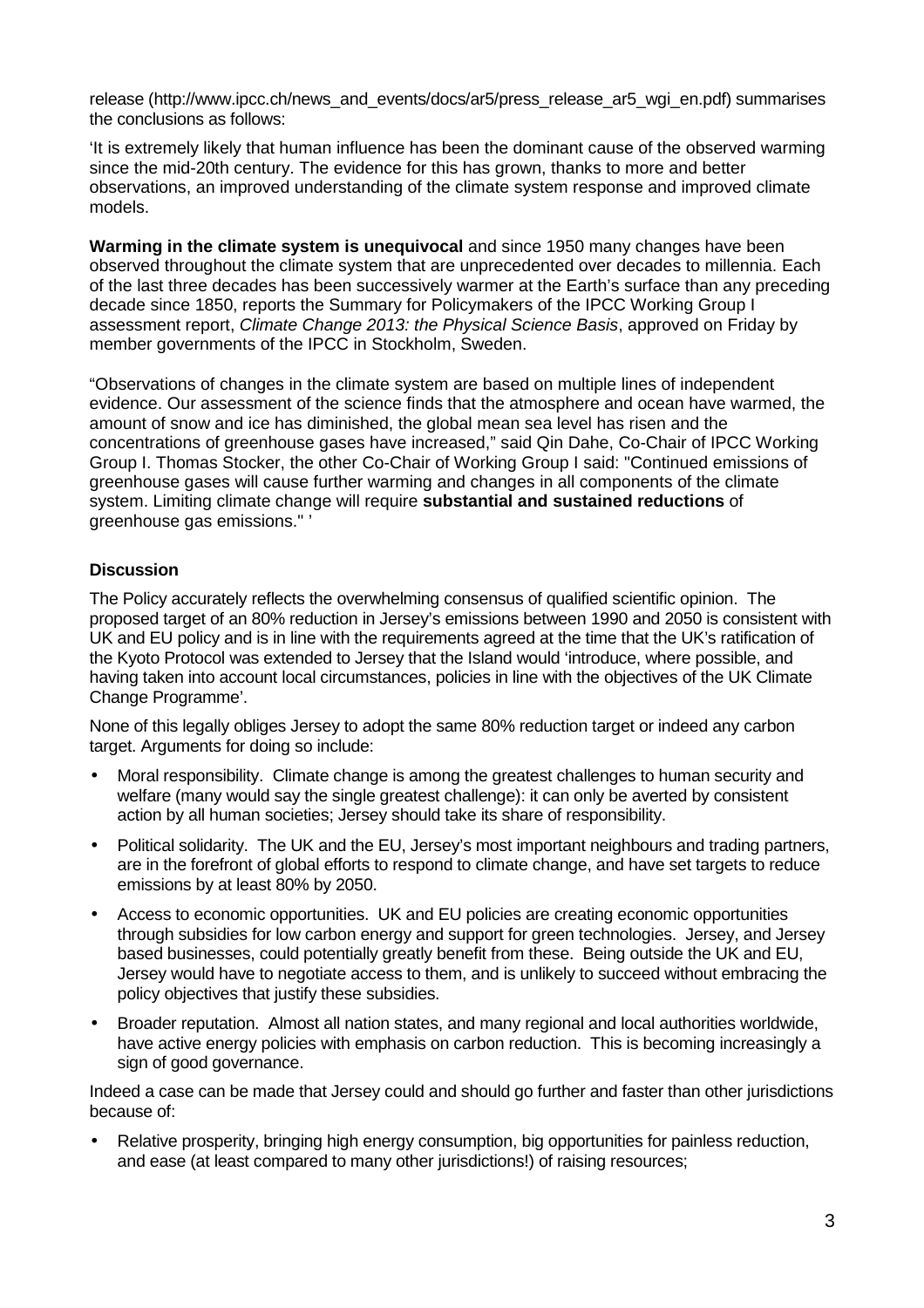release (http://www.ipcc.ch/news_and_events/docs/ar5/press_release_ar5_wgi_en.pdf) summarises the conclusions as follows:

'It is extremely likely that human influence has been the dominant cause of the observed warming since the mid-20th century. The evidence for this has grown, thanks to more and better observations, an improved understanding of the climate system response and improved climate models.

**Warming in the climate system is unequivocal** and since 1950 many changes have been observed throughout the climate system that are unprecedented over decades to millennia. Each of the last three decades has been successively warmer at the Earth's surface than any preceding decade since 1850, reports the Summary for Policymakers of the IPCC Working Group I assessment report, *Climate Change 2013: the Physical Science Basis*, approved on Friday by member governments of the IPCC in Stockholm, Sweden.

"Observations of changes in the climate system are based on multiple lines of independent evidence. Our assessment of the science finds that the atmosphere and ocean have warmed, the amount of snow and ice has diminished, the global mean sea level has risen and the concentrations of greenhouse gases have increased," said Qin Dahe, Co-Chair of IPCC Working Group I. Thomas Stocker, the other Co-Chair of Working Group I said: "Continued emissions of greenhouse gases will cause further warming and changes in all components of the climate system. Limiting climate change will require **substantial and sustained reductions** of greenhouse gas emissions." '

**Discussion**

The Policy accurately reflects the overwhelming consensus of qualified scientific opinion. The proposed target of an 80% reduction in Jersey's emissions between 1990 and 2050 is consistent with UK and EU policy and is in line with the requirements agreed at the time that the UK's ratification of the Kyoto Protocol was extended to Jersey that the Island would 'introduce, where possible, and having taken into account local circumstances, policies in line with the objectives of the UK Climate Change Programme'.

None of this legally obliges Jersey to adopt the same 80% reduction target or indeed any carbon target. Arguments for doing so include:

- Moral responsibility. Climate change is among the greatest challenges to human security and welfare (many would say the single greatest challenge): it can only be averted by consistent action by all human societies; Jersey should take its share of responsibility.
- Political solidarity. The UK and the EU, Jersey's most important neighbours and trading partners, are in the forefront of global efforts to respond to climate change, and have set targets to reduce emissions by at least 80% by 2050.
- Access to economic opportunities. UK and EU policies are creating economic opportunities through subsidies for low carbon energy and support for green technologies. Jersey, and Jersey based businesses, could potentially greatly benefit from these. Being outside the UK and EU, Jersey would have to negotiate access to them, and is unlikely to succeed without embracing the policy objectives that justify these subsidies.
- Broader reputation. Almost all nation states, and many regional and local authorities worldwide, have active energy policies with emphasis on carbon reduction. This is becoming increasingly a sign of good governance.

Indeed a case can be made that Jersey could and should go further and faster than other jurisdictions because of:

- Relative prosperity, bringing high energy consumption, big opportunities for painless reduction, and ease (at least compared to many other jurisdictions!) of raising resources;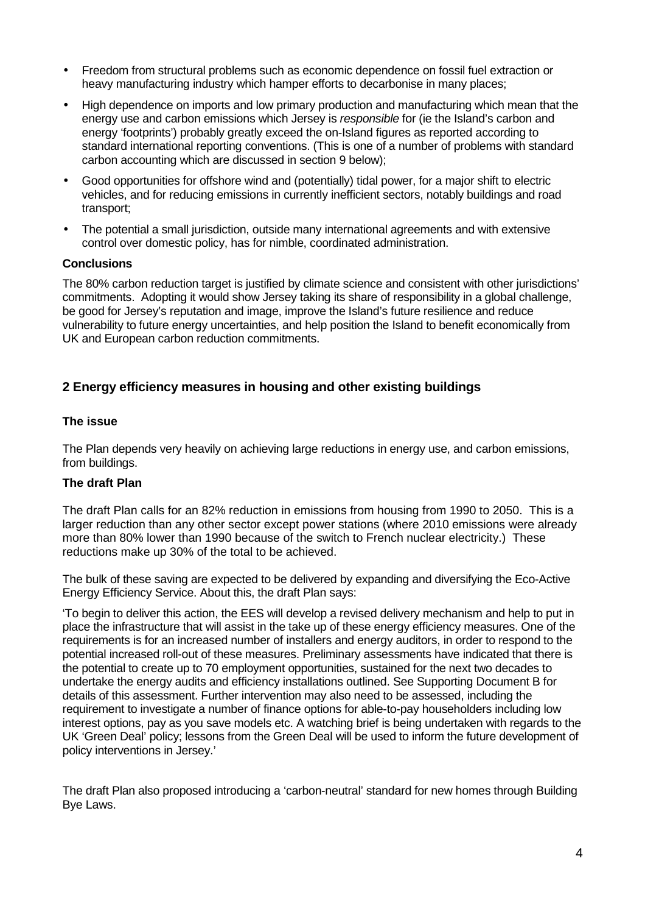- Freedom from structural problems such as economic dependence on fossil fuel extraction or heavy manufacturing industry which hamper efforts to decarbonise in many places;
- High dependence on imports and low primary production and manufacturing which mean that the energy use and carbon emissions which Jersey is *responsible* for (ie the Island's carbon and energy 'footprints') probably greatly exceed the on-Island figures as reported according to standard international reporting conventions. (This is one of a number of problems with standard carbon accounting which are discussed in section 9 below);
- Good opportunities for offshore wind and (potentially) tidal power, for a major shift to electric vehicles, and for reducing emissions in currently inefficient sectors, notably buildings and road transport;
- The potential a small jurisdiction, outside many international agreements and with extensive control over domestic policy, has for nimble, coordinated administration.

**Conclusions**

The 80% carbon reduction target is justified by climate science and consistent with other jurisdictions' commitments. Adopting it would show Jersey taking its share of responsibility in a global challenge, be good for Jersey's reputation and image, improve the Island's future resilience and reduce vulnerability to future energy uncertainties, and help position the Island to benefit economically from UK and European carbon reduction commitments.

## 2 Energy efficiency measures in housing and other existing buildings

**The issue**

The Plan depends very heavily on achieving large reductions in energy use, and carbon emissions, from buildings.

**The draft Plan**

The draft Plan calls for an 82% reduction in emissions from housing from 1990 to 2050. This is a larger reduction than any other sector except power stations (where 2010 emissions were already more than 80% lower than 1990 because of the switch to French nuclear electricity.) These reductions make up 30% of the total to be achieved.

The bulk of these saving are expected to be delivered by expanding and diversifying the Eco-Active Energy Efficiency Service. About this, the draft Plan says:

'To begin to deliver this action, the EES will develop a revised delivery mechanism and help to put in place the infrastructure that will assist in the take up of these energy efficiency measures. One of the requirements is for an increased number of installers and energy auditors, in order to respond to the potential increased roll-out of these measures. Preliminary assessments have indicated that there is the potential to create up to 70 employment opportunities, sustained for the next two decades to undertake the energy audits and efficiency installations outlined. See Supporting Document B for details of this assessment. Further intervention may also need to be assessed, including the requirement to investigate a number of finance options for able-to-pay householders including low interest options, pay as you save models etc. A watching brief is being undertaken with regards to the UK 'Green Deal' policy; lessons from the Green Deal will be used to inform the future development of policy interventions in Jersey.'

The draft Plan also proposed introducing a 'carbon-neutral' standard for new homes through Building Bye Laws.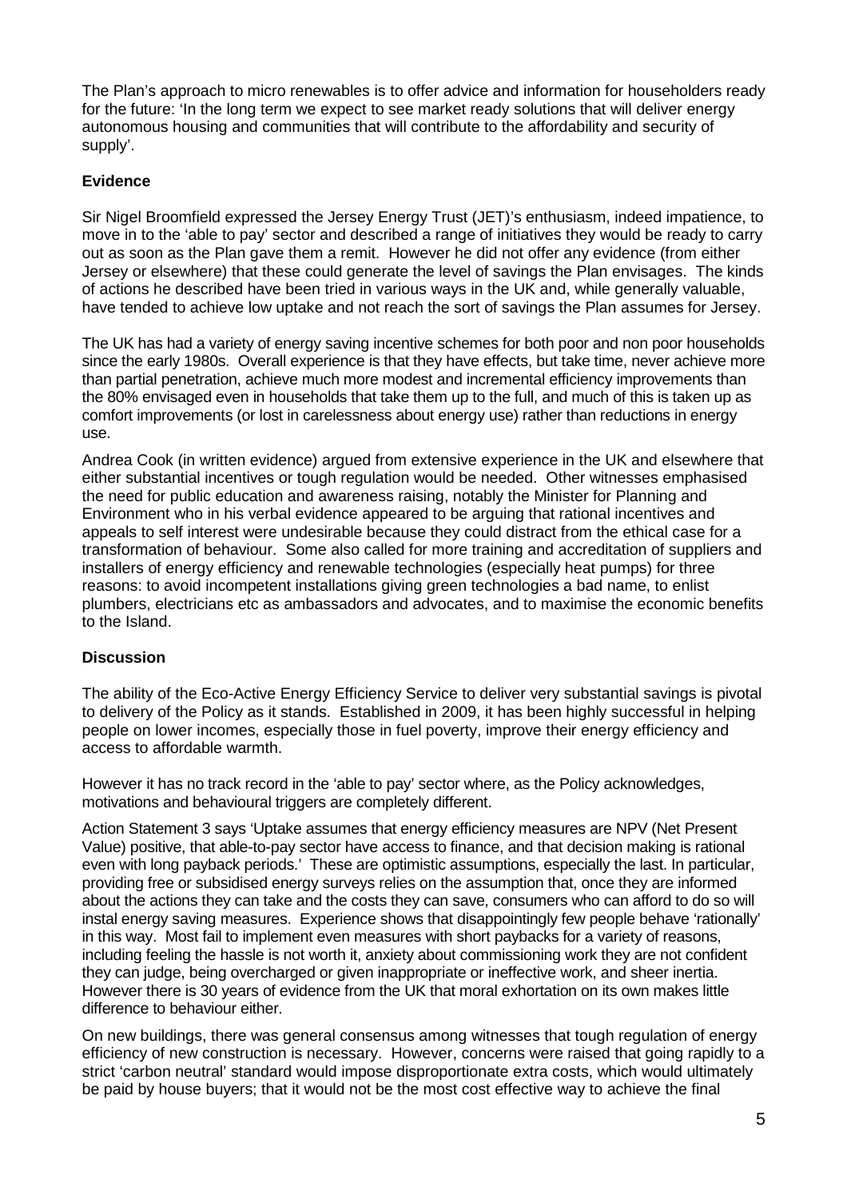The Plan's approach to micro renewables is to offer advice and information for householders ready for the future: 'In the long term we expect to see market ready solutions that will deliver energy autonomous housing and communities that will contribute to the affordability and security of supply'.

**Evidence**

Sir Nigel Broomfield expressed the Jersey Energy Trust (JET)'s enthusiasm, indeed impatience, to move in to the 'able to pay' sector and described a range of initiatives they would be ready to carry out as soon as the Plan gave them a remit. However he did not offer any evidence (from either Jersey or elsewhere) that these could generate the level of savings the Plan envisages. The kinds of actions he described have been tried in various ways in the UK and, while generally valuable, have tended to achieve low uptake and not reach the sort of savings the Plan assumes for Jersey.

The UK has had a variety of energy saving incentive schemes for both poor and non poor households since the early 1980s. Overall experience is that they have effects, but take time, never achieve more than partial penetration, achieve much more modest and incremental efficiency improvements than the 80% envisaged even in households that take them up to the full, and much of this is taken up as comfort improvements (or lost in carelessness about energy use) rather than reductions in energy use.

Andrea Cook (in written evidence) argued from extensive experience in the UK and elsewhere that either substantial incentives or tough regulation would be needed. Other witnesses emphasised the need for public education and awareness raising, notably the Minister for Planning and Environment who in his verbal evidence appeared to be arguing that rational incentives and appeals to self interest were undesirable because they could distract from the ethical case for a transformation of behaviour. Some also called for more training and accreditation of suppliers and installers of energy efficiency and renewable technologies (especially heat pumps) for three reasons: to avoid incompetent installations giving green technologies a bad name, to enlist plumbers, electricians etc as ambassadors and advocates, and to maximise the economic benefits to the Island.

**Discussion**

The ability of the Eco-Active Energy Efficiency Service to deliver very substantial savings is pivotal to delivery of the Policy as it stands. Established in 2009, it has been highly successful in helping people on lower incomes, especially those in fuel poverty, improve their energy efficiency and access to affordable warmth.

However it has no track record in the 'able to pay' sector where, as the Policy acknowledges, motivations and behavioural triggers are completely different.

Action Statement 3 says 'Uptake assumes that energy efficiency measures are NPV (Net Present Value) positive, that able-to-pay sector have access to finance, and that decision making is rational even with long payback periods.' These are optimistic assumptions, especially the last. In particular, providing free or subsidised energy surveys relies on the assumption that, once they are informed about the actions they can take and the costs they can save, consumers who can afford to do so will instal energy saving measures. Experience shows that disappointingly few people behave 'rationally' in this way. Most fail to implement even measures with short paybacks for a variety of reasons, including feeling the hassle is not worth it, anxiety about commissioning work they are not confident they can judge, being overcharged or given inappropriate or ineffective work, and sheer inertia. However there is 30 years of evidence from the UK that moral exhortation on its own makes little difference to behaviour either.

On new buildings, there was general consensus among witnesses that tough regulation of energy efficiency of new construction is necessary. However, concerns were raised that going rapidly to a strict 'carbon neutral' standard would impose disproportionate extra costs, which would ultimately be paid by house buyers; that it would not be the most cost effective way to achieve the final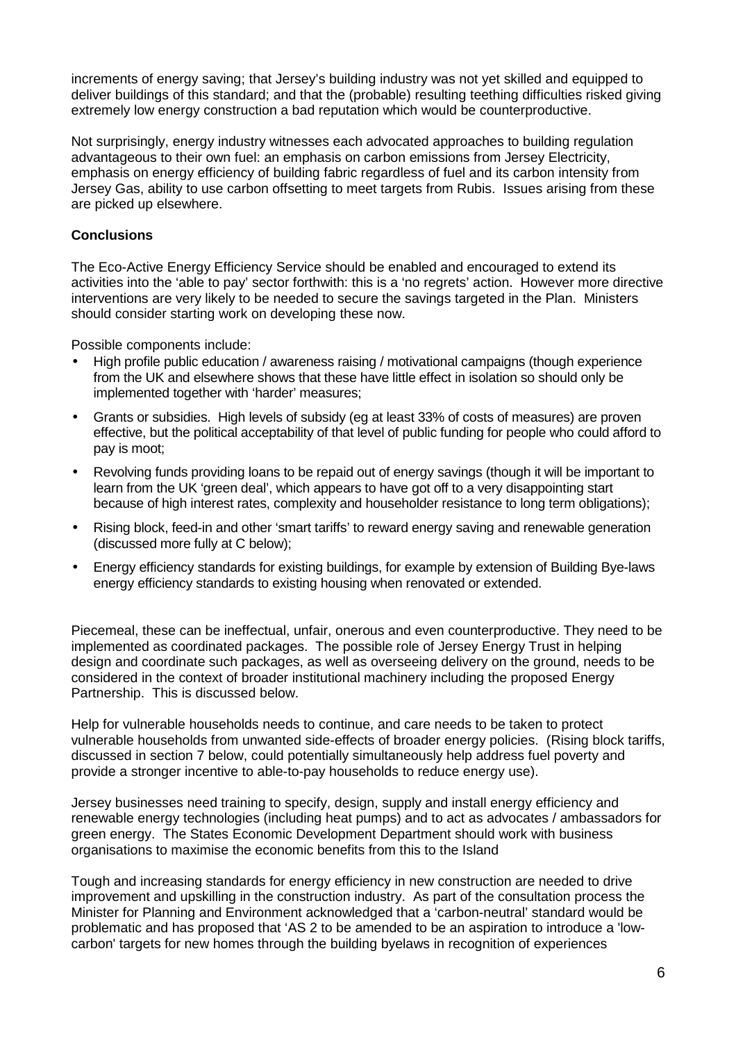increments of energy saving; that Jersey's building industry was not yet skilled and equipped to deliver buildings of this standard; and that the (probable) resulting teething difficulties risked giving extremely low energy construction a bad reputation which would be counterproductive.

Not surprisingly, energy industry witnesses each advocated approaches to building regulation advantageous to their own fuel: an emphasis on carbon emissions from Jersey Electricity, emphasis on energy efficiency of building fabric regardless of fuel and its carbon intensity from Jersey Gas, ability to use carbon offsetting to meet targets from Rubis. Issues arising from these are picked up elsewhere.

**Conclusions**

The Eco-Active Energy Efficiency Service should be enabled and encouraged to extend its activities into the 'able to pay' sector forthwith: this is a 'no regrets' action. However more directive interventions are very likely to be needed to secure the savings targeted in the Plan. Ministers should consider starting work on developing these now.

Possible components include:

- High profile public education / awareness raising / motivational campaigns (though experience from the UK and elsewhere shows that these have little effect in isolation so should only be implemented together with 'harder' measures;
- Grants or subsidies. High levels of subsidy (eg at least 33% of costs of measures) are proven effective, but the political acceptability of that level of public funding for people who could afford to pay is moot;
- Revolving funds providing loans to be repaid out of energy savings (though it will be important to learn from the UK 'green deal', which appears to have got off to a very disappointing start because of high interest rates, complexity and householder resistance to long term obligations);
- Rising block, feed-in and other 'smart tariffs' to reward energy saving and renewable generation (discussed more fully at C below);
- Energy efficiency standards for existing buildings, for example by extension of Building Bye-laws energy efficiency standards to existing housing when renovated or extended.

Piecemeal, these can be ineffectual, unfair, onerous and even counterproductive. They need to be implemented as coordinated packages. The possible role of Jersey Energy Trust in helping design and coordinate such packages, as well as overseeing delivery on the ground, needs to be considered in the context of broader institutional machinery including the proposed Energy Partnership. This is discussed below.

Help for vulnerable households needs to continue, and care needs to be taken to protect vulnerable households from unwanted side-effects of broader energy policies. (Rising block tariffs, discussed in section 7 below, could potentially simultaneously help address fuel poverty and provide a stronger incentive to able-to-pay households to reduce energy use).

Jersey businesses need training to specify, design, supply and install energy efficiency and renewable energy technologies (including heat pumps) and to act as advocates / ambassadors for green energy. The States Economic Development Department should work with business organisations to maximise the economic benefits from this to the Island

Tough and increasing standards for energy efficiency in new construction are needed to drive improvement and upskilling in the construction industry. As part of the consultation process the Minister for Planning and Environment acknowledged that a 'carbon-neutral' standard would be problematic and has proposed that 'AS 2 to be amended to be an aspiration to introduce a 'low-carbon' targets for new homes through the building byelaws in recognition of experiences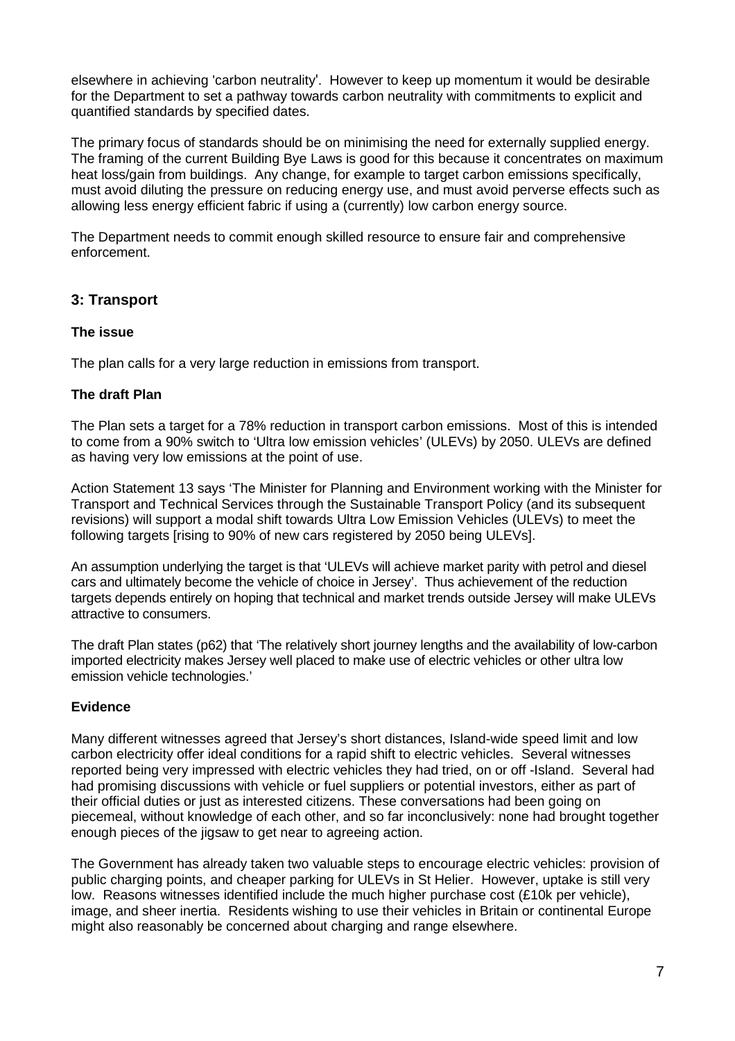elsewhere in achieving 'carbon neutrality'. However to keep up momentum it would be desirable for the Department to set a pathway towards carbon neutrality with commitments to explicit and quantified standards by specified dates.

The primary focus of standards should be on minimising the need for externally supplied energy. The framing of the current Building Bye Laws is good for this because it concentrates on maximum heat loss/gain from buildings. Any change, for example to target carbon emissions specifically, must avoid diluting the pressure on reducing energy use, and must avoid perverse effects such as allowing less energy efficient fabric if using a (currently) low carbon energy source.

The Department needs to commit enough skilled resource to ensure fair and comprehensive enforcement.

## 3: Transport

### The issue

The plan calls for a very large reduction in emissions from transport.

### The draft Plan

The Plan sets a target for a 78% reduction in transport carbon emissions. Most of this is intended to come from a 90% switch to 'Ultra low emission vehicles' (ULEVs) by 2050. ULEVs are defined as having very low emissions at the point of use.

Action Statement 13 says 'The Minister for Planning and Environment working with the Minister for Transport and Technical Services through the Sustainable Transport Policy (and its subsequent revisions) will support a modal shift towards Ultra Low Emission Vehicles (ULEVs) to meet the following targets [rising to 90% of new cars registered by 2050 being ULEVs].

An assumption underlying the target is that 'ULEVs will achieve market parity with petrol and diesel cars and ultimately become the vehicle of choice in Jersey'. Thus achievement of the reduction targets depends entirely on hoping that technical and market trends outside Jersey will make ULEVs attractive to consumers.

The draft Plan states (p62) that 'The relatively short journey lengths and the availability of low-carbon imported electricity makes Jersey well placed to make use of electric vehicles or other ultra low emission vehicle technologies.'

### Evidence

Many different witnesses agreed that Jersey's short distances, Island-wide speed limit and low carbon electricity offer ideal conditions for a rapid shift to electric vehicles. Several witnesses reported being very impressed with electric vehicles they had tried, on or off -Island. Several had had promising discussions with vehicle or fuel suppliers or potential investors, either as part of their official duties or just as interested citizens. These conversations had been going on piecemeal, without knowledge of each other, and so far inconclusively: none had brought together enough pieces of the jigsaw to get near to agreeing action.

The Government has already taken two valuable steps to encourage electric vehicles: provision of public charging points, and cheaper parking for ULEVs in St Helier. However, uptake is still very low. Reasons witnesses identified include the much higher purchase cost (£10k per vehicle), image, and sheer inertia. Residents wishing to use their vehicles in Britain or continental Europe might also reasonably be concerned about charging and range elsewhere.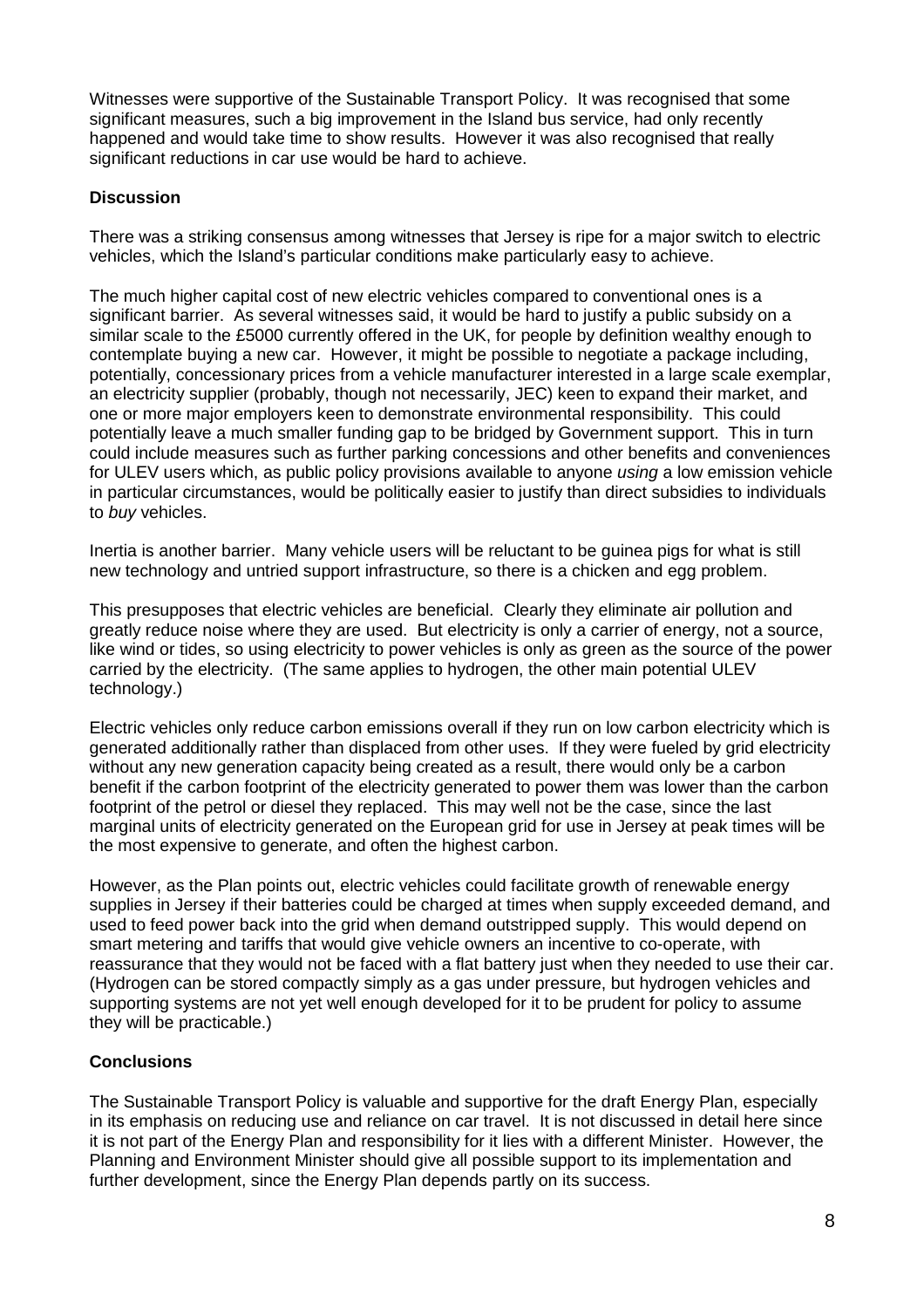Witnesses were supportive of the Sustainable Transport Policy. It was recognised that some significant measures, such a big improvement in the Island bus service, had only recently happened and would take time to show results. However it was also recognised that really significant reductions in car use would be hard to achieve.

**Discussion**

There was a striking consensus among witnesses that Jersey is ripe for a major switch to electric vehicles, which the Island's particular conditions make particularly easy to achieve.

The much higher capital cost of new electric vehicles compared to conventional ones is a significant barrier. As several witnesses said, it would be hard to justify a public subsidy on a similar scale to the £5000 currently offered in the UK, for people by definition wealthy enough to contemplate buying a new car. However, it might be possible to negotiate a package including, potentially, concessionary prices from a vehicle manufacturer interested in a large scale exemplar, an electricity supplier (probably, though not necessarily, JEC) keen to expand their market, and one or more major employers keen to demonstrate environmental responsibility. This could potentially leave a much smaller funding gap to be bridged by Government support. This in turn could include measures such as further parking concessions and other benefits and conveniences for ULEV users which, as public policy provisions available to anyone *using* a low emission vehicle in particular circumstances, would be politically easier to justify than direct subsidies to individuals to *buy* vehicles.

Inertia is another barrier. Many vehicle users will be reluctant to be guinea pigs for what is still new technology and untried support infrastructure, so there is a chicken and egg problem.

This presupposes that electric vehicles are beneficial. Clearly they eliminate air pollution and greatly reduce noise where they are used. But electricity is only a carrier of energy, not a source, like wind or tides, so using electricity to power vehicles is only as green as the source of the power carried by the electricity. (The same applies to hydrogen, the other main potential ULEV technology.)

Electric vehicles only reduce carbon emissions overall if they run on low carbon electricity which is generated additionally rather than displaced from other uses. If they were fueled by grid electricity without any new generation capacity being created as a result, there would only be a carbon benefit if the carbon footprint of the electricity generated to power them was lower than the carbon footprint of the petrol or diesel they replaced. This may well not be the case, since the last marginal units of electricity generated on the European grid for use in Jersey at peak times will be the most expensive to generate, and often the highest carbon.

However, as the Plan points out, electric vehicles could facilitate growth of renewable energy supplies in Jersey if their batteries could be charged at times when supply exceeded demand, and used to feed power back into the grid when demand outstripped supply. This would depend on smart metering and tariffs that would give vehicle owners an incentive to co-operate, with reassurance that they would not be faced with a flat battery just when they needed to use their car. (Hydrogen can be stored compactly simply as a gas under pressure, but hydrogen vehicles and supporting systems are not yet well enough developed for it to be prudent for policy to assume they will be practicable.)

**Conclusions**

The Sustainable Transport Policy is valuable and supportive for the draft Energy Plan, especially in its emphasis on reducing use and reliance on car travel. It is not discussed in detail here since it is not part of the Energy Plan and responsibility for it lies with a different Minister. However, the Planning and Environment Minister should give all possible support to its implementation and further development, since the Energy Plan depends partly on its success.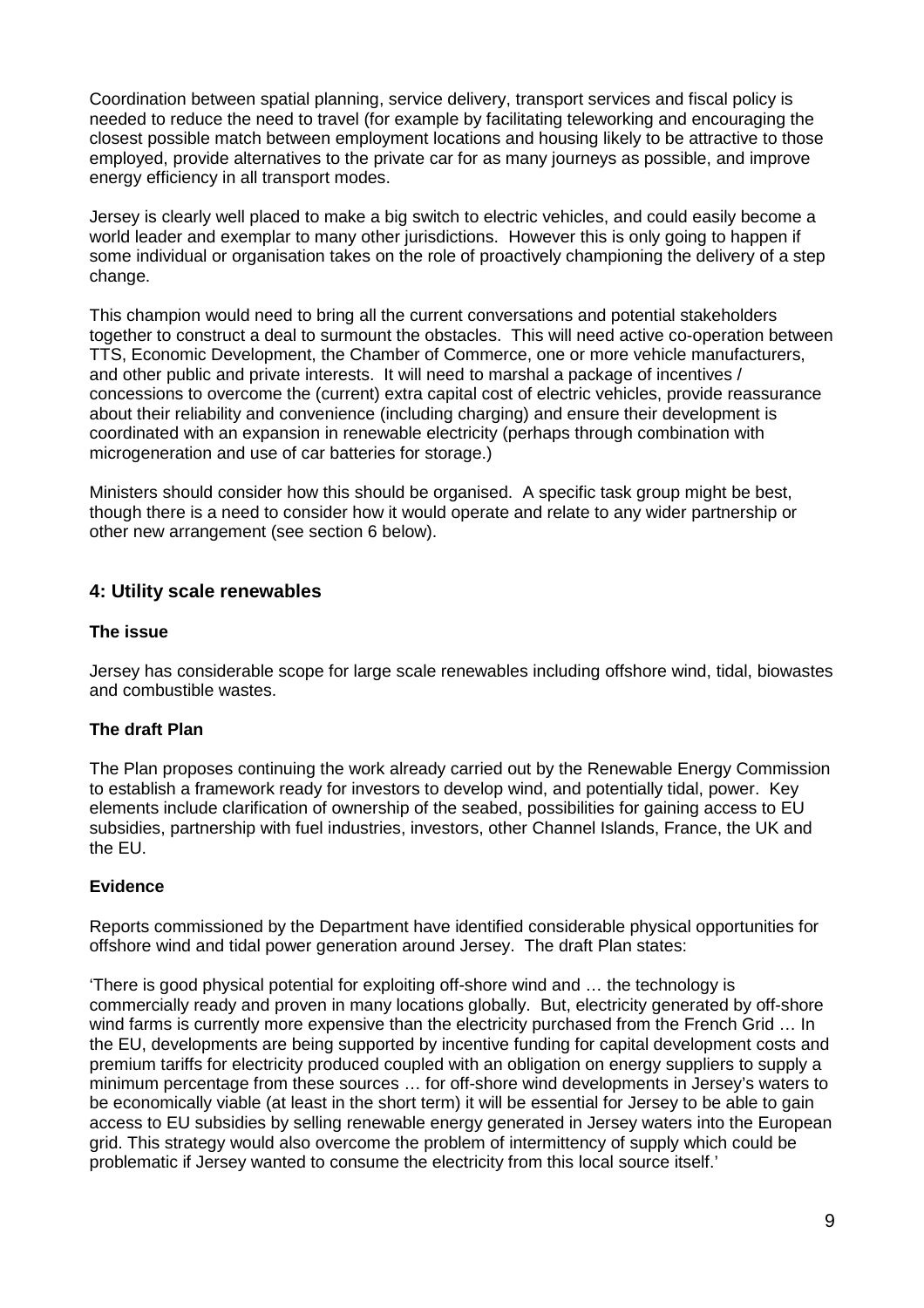Coordination between spatial planning, service delivery, transport services and fiscal policy is needed to reduce the need to travel (for example by facilitating teleworking and encouraging the closest possible match between employment locations and housing likely to be attractive to those employed, provide alternatives to the private car for as many journeys as possible, and improve energy efficiency in all transport modes.

Jersey is clearly well placed to make a big switch to electric vehicles, and could easily become a world leader and exemplar to many other jurisdictions. However this is only going to happen if some individual or organisation takes on the role of proactively championing the delivery of a step change.

This champion would need to bring all the current conversations and potential stakeholders together to construct a deal to surmount the obstacles. This will need active co-operation between TTS, Economic Development, the Chamber of Commerce, one or more vehicle manufacturers, and other public and private interests. It will need to marshal a package of incentives / concessions to overcome the (current) extra capital cost of electric vehicles, provide reassurance about their reliability and convenience (including charging) and ensure their development is coordinated with an expansion in renewable electricity (perhaps through combination with microgeneration and use of car batteries for storage.)

Ministers should consider how this should be organised. A specific task group might be best, though there is a need to consider how it would operate and relate to any wider partnership or other new arrangement (see section 6 below).

## 4: Utility scale renewables

### The issue

Jersey has considerable scope for large scale renewables including offshore wind, tidal, biowastes and combustible wastes.

### The draft Plan

The Plan proposes continuing the work already carried out by the Renewable Energy Commission to establish a framework ready for investors to develop wind, and potentially tidal, power. Key elements include clarification of ownership of the seabed, possibilities for gaining access to EU subsidies, partnership with fuel industries, investors, other Channel Islands, France, the UK and the EU.

### Evidence

Reports commissioned by the Department have identified considerable physical opportunities for offshore wind and tidal power generation around Jersey. The draft Plan states:

'There is good physical potential for exploiting off-shore wind and … the technology is commercially ready and proven in many locations globally. But, electricity generated by off-shore wind farms is currently more expensive than the electricity purchased from the French Grid … In the EU, developments are being supported by incentive funding for capital development costs and premium tariffs for electricity produced coupled with an obligation on energy suppliers to supply a minimum percentage from these sources … for off-shore wind developments in Jersey's waters to be economically viable (at least in the short term) it will be essential for Jersey to be able to gain access to EU subsidies by selling renewable energy generated in Jersey waters into the European grid. This strategy would also overcome the problem of intermittency of supply which could be problematic if Jersey wanted to consume the electricity from this local source itself.'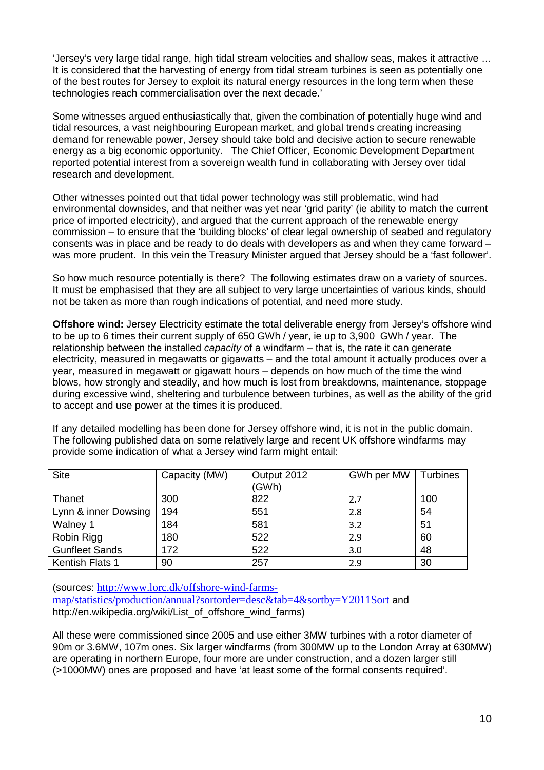'Jersey's very large tidal range, high tidal stream velocities and shallow seas, makes it attractive … It is considered that the harvesting of energy from tidal stream turbines is seen as potentially one of the best routes for Jersey to exploit its natural energy resources in the long term when these technologies reach commercialisation over the next decade.'

Some witnesses argued enthusiastically that, given the combination of potentially huge wind and tidal resources, a vast neighbouring European market, and global trends creating increasing demand for renewable power, Jersey should take bold and decisive action to secure renewable energy as a big economic opportunity. The Chief Officer, Economic Development Department reported potential interest from a sovereign wealth fund in collaborating with Jersey over tidal research and development.

Other witnesses pointed out that tidal power technology was still problematic, wind had environmental downsides, and that neither was yet near 'grid parity' (ie ability to match the current price of imported electricity), and argued that the current approach of the renewable energy commission – to ensure that the 'building blocks' of clear legal ownership of seabed and regulatory consents was in place and be ready to do deals with developers as and when they came forward – was more prudent. In this vein the Treasury Minister argued that Jersey should be a 'fast follower'.

So how much resource potentially is there? The following estimates draw on a variety of sources. It must be emphasised that they are all subject to very large uncertainties of various kinds, should not be taken as more than rough indications of potential, and need more study.

**Offshore wind:** Jersey Electricity estimate the total deliverable energy from Jersey's offshore wind to be up to 6 times their current supply of 650 GWh / year, ie up to 3,900 GWh / year. The relationship between the installed *capacity* of a windfarm – that is, the rate it can generate electricity, measured in megawatts or gigawatts – and the total amount it actually produces over a year, measured in megawatt or gigawatt hours – depends on how much of the time the wind blows, how strongly and steadily, and how much is lost from breakdowns, maintenance, stoppage during excessive wind, sheltering and turbulence between turbines, as well as the ability of the grid to accept and use power at the times it is produced.

If any detailed modelling has been done for Jersey offshore wind, it is not in the public domain. The following published data on some relatively large and recent UK offshore windfarms may provide some indication of what a Jersey wind farm might entail:

| Site | Capacity (MW) | Output 2012 (GWh) | GWh per MW | Turbines |
|---|---|---|---|---|
| Thanet | 300 | 822 | 2.7 | 100 |
| Lynn & inner Dowsing | 194 | 551 | 2.8 | 54 |
| Walney 1 | 184 | 581 | 3.2 | 51 |
| Robin Rigg | 180 | 522 | 2.9 | 60 |
| Gunfleet Sands | 172 | 522 | 3.0 | 48 |
| Kentish Flats 1 | 90 | 257 | 2.9 | 30 |

(sources: http://www.lorc.dk/offshore-wind-farms-map/statistics/production/annual?sortorder=desc&tab=4&sortby=Y2011Sort and http://en.wikipedia.org/wiki/List_of_offshore_wind_farms)

All these were commissioned since 2005 and use either 3MW turbines with a rotor diameter of 90m or 3.6MW, 107m ones. Six larger windfarms (from 300MW up to the London Array at 630MW) are operating in northern Europe, four more are under construction, and a dozen larger still (>1000MW) ones are proposed and have 'at least some of the formal consents required'.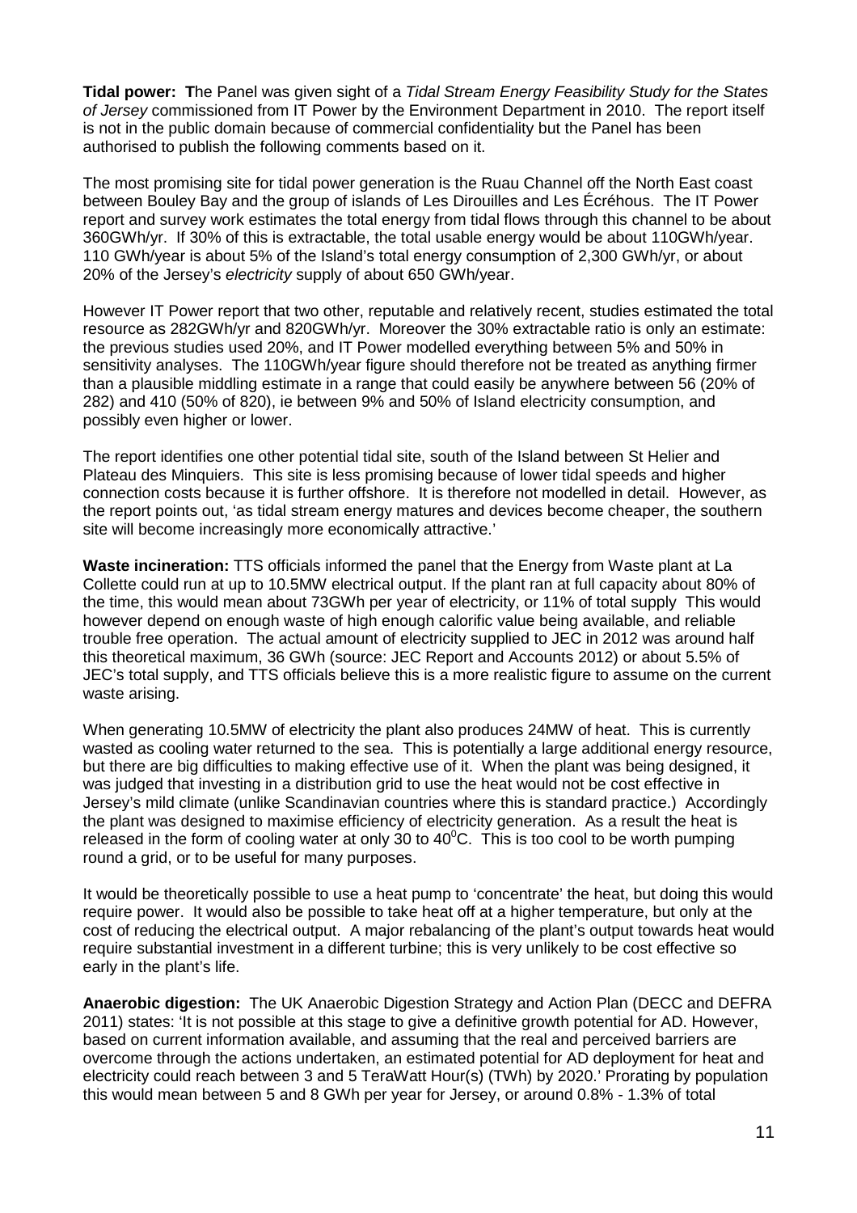**Tidal power:** The Panel was given sight of a *Tidal Stream Energy Feasibility Study for the States of Jersey* commissioned from IT Power by the Environment Department in 2010. The report itself is not in the public domain because of commercial confidentiality but the Panel has been authorised to publish the following comments based on it.

The most promising site for tidal power generation is the Ruau Channel off the North East coast between Bouley Bay and the group of islands of Les Dirouilles and Les Écréhous. The IT Power report and survey work estimates the total energy from tidal flows through this channel to be about 360GWh/yr. If 30% of this is extractable, the total usable energy would be about 110GWh/year. 110 GWh/year is about 5% of the Island's total energy consumption of 2,300 GWh/yr, or about 20% of the Jersey's *electricity* supply of about 650 GWh/year.

However IT Power report that two other, reputable and relatively recent, studies estimated the total resource as 282GWh/yr and 820GWh/yr. Moreover the 30% extractable ratio is only an estimate: the previous studies used 20%, and IT Power modelled everything between 5% and 50% in sensitivity analyses. The 110GWh/year figure should therefore not be treated as anything firmer than a plausible middling estimate in a range that could easily be anywhere between 56 (20% of 282) and 410 (50% of 820), ie between 9% and 50% of Island electricity consumption, and possibly even higher or lower.

The report identifies one other potential tidal site, south of the Island between St Helier and Plateau des Minquiers. This site is less promising because of lower tidal speeds and higher connection costs because it is further offshore. It is therefore not modelled in detail. However, as the report points out, 'as tidal stream energy matures and devices become cheaper, the southern site will become increasingly more economically attractive.'

**Waste incineration:** TTS officials informed the panel that the Energy from Waste plant at La Collette could run at up to 10.5MW electrical output. If the plant ran at full capacity about 80% of the time, this would mean about 73GWh per year of electricity, or 11% of total supply This would however depend on enough waste of high enough calorific value being available, and reliable trouble free operation. The actual amount of electricity supplied to JEC in 2012 was around half this theoretical maximum, 36 GWh (source: JEC Report and Accounts 2012) or about 5.5% of JEC's total supply, and TTS officials believe this is a more realistic figure to assume on the current waste arising.

When generating 10.5MW of electricity the plant also produces 24MW of heat. This is currently wasted as cooling water returned to the sea. This is potentially a large additional energy resource, but there are big difficulties to making effective use of it. When the plant was being designed, it was judged that investing in a distribution grid to use the heat would not be cost effective in Jersey's mild climate (unlike Scandinavian countries where this is standard practice.) Accordingly the plant was designed to maximise efficiency of electricity generation. As a result the heat is released in the form of cooling water at only 30 to 40$^0$C. This is too cool to be worth pumping round a grid, or to be useful for many purposes.

It would be theoretically possible to use a heat pump to 'concentrate' the heat, but doing this would require power. It would also be possible to take heat off at a higher temperature, but only at the cost of reducing the electrical output. A major rebalancing of the plant's output towards heat would require substantial investment in a different turbine; this is very unlikely to be cost effective so early in the plant's life.

**Anaerobic digestion:** The UK Anaerobic Digestion Strategy and Action Plan (DECC and DEFRA 2011) states: 'It is not possible at this stage to give a definitive growth potential for AD. However, based on current information available, and assuming that the real and perceived barriers are overcome through the actions undertaken, an estimated potential for AD deployment for heat and electricity could reach between 3 and 5 TeraWatt Hour(s) (TWh) by 2020.' Prorating by population this would mean between 5 and 8 GWh per year for Jersey, or around 0.8% - 1.3% of total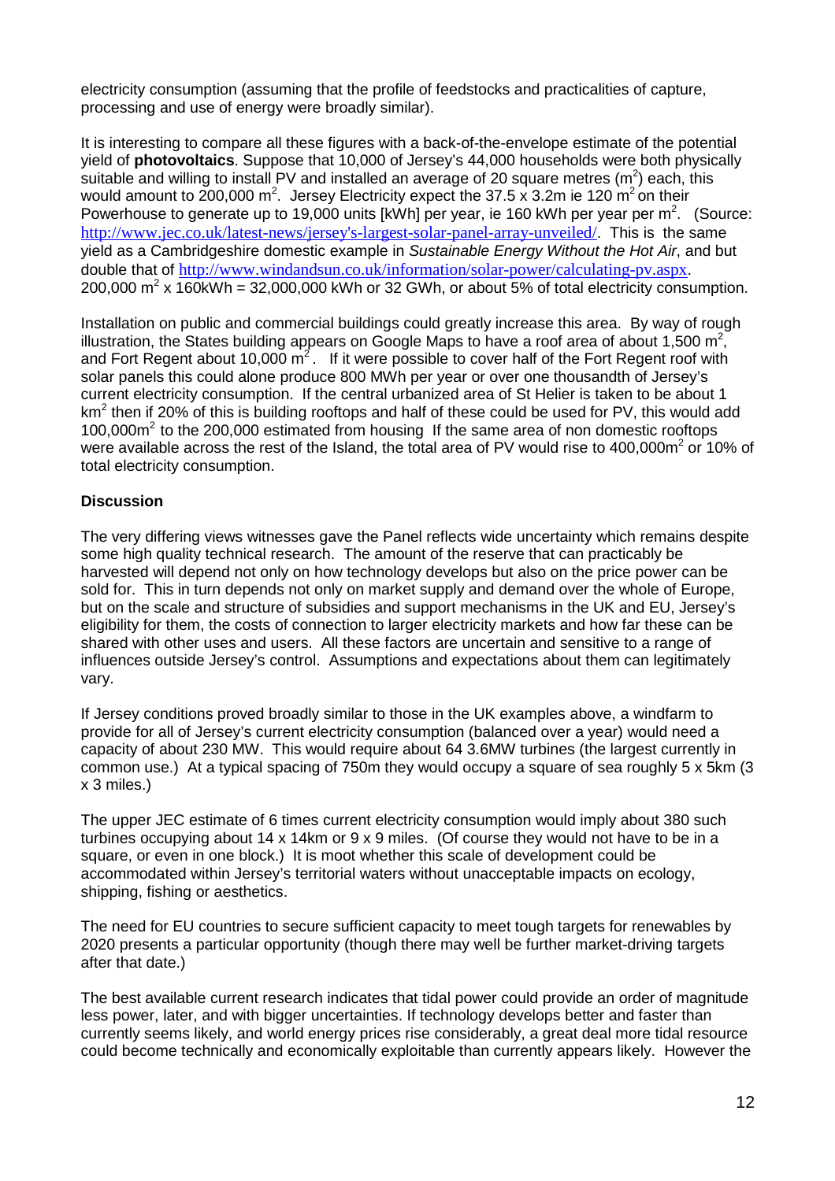electricity consumption (assuming that the profile of feedstocks and practicalities of capture, processing and use of energy were broadly similar).

It is interesting to compare all these figures with a back-of-the-envelope estimate of the potential yield of **photovoltaics**. Suppose that 10,000 of Jersey's 44,000 households were both physically suitable and willing to install PV and installed an average of 20 square metres ($m^2$) each, this would amount to 200,000 $m^2$. Jersey Electricity expect the 37.5 x 3.2m ie 120 $m^2$ on their Powerhouse to generate up to 19,000 units [kWh] per year, ie 160 kWh per year per $m^2$. (Source: http://www.jec.co.uk/latest-news/jersey's-largest-solar-panel-array-unveiled/. This is the same yield as a Cambridgeshire domestic example in *Sustainable Energy Without the Hot Air*, and but double that of http://www.windandsun.co.uk/information/solar-power/calculating-pv.aspx. 200,000 $m^2$ x 160kWh = 32,000,000 kWh or 32 GWh, or about 5% of total electricity consumption.

Installation on public and commercial buildings could greatly increase this area. By way of rough illustration, the States building appears on Google Maps to have a roof area of about 1,500 $m^2$, and Fort Regent about 10,000 $m^2$. If it were possible to cover half of the Fort Regent roof with solar panels this could alone produce 800 MWh per year or over one thousandth of Jersey's current electricity consumption. If the central urbanized area of St Helier is taken to be about 1 $km^2$ then if 20% of this is building rooftops and half of these could be used for PV, this would add 100,000$m^2$ to the 200,000 estimated from housing If the same area of non domestic rooftops were available across the rest of the Island, the total area of PV would rise to 400,000$m^2$ or 10% of total electricity consumption.

**Discussion**

The very differing views witnesses gave the Panel reflects wide uncertainty which remains despite some high quality technical research. The amount of the reserve that can practicably be harvested will depend not only on how technology develops but also on the price power can be sold for. This in turn depends not only on market supply and demand over the whole of Europe, but on the scale and structure of subsidies and support mechanisms in the UK and EU, Jersey's eligibility for them, the costs of connection to larger electricity markets and how far these can be shared with other uses and users. All these factors are uncertain and sensitive to a range of influences outside Jersey's control. Assumptions and expectations about them can legitimately vary.

If Jersey conditions proved broadly similar to those in the UK examples above, a windfarm to provide for all of Jersey's current electricity consumption (balanced over a year) would need a capacity of about 230 MW. This would require about 64 3.6MW turbines (the largest currently in common use.) At a typical spacing of 750m they would occupy a square of sea roughly 5 x 5km (3 x 3 miles.)

The upper JEC estimate of 6 times current electricity consumption would imply about 380 such turbines occupying about 14 x 14km or 9 x 9 miles. (Of course they would not have to be in a square, or even in one block.) It is moot whether this scale of development could be accommodated within Jersey's territorial waters without unacceptable impacts on ecology, shipping, fishing or aesthetics.

The need for EU countries to secure sufficient capacity to meet tough targets for renewables by 2020 presents a particular opportunity (though there may well be further market-driving targets after that date.)

The best available current research indicates that tidal power could provide an order of magnitude less power, later, and with bigger uncertainties. If technology develops better and faster than currently seems likely, and world energy prices rise considerably, a great deal more tidal resource could become technically and economically exploitable than currently appears likely. However the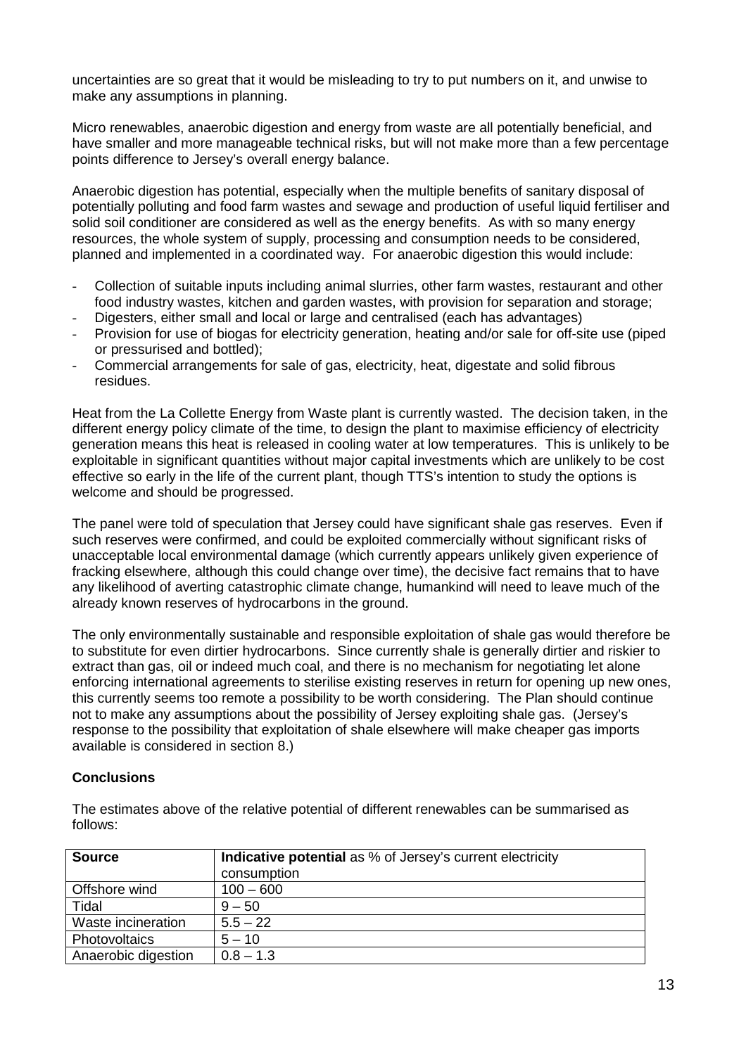uncertainties are so great that it would be misleading to try to put numbers on it, and unwise to make any assumptions in planning.

Micro renewables, anaerobic digestion and energy from waste are all potentially beneficial, and have smaller and more manageable technical risks, but will not make more than a few percentage points difference to Jersey's overall energy balance.

Anaerobic digestion has potential, especially when the multiple benefits of sanitary disposal of potentially polluting and food farm wastes and sewage and production of useful liquid fertiliser and solid soil conditioner are considered as well as the energy benefits. As with so many energy resources, the whole system of supply, processing and consumption needs to be considered, planned and implemented in a coordinated way. For anaerobic digestion this would include:

- Collection of suitable inputs including animal slurries, other farm wastes, restaurant and other food industry wastes, kitchen and garden wastes, with provision for separation and storage;
- Digesters, either small and local or large and centralised (each has advantages)
- Provision for use of biogas for electricity generation, heating and/or sale for off-site use (piped or pressurised and bottled);
- Commercial arrangements for sale of gas, electricity, heat, digestate and solid fibrous residues.

Heat from the La Collette Energy from Waste plant is currently wasted. The decision taken, in the different energy policy climate of the time, to design the plant to maximise efficiency of electricity generation means this heat is released in cooling water at low temperatures. This is unlikely to be exploitable in significant quantities without major capital investments which are unlikely to be cost effective so early in the life of the current plant, though TTS's intention to study the options is welcome and should be progressed.

The panel were told of speculation that Jersey could have significant shale gas reserves. Even if such reserves were confirmed, and could be exploited commercially without significant risks of unacceptable local environmental damage (which currently appears unlikely given experience of fracking elsewhere, although this could change over time), the decisive fact remains that to have any likelihood of averting catastrophic climate change, humankind will need to leave much of the already known reserves of hydrocarbons in the ground.

The only environmentally sustainable and responsible exploitation of shale gas would therefore be to substitute for even dirtier hydrocarbons. Since currently shale is generally dirtier and riskier to extract than gas, oil or indeed much coal, and there is no mechanism for negotiating let alone enforcing international agreements to sterilise existing reserves in return for opening up new ones, this currently seems too remote a possibility to be worth considering. The Plan should continue not to make any assumptions about the possibility of Jersey exploiting shale gas. (Jersey's response to the possibility that exploitation of shale elsewhere will make cheaper gas imports available is considered in section 8.)

**Conclusions**

The estimates above of the relative potential of different renewables can be summarised as follows:

| **Source** | **Indicative potential** as % of Jersey's current electricity consumption |
|---|---|
| Offshore wind | 100 – 600 |
| Tidal | 9 – 50 |
| Waste incineration | 5.5 – 22 |
| Photovoltaics | 5 – 10 |
| Anaerobic digestion | 0.8 – 1.3 |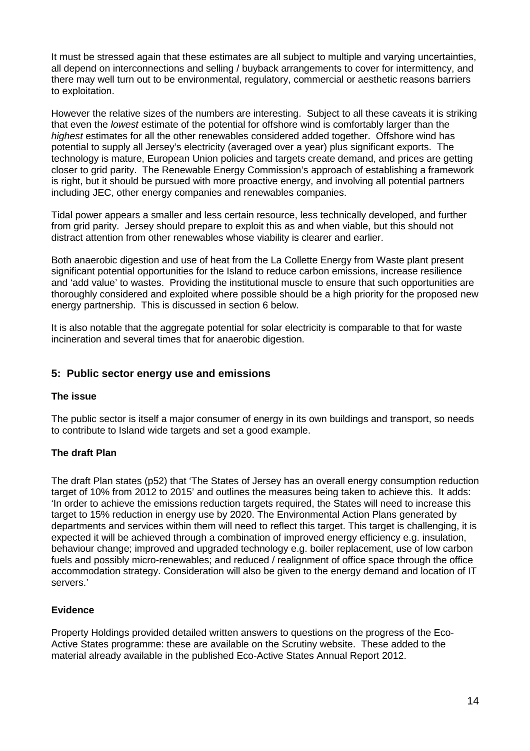It must be stressed again that these estimates are all subject to multiple and varying uncertainties, all depend on interconnections and selling / buyback arrangements to cover for intermittency, and there may well turn out to be environmental, regulatory, commercial or aesthetic reasons barriers to exploitation.

However the relative sizes of the numbers are interesting. Subject to all these caveats it is striking that even the *lowest* estimate of the potential for offshore wind is comfortably larger than the *highest* estimates for all the other renewables considered added together. Offshore wind has potential to supply all Jersey's electricity (averaged over a year) plus significant exports. The technology is mature, European Union policies and targets create demand, and prices are getting closer to grid parity. The Renewable Energy Commission's approach of establishing a framework is right, but it should be pursued with more proactive energy, and involving all potential partners including JEC, other energy companies and renewables companies.

Tidal power appears a smaller and less certain resource, less technically developed, and further from grid parity. Jersey should prepare to exploit this as and when viable, but this should not distract attention from other renewables whose viability is clearer and earlier.

Both anaerobic digestion and use of heat from the La Collette Energy from Waste plant present significant potential opportunities for the Island to reduce carbon emissions, increase resilience and 'add value' to wastes. Providing the institutional muscle to ensure that such opportunities are thoroughly considered and exploited where possible should be a high priority for the proposed new energy partnership. This is discussed in section 6 below.

It is also notable that the aggregate potential for solar electricity is comparable to that for waste incineration and several times that for anaerobic digestion.

## 5: Public sector energy use and emissions

### The issue

The public sector is itself a major consumer of energy in its own buildings and transport, so needs to contribute to Island wide targets and set a good example.

### The draft Plan

The draft Plan states (p52) that 'The States of Jersey has an overall energy consumption reduction target of 10% from 2012 to 2015' and outlines the measures being taken to achieve this. It adds: 'In order to achieve the emissions reduction targets required, the States will need to increase this target to 15% reduction in energy use by 2020. The Environmental Action Plans generated by departments and services within them will need to reflect this target. This target is challenging, it is expected it will be achieved through a combination of improved energy efficiency e.g. insulation, behaviour change; improved and upgraded technology e.g. boiler replacement, use of low carbon fuels and possibly micro-renewables; and reduced / realignment of office space through the office accommodation strategy. Consideration will also be given to the energy demand and location of IT servers.'

### Evidence

Property Holdings provided detailed written answers to questions on the progress of the Eco-Active States programme: these are available on the Scrutiny website. These added to the material already available in the published Eco-Active States Annual Report 2012.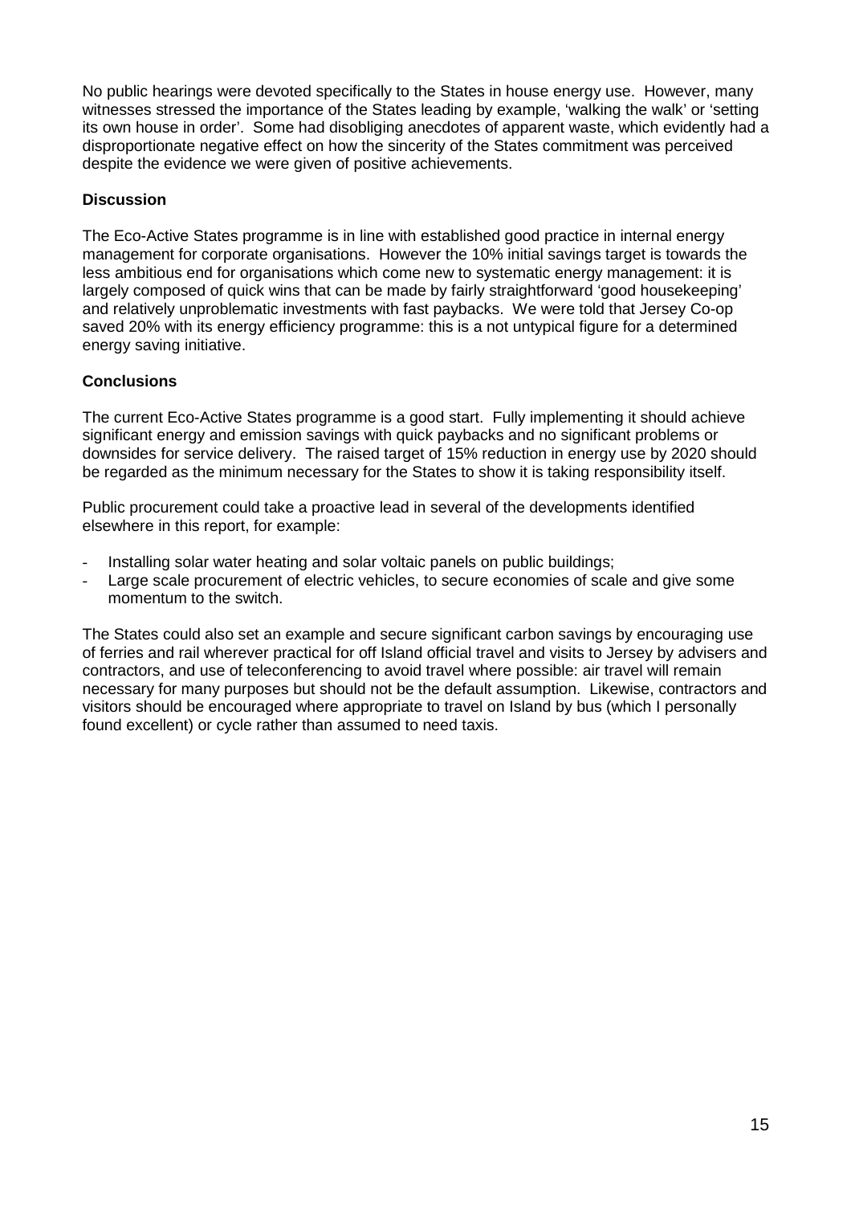No public hearings were devoted specifically to the States in house energy use. However, many witnesses stressed the importance of the States leading by example, 'walking the walk' or 'setting its own house in order'. Some had disobliging anecdotes of apparent waste, which evidently had a disproportionate negative effect on how the sincerity of the States commitment was perceived despite the evidence we were given of positive achievements.

**Discussion**

The Eco-Active States programme is in line with established good practice in internal energy management for corporate organisations. However the 10% initial savings target is towards the less ambitious end for organisations which come new to systematic energy management: it is largely composed of quick wins that can be made by fairly straightforward 'good housekeeping' and relatively unproblematic investments with fast paybacks. We were told that Jersey Co-op saved 20% with its energy efficiency programme: this is a not untypical figure for a determined energy saving initiative.

**Conclusions**

The current Eco-Active States programme is a good start. Fully implementing it should achieve significant energy and emission savings with quick paybacks and no significant problems or downsides for service delivery. The raised target of 15% reduction in energy use by 2020 should be regarded as the minimum necessary for the States to show it is taking responsibility itself.

Public procurement could take a proactive lead in several of the developments identified elsewhere in this report, for example:

- Installing solar water heating and solar voltaic panels on public buildings;
- Large scale procurement of electric vehicles, to secure economies of scale and give some momentum to the switch.

The States could also set an example and secure significant carbon savings by encouraging use of ferries and rail wherever practical for off Island official travel and visits to Jersey by advisers and contractors, and use of teleconferencing to avoid travel where possible: air travel will remain necessary for many purposes but should not be the default assumption. Likewise, contractors and visitors should be encouraged where appropriate to travel on Island by bus (which I personally found excellent) or cycle rather than assumed to need taxis.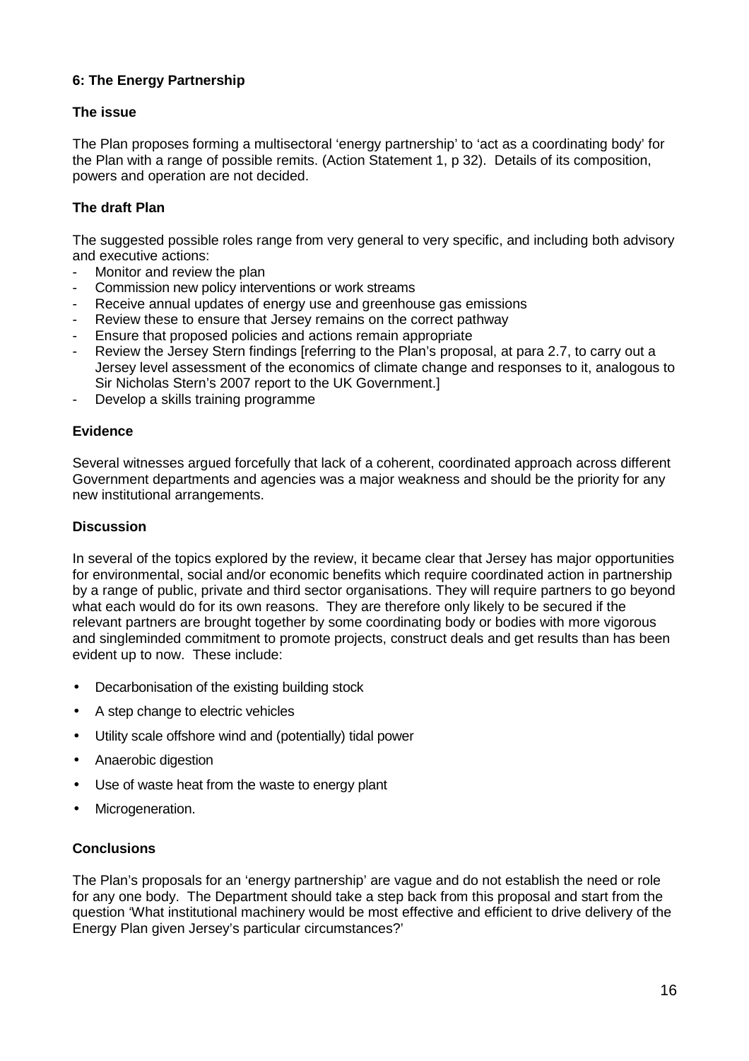### 6: The Energy Partnership

**The issue**

The Plan proposes forming a multisectoral 'energy partnership' to 'act as a coordinating body' for the Plan with a range of possible remits. (Action Statement 1, p 32). Details of its composition, powers and operation are not decided.

**The draft Plan**

The suggested possible roles range from very general to very specific, and including both advisory and executive actions:

- Monitor and review the plan
- Commission new policy interventions or work streams
- Receive annual updates of energy use and greenhouse gas emissions
- Review these to ensure that Jersey remains on the correct pathway
- Ensure that proposed policies and actions remain appropriate
- Review the Jersey Stern findings [referring to the Plan's proposal, at para 2.7, to carry out a Jersey level assessment of the economics of climate change and responses to it, analogous to Sir Nicholas Stern's 2007 report to the UK Government.]
- Develop a skills training programme

**Evidence**

Several witnesses argued forcefully that lack of a coherent, coordinated approach across different Government departments and agencies was a major weakness and should be the priority for any new institutional arrangements.

**Discussion**

In several of the topics explored by the review, it became clear that Jersey has major opportunities for environmental, social and/or economic benefits which require coordinated action in partnership by a range of public, private and third sector organisations. They will require partners to go beyond what each would do for its own reasons. They are therefore only likely to be secured if the relevant partners are brought together by some coordinating body or bodies with more vigorous and singleminded commitment to promote projects, construct deals and get results than has been evident up to now. These include:

- Decarbonisation of the existing building stock
- A step change to electric vehicles
- Utility scale offshore wind and (potentially) tidal power
- Anaerobic digestion
- Use of waste heat from the waste to energy plant
- Microgeneration.

**Conclusions**

The Plan's proposals for an 'energy partnership' are vague and do not establish the need or role for any one body. The Department should take a step back from this proposal and start from the question 'What institutional machinery would be most effective and efficient to drive delivery of the Energy Plan given Jersey's particular circumstances?'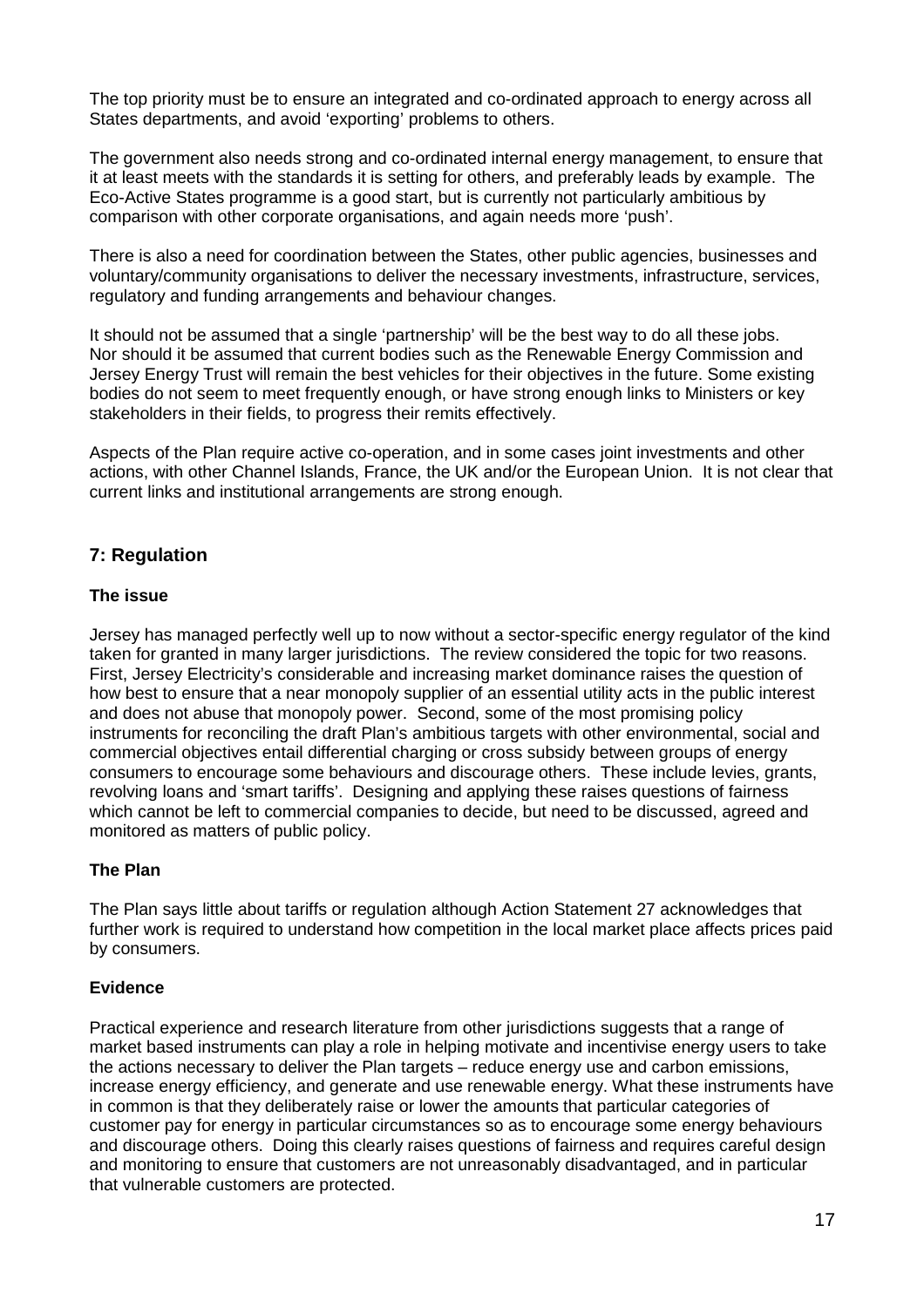The top priority must be to ensure an integrated and co-ordinated approach to energy across all States departments, and avoid 'exporting' problems to others.

The government also needs strong and co-ordinated internal energy management, to ensure that it at least meets with the standards it is setting for others, and preferably leads by example. The Eco-Active States programme is a good start, but is currently not particularly ambitious by comparison with other corporate organisations, and again needs more 'push'.

There is also a need for coordination between the States, other public agencies, businesses and voluntary/community organisations to deliver the necessary investments, infrastructure, services, regulatory and funding arrangements and behaviour changes.

It should not be assumed that a single 'partnership' will be the best way to do all these jobs. Nor should it be assumed that current bodies such as the Renewable Energy Commission and Jersey Energy Trust will remain the best vehicles for their objectives in the future. Some existing bodies do not seem to meet frequently enough, or have strong enough links to Ministers or key stakeholders in their fields, to progress their remits effectively.

Aspects of the Plan require active co-operation, and in some cases joint investments and other actions, with other Channel Islands, France, the UK and/or the European Union. It is not clear that current links and institutional arrangements are strong enough.

## 7: Regulation

### The issue

Jersey has managed perfectly well up to now without a sector-specific energy regulator of the kind taken for granted in many larger jurisdictions. The review considered the topic for two reasons. First, Jersey Electricity's considerable and increasing market dominance raises the question of how best to ensure that a near monopoly supplier of an essential utility acts in the public interest and does not abuse that monopoly power. Second, some of the most promising policy instruments for reconciling the draft Plan's ambitious targets with other environmental, social and commercial objectives entail differential charging or cross subsidy between groups of energy consumers to encourage some behaviours and discourage others. These include levies, grants, revolving loans and 'smart tariffs'. Designing and applying these raises questions of fairness which cannot be left to commercial companies to decide, but need to be discussed, agreed and monitored as matters of public policy.

### The Plan

The Plan says little about tariffs or regulation although Action Statement 27 acknowledges that further work is required to understand how competition in the local market place affects prices paid by consumers.

### Evidence

Practical experience and research literature from other jurisdictions suggests that a range of market based instruments can play a role in helping motivate and incentivise energy users to take the actions necessary to deliver the Plan targets – reduce energy use and carbon emissions, increase energy efficiency, and generate and use renewable energy. What these instruments have in common is that they deliberately raise or lower the amounts that particular categories of customer pay for energy in particular circumstances so as to encourage some energy behaviours and discourage others. Doing this clearly raises questions of fairness and requires careful design and monitoring to ensure that customers are not unreasonably disadvantaged, and in particular that vulnerable customers are protected.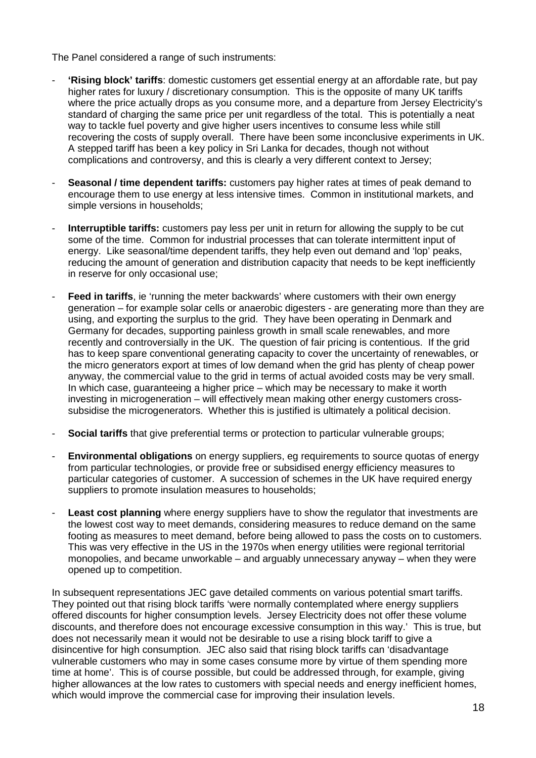The Panel considered a range of such instruments:

- **'Rising block' tariffs**: domestic customers get essential energy at an affordable rate, but pay higher rates for luxury / discretionary consumption. This is the opposite of many UK tariffs where the price actually drops as you consume more, and a departure from Jersey Electricity's standard of charging the same price per unit regardless of the total. This is potentially a neat way to tackle fuel poverty and give higher users incentives to consume less while still recovering the costs of supply overall. There have been some inconclusive experiments in UK. A stepped tariff has been a key policy in Sri Lanka for decades, though not without complications and controversy, and this is clearly a very different context to Jersey;

- **Seasonal / time dependent tariffs:** customers pay higher rates at times of peak demand to encourage them to use energy at less intensive times. Common in institutional markets, and simple versions in households;

- **Interruptible tariffs:** customers pay less per unit in return for allowing the supply to be cut some of the time. Common for industrial processes that can tolerate intermittent input of energy. Like seasonal/time dependent tariffs, they help even out demand and 'lop' peaks, reducing the amount of generation and distribution capacity that needs to be kept inefficiently in reserve for only occasional use;

- **Feed in tariffs**, ie 'running the meter backwards' where customers with their own energy generation – for example solar cells or anaerobic digesters - are generating more than they are using, and exporting the surplus to the grid. They have been operating in Denmark and Germany for decades, supporting painless growth in small scale renewables, and more recently and controversially in the UK. The question of fair pricing is contentious. If the grid has to keep spare conventional generating capacity to cover the uncertainty of renewables, or the micro generators export at times of low demand when the grid has plenty of cheap power anyway, the commercial value to the grid in terms of actual avoided costs may be very small. In which case, guaranteeing a higher price – which may be necessary to make it worth investing in microgeneration – will effectively mean making other energy customers cross-subsidise the microgenerators. Whether this is justified is ultimately a political decision.

- **Social tariffs** that give preferential terms or protection to particular vulnerable groups;

- **Environmental obligations** on energy suppliers, eg requirements to source quotas of energy from particular technologies, or provide free or subsidised energy efficiency measures to particular categories of customer. A succession of schemes in the UK have required energy suppliers to promote insulation measures to households;

- **Least cost planning** where energy suppliers have to show the regulator that investments are the lowest cost way to meet demands, considering measures to reduce demand on the same footing as measures to meet demand, before being allowed to pass the costs on to customers. This was very effective in the US in the 1970s when energy utilities were regional territorial monopolies, and became unworkable – and arguably unnecessary anyway – when they were opened up to competition.

In subsequent representations JEC gave detailed comments on various potential smart tariffs. They pointed out that rising block tariffs 'were normally contemplated where energy suppliers offered discounts for higher consumption levels. Jersey Electricity does not offer these volume discounts, and therefore does not encourage excessive consumption in this way.' This is true, but does not necessarily mean it would not be desirable to use a rising block tariff to give a disincentive for high consumption. JEC also said that rising block tariffs can 'disadvantage vulnerable customers who may in some cases consume more by virtue of them spending more time at home'. This is of course possible, but could be addressed through, for example, giving higher allowances at the low rates to customers with special needs and energy inefficient homes, which would improve the commercial case for improving their insulation levels.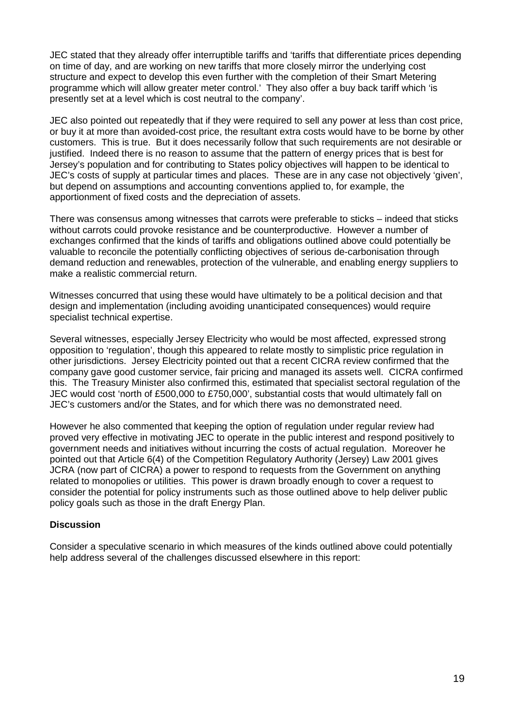JEC stated that they already offer interruptible tariffs and 'tariffs that differentiate prices depending on time of day, and are working on new tariffs that more closely mirror the underlying cost structure and expect to develop this even further with the completion of their Smart Metering programme which will allow greater meter control.' They also offer a buy back tariff which 'is presently set at a level which is cost neutral to the company'.

JEC also pointed out repeatedly that if they were required to sell any power at less than cost price, or buy it at more than avoided-cost price, the resultant extra costs would have to be borne by other customers. This is true. But it does necessarily follow that such requirements are not desirable or justified. Indeed there is no reason to assume that the pattern of energy prices that is best for Jersey's population and for contributing to States policy objectives will happen to be identical to JEC's costs of supply at particular times and places. These are in any case not objectively 'given', but depend on assumptions and accounting conventions applied to, for example, the apportionment of fixed costs and the depreciation of assets.

There was consensus among witnesses that carrots were preferable to sticks – indeed that sticks without carrots could provoke resistance and be counterproductive. However a number of exchanges confirmed that the kinds of tariffs and obligations outlined above could potentially be valuable to reconcile the potentially conflicting objectives of serious de-carbonisation through demand reduction and renewables, protection of the vulnerable, and enabling energy suppliers to make a realistic commercial return.

Witnesses concurred that using these would have ultimately to be a political decision and that design and implementation (including avoiding unanticipated consequences) would require specialist technical expertise.

Several witnesses, especially Jersey Electricity who would be most affected, expressed strong opposition to 'regulation', though this appeared to relate mostly to simplistic price regulation in other jurisdictions. Jersey Electricity pointed out that a recent CICRA review confirmed that the company gave good customer service, fair pricing and managed its assets well. CICRA confirmed this. The Treasury Minister also confirmed this, estimated that specialist sectoral regulation of the JEC would cost 'north of £500,000 to £750,000', substantial costs that would ultimately fall on JEC's customers and/or the States, and for which there was no demonstrated need.

However he also commented that keeping the option of regulation under regular review had proved very effective in motivating JEC to operate in the public interest and respond positively to government needs and initiatives without incurring the costs of actual regulation. Moreover he pointed out that Article 6(4) of the Competition Regulatory Authority (Jersey) Law 2001 gives JCRA (now part of CICRA) a power to respond to requests from the Government on anything related to monopolies or utilities. This power is drawn broadly enough to cover a request to consider the potential for policy instruments such as those outlined above to help deliver public policy goals such as those in the draft Energy Plan.

**Discussion**

Consider a speculative scenario in which measures of the kinds outlined above could potentially help address several of the challenges discussed elsewhere in this report: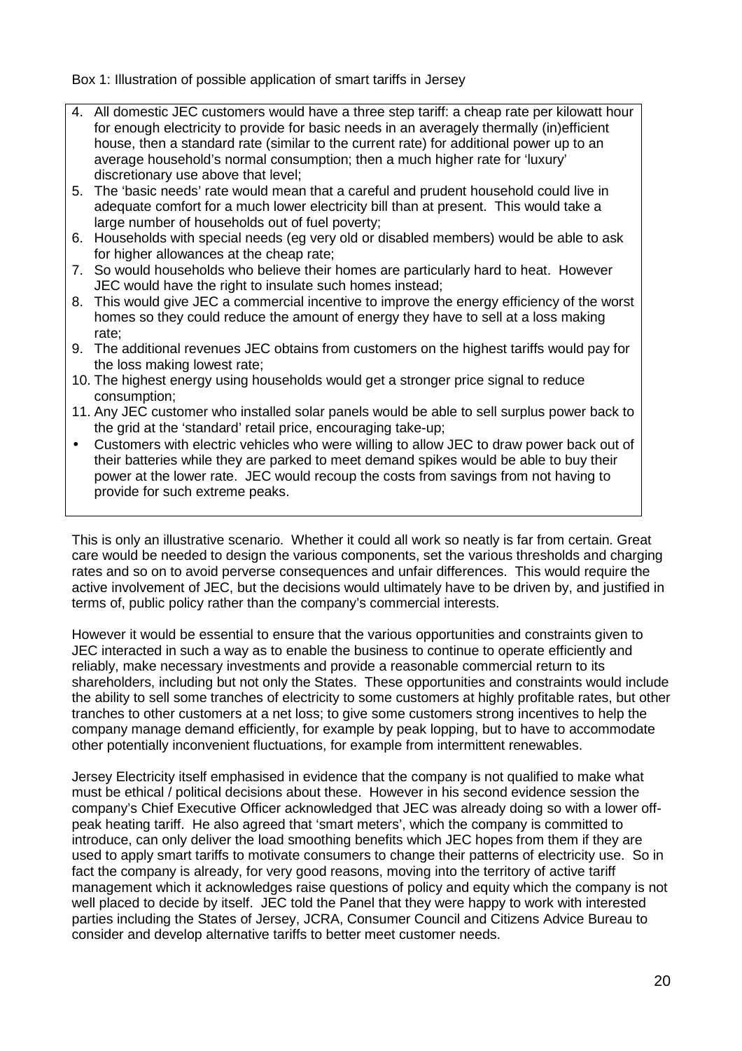Box 1: Illustration of possible application of smart tariffs in Jersey

4. All domestic JEC customers would have a three step tariff: a cheap rate per kilowatt hour for enough electricity to provide for basic needs in an averagely thermally (in)efficient house, then a standard rate (similar to the current rate) for additional power up to an average household's normal consumption; then a much higher rate for 'luxury' discretionary use above that level;
5. The 'basic needs' rate would mean that a careful and prudent household could live in adequate comfort for a much lower electricity bill than at present. This would take a large number of households out of fuel poverty;
6. Households with special needs (eg very old or disabled members) would be able to ask for higher allowances at the cheap rate;
7. So would households who believe their homes are particularly hard to heat. However JEC would have the right to insulate such homes instead;
8. This would give JEC a commercial incentive to improve the energy efficiency of the worst homes so they could reduce the amount of energy they have to sell at a loss making rate;
9. The additional revenues JEC obtains from customers on the highest tariffs would pay for the loss making lowest rate;
10. The highest energy using households would get a stronger price signal to reduce consumption;
11. Any JEC customer who installed solar panels would be able to sell surplus power back to the grid at the 'standard' retail price, encouraging take-up;

- Customers with electric vehicles who were willing to allow JEC to draw power back out of their batteries while they are parked to meet demand spikes would be able to buy their power at the lower rate. JEC would recoup the costs from savings from not having to provide for such extreme peaks.

This is only an illustrative scenario. Whether it could all work so neatly is far from certain. Great care would be needed to design the various components, set the various thresholds and charging rates and so on to avoid perverse consequences and unfair differences. This would require the active involvement of JEC, but the decisions would ultimately have to be driven by, and justified in terms of, public policy rather than the company's commercial interests.

However it would be essential to ensure that the various opportunities and constraints given to JEC interacted in such a way as to enable the business to continue to operate efficiently and reliably, make necessary investments and provide a reasonable commercial return to its shareholders, including but not only the States. These opportunities and constraints would include the ability to sell some tranches of electricity to some customers at highly profitable rates, but other tranches to other customers at a net loss; to give some customers strong incentives to help the company manage demand efficiently, for example by peak lopping, but to have to accommodate other potentially inconvenient fluctuations, for example from intermittent renewables.

Jersey Electricity itself emphasised in evidence that the company is not qualified to make what must be ethical / political decisions about these. However in his second evidence session the company's Chief Executive Officer acknowledged that JEC was already doing so with a lower off-peak heating tariff. He also agreed that 'smart meters', which the company is committed to introduce, can only deliver the load smoothing benefits which JEC hopes from them if they are used to apply smart tariffs to motivate consumers to change their patterns of electricity use. So in fact the company is already, for very good reasons, moving into the territory of active tariff management which it acknowledges raise questions of policy and equity which the company is not well placed to decide by itself. JEC told the Panel that they were happy to work with interested parties including the States of Jersey, JCRA, Consumer Council and Citizens Advice Bureau to consider and develop alternative tariffs to better meet customer needs.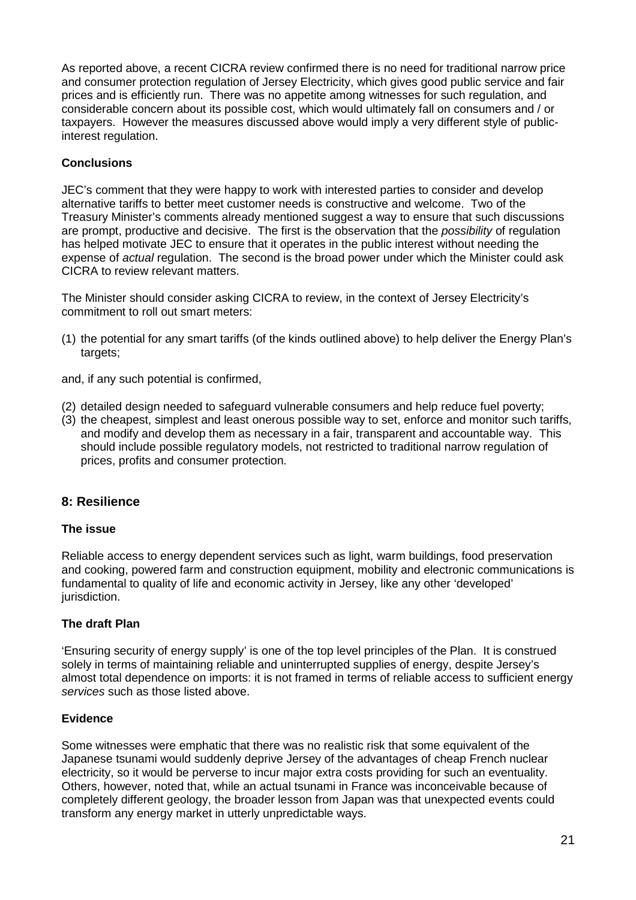As reported above, a recent CICRA review confirmed there is no need for traditional narrow price and consumer protection regulation of Jersey Electricity, which gives good public service and fair prices and is efficiently run. There was no appetite among witnesses for such regulation, and considerable concern about its possible cost, which would ultimately fall on consumers and / or taxpayers. However the measures discussed above would imply a very different style of public-interest regulation.

**Conclusions**

JEC's comment that they were happy to work with interested parties to consider and develop alternative tariffs to better meet customer needs is constructive and welcome. Two of the Treasury Minister's comments already mentioned suggest a way to ensure that such discussions are prompt, productive and decisive. The first is the observation that the *possibility* of regulation has helped motivate JEC to ensure that it operates in the public interest without needing the expense of *actual* regulation. The second is the broad power under which the Minister could ask CICRA to review relevant matters.

The Minister should consider asking CICRA to review, in the context of Jersey Electricity's commitment to roll out smart meters:

(1) the potential for any smart tariffs (of the kinds outlined above) to help deliver the Energy Plan's targets;

and, if any such potential is confirmed,

(2) detailed design needed to safeguard vulnerable consumers and help reduce fuel poverty;
(3) the cheapest, simplest and least onerous possible way to set, enforce and monitor such tariffs, and modify and develop them as necessary in a fair, transparent and accountable way. This should include possible regulatory models, not restricted to traditional narrow regulation of prices, profits and consumer protection.

## 8: Resilience

**The issue**

Reliable access to energy dependent services such as light, warm buildings, food preservation and cooking, powered farm and construction equipment, mobility and electronic communications is fundamental to quality of life and economic activity in Jersey, like any other 'developed' jurisdiction.

**The draft Plan**

'Ensuring security of energy supply' is one of the top level principles of the Plan. It is construed solely in terms of maintaining reliable and uninterrupted supplies of energy, despite Jersey's almost total dependence on imports: it is not framed in terms of reliable access to sufficient energy *services* such as those listed above.

**Evidence**

Some witnesses were emphatic that there was no realistic risk that some equivalent of the Japanese tsunami would suddenly deprive Jersey of the advantages of cheap French nuclear electricity, so it would be perverse to incur major extra costs providing for such an eventuality. Others, however, noted that, while an actual tsunami in France was inconceivable because of completely different geology, the broader lesson from Japan was that unexpected events could transform any energy market in utterly unpredictable ways.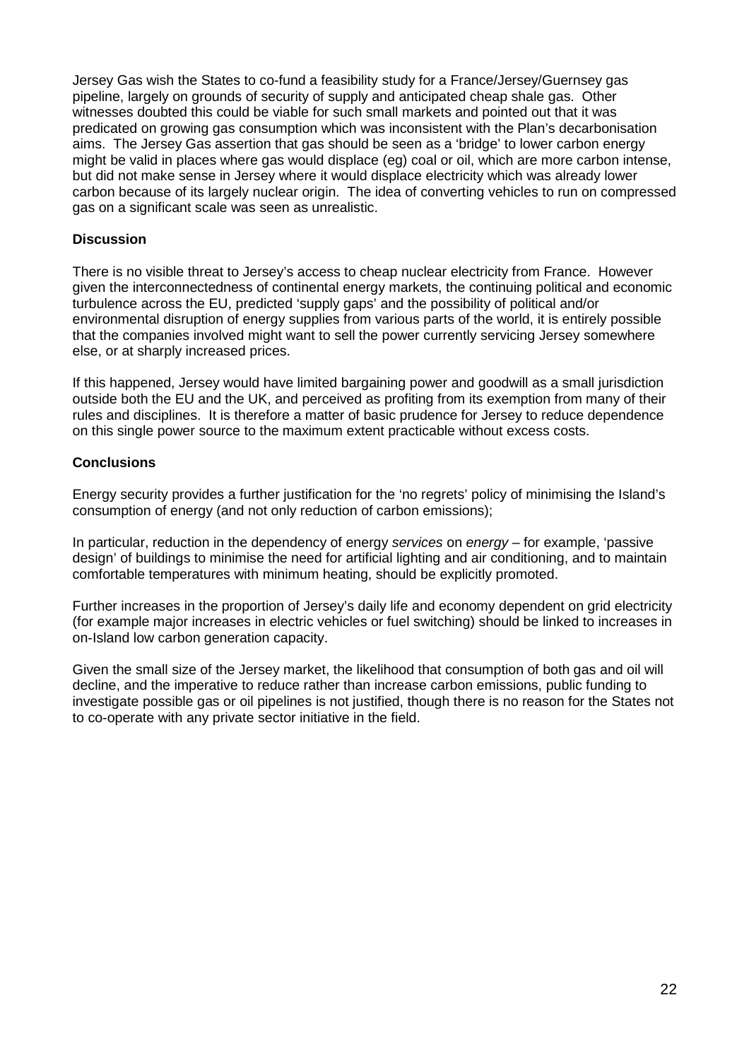Jersey Gas wish the States to co-fund a feasibility study for a France/Jersey/Guernsey gas pipeline, largely on grounds of security of supply and anticipated cheap shale gas. Other witnesses doubted this could be viable for such small markets and pointed out that it was predicated on growing gas consumption which was inconsistent with the Plan's decarbonisation aims. The Jersey Gas assertion that gas should be seen as a 'bridge' to lower carbon energy might be valid in places where gas would displace (eg) coal or oil, which are more carbon intense, but did not make sense in Jersey where it would displace electricity which was already lower carbon because of its largely nuclear origin. The idea of converting vehicles to run on compressed gas on a significant scale was seen as unrealistic.

**Discussion**

There is no visible threat to Jersey's access to cheap nuclear electricity from France. However given the interconnectedness of continental energy markets, the continuing political and economic turbulence across the EU, predicted 'supply gaps' and the possibility of political and/or environmental disruption of energy supplies from various parts of the world, it is entirely possible that the companies involved might want to sell the power currently servicing Jersey somewhere else, or at sharply increased prices.

If this happened, Jersey would have limited bargaining power and goodwill as a small jurisdiction outside both the EU and the UK, and perceived as profiting from its exemption from many of their rules and disciplines. It is therefore a matter of basic prudence for Jersey to reduce dependence on this single power source to the maximum extent practicable without excess costs.

**Conclusions**

Energy security provides a further justification for the 'no regrets' policy of minimising the Island's consumption of energy (and not only reduction of carbon emissions);

In particular, reduction in the dependency of energy *services* on *energy* – for example, 'passive design' of buildings to minimise the need for artificial lighting and air conditioning, and to maintain comfortable temperatures with minimum heating, should be explicitly promoted.

Further increases in the proportion of Jersey's daily life and economy dependent on grid electricity (for example major increases in electric vehicles or fuel switching) should be linked to increases in on-Island low carbon generation capacity.

Given the small size of the Jersey market, the likelihood that consumption of both gas and oil will decline, and the imperative to reduce rather than increase carbon emissions, public funding to investigate possible gas or oil pipelines is not justified, though there is no reason for the States not to co-operate with any private sector initiative in the field.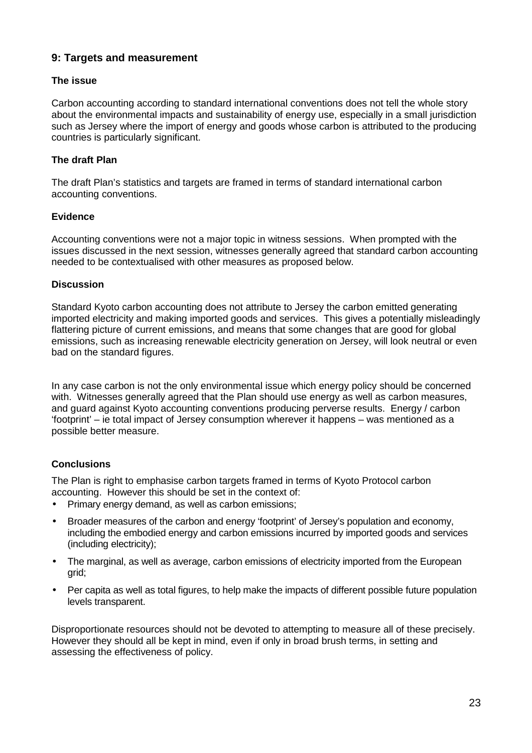## 9: Targets and measurement

### The issue

Carbon accounting according to standard international conventions does not tell the whole story about the environmental impacts and sustainability of energy use, especially in a small jurisdiction such as Jersey where the import of energy and goods whose carbon is attributed to the producing countries is particularly significant.

### The draft Plan

The draft Plan's statistics and targets are framed in terms of standard international carbon accounting conventions.

### Evidence

Accounting conventions were not a major topic in witness sessions. When prompted with the issues discussed in the next session, witnesses generally agreed that standard carbon accounting needed to be contextualised with other measures as proposed below.

### Discussion

Standard Kyoto carbon accounting does not attribute to Jersey the carbon emitted generating imported electricity and making imported goods and services. This gives a potentially misleadingly flattering picture of current emissions, and means that some changes that are good for global emissions, such as increasing renewable electricity generation on Jersey, will look neutral or even bad on the standard figures.

In any case carbon is not the only environmental issue which energy policy should be concerned with. Witnesses generally agreed that the Plan should use energy as well as carbon measures, and guard against Kyoto accounting conventions producing perverse results. Energy / carbon 'footprint' – ie total impact of Jersey consumption wherever it happens – was mentioned as a possible better measure.

### Conclusions

The Plan is right to emphasise carbon targets framed in terms of Kyoto Protocol carbon accounting. However this should be set in the context of:

- Primary energy demand, as well as carbon emissions;
- Broader measures of the carbon and energy 'footprint' of Jersey's population and economy, including the embodied energy and carbon emissions incurred by imported goods and services (including electricity);
- The marginal, as well as average, carbon emissions of electricity imported from the European grid;
- Per capita as well as total figures, to help make the impacts of different possible future population levels transparent.

Disproportionate resources should not be devoted to attempting to measure all of these precisely. However they should all be kept in mind, even if only in broad brush terms, in setting and assessing the effectiveness of policy.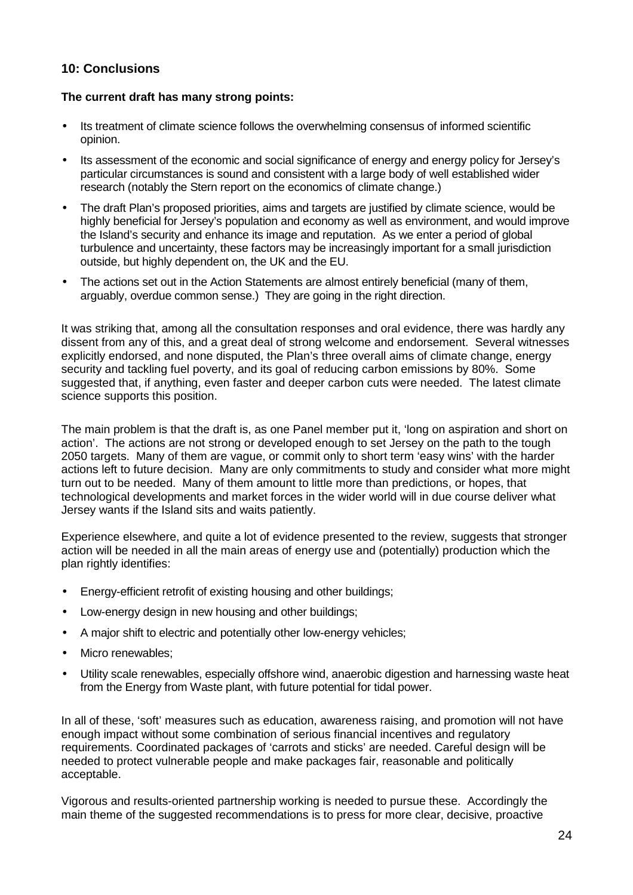## 10: Conclusions

**The current draft has many strong points:**

- Its treatment of climate science follows the overwhelming consensus of informed scientific opinion.
- Its assessment of the economic and social significance of energy and energy policy for Jersey's particular circumstances is sound and consistent with a large body of well established wider research (notably the Stern report on the economics of climate change.)
- The draft Plan's proposed priorities, aims and targets are justified by climate science, would be highly beneficial for Jersey's population and economy as well as environment, and would improve the Island's security and enhance its image and reputation. As we enter a period of global turbulence and uncertainty, these factors may be increasingly important for a small jurisdiction outside, but highly dependent on, the UK and the EU.
- The actions set out in the Action Statements are almost entirely beneficial (many of them, arguably, overdue common sense.) They are going in the right direction.

It was striking that, among all the consultation responses and oral evidence, there was hardly any dissent from any of this, and a great deal of strong welcome and endorsement. Several witnesses explicitly endorsed, and none disputed, the Plan's three overall aims of climate change, energy security and tackling fuel poverty, and its goal of reducing carbon emissions by 80%. Some suggested that, if anything, even faster and deeper carbon cuts were needed. The latest climate science supports this position.

The main problem is that the draft is, as one Panel member put it, 'long on aspiration and short on action'. The actions are not strong or developed enough to set Jersey on the path to the tough 2050 targets. Many of them are vague, or commit only to short term 'easy wins' with the harder actions left to future decision. Many are only commitments to study and consider what more might turn out to be needed. Many of them amount to little more than predictions, or hopes, that technological developments and market forces in the wider world will in due course deliver what Jersey wants if the Island sits and waits patiently.

Experience elsewhere, and quite a lot of evidence presented to the review, suggests that stronger action will be needed in all the main areas of energy use and (potentially) production which the plan rightly identifies:

- Energy-efficient retrofit of existing housing and other buildings;
- Low-energy design in new housing and other buildings;
- A major shift to electric and potentially other low-energy vehicles;
- Micro renewables;
- Utility scale renewables, especially offshore wind, anaerobic digestion and harnessing waste heat from the Energy from Waste plant, with future potential for tidal power.

In all of these, 'soft' measures such as education, awareness raising, and promotion will not have enough impact without some combination of serious financial incentives and regulatory requirements. Coordinated packages of 'carrots and sticks' are needed. Careful design will be needed to protect vulnerable people and make packages fair, reasonable and politically acceptable.

Vigorous and results-oriented partnership working is needed to pursue these. Accordingly the main theme of the suggested recommendations is to press for more clear, decisive, proactive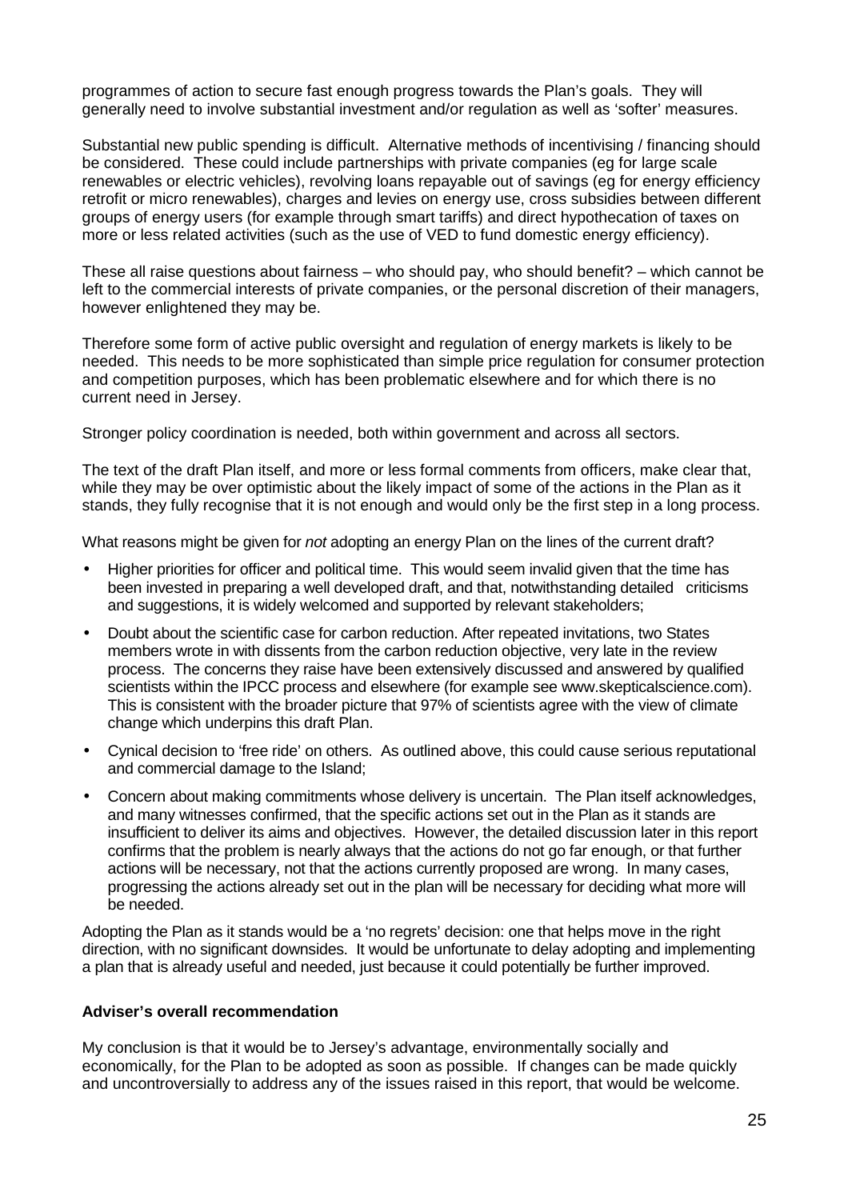programmes of action to secure fast enough progress towards the Plan's goals. They will generally need to involve substantial investment and/or regulation as well as 'softer' measures.

Substantial new public spending is difficult. Alternative methods of incentivising / financing should be considered. These could include partnerships with private companies (eg for large scale renewables or electric vehicles), revolving loans repayable out of savings (eg for energy efficiency retrofit or micro renewables), charges and levies on energy use, cross subsidies between different groups of energy users (for example through smart tariffs) and direct hypothecation of taxes on more or less related activities (such as the use of VED to fund domestic energy efficiency).

These all raise questions about fairness – who should pay, who should benefit? – which cannot be left to the commercial interests of private companies, or the personal discretion of their managers, however enlightened they may be.

Therefore some form of active public oversight and regulation of energy markets is likely to be needed. This needs to be more sophisticated than simple price regulation for consumer protection and competition purposes, which has been problematic elsewhere and for which there is no current need in Jersey.

Stronger policy coordination is needed, both within government and across all sectors.

The text of the draft Plan itself, and more or less formal comments from officers, make clear that, while they may be over optimistic about the likely impact of some of the actions in the Plan as it stands, they fully recognise that it is not enough and would only be the first step in a long process.

What reasons might be given for *not* adopting an energy Plan on the lines of the current draft?

- Higher priorities for officer and political time. This would seem invalid given that the time has been invested in preparing a well developed draft, and that, notwithstanding detailed criticisms and suggestions, it is widely welcomed and supported by relevant stakeholders;
- Doubt about the scientific case for carbon reduction. After repeated invitations, two States members wrote in with dissents from the carbon reduction objective, very late in the review process. The concerns they raise have been extensively discussed and answered by qualified scientists within the IPCC process and elsewhere (for example see www.skepticalscience.com). This is consistent with the broader picture that 97% of scientists agree with the view of climate change which underpins this draft Plan.
- Cynical decision to 'free ride' on others. As outlined above, this could cause serious reputational and commercial damage to the Island;
- Concern about making commitments whose delivery is uncertain. The Plan itself acknowledges, and many witnesses confirmed, that the specific actions set out in the Plan as it stands are insufficient to deliver its aims and objectives. However, the detailed discussion later in this report confirms that the problem is nearly always that the actions do not go far enough, or that further actions will be necessary, not that the actions currently proposed are wrong. In many cases, progressing the actions already set out in the plan will be necessary for deciding what more will be needed.

Adopting the Plan as it stands would be a 'no regrets' decision: one that helps move in the right direction, with no significant downsides. It would be unfortunate to delay adopting and implementing a plan that is already useful and needed, just because it could potentially be further improved.

**Adviser's overall recommendation**

My conclusion is that it would be to Jersey's advantage, environmentally socially and economically, for the Plan to be adopted as soon as possible. If changes can be made quickly and uncontroversially to address any of the issues raised in this report, that would be welcome.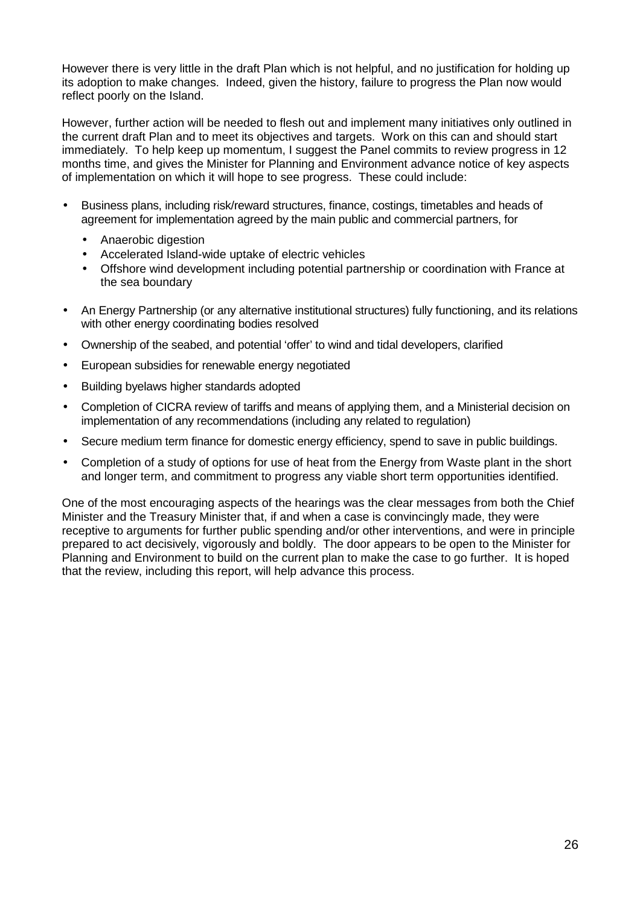However there is very little in the draft Plan which is not helpful, and no justification for holding up its adoption to make changes. Indeed, given the history, failure to progress the Plan now would reflect poorly on the Island.

However, further action will be needed to flesh out and implement many initiatives only outlined in the current draft Plan and to meet its objectives and targets. Work on this can and should start immediately. To help keep up momentum, I suggest the Panel commits to review progress in 12 months time, and gives the Minister for Planning and Environment advance notice of key aspects of implementation on which it will hope to see progress. These could include:

- Business plans, including risk/reward structures, finance, costings, timetables and heads of agreement for implementation agreed by the main public and commercial partners, for
  - Anaerobic digestion
  - Accelerated Island-wide uptake of electric vehicles
  - Offshore wind development including potential partnership or coordination with France at the sea boundary
- An Energy Partnership (or any alternative institutional structures) fully functioning, and its relations with other energy coordinating bodies resolved
- Ownership of the seabed, and potential 'offer' to wind and tidal developers, clarified
- European subsidies for renewable energy negotiated
- Building byelaws higher standards adopted
- Completion of CICRA review of tariffs and means of applying them, and a Ministerial decision on implementation of any recommendations (including any related to regulation)
- Secure medium term finance for domestic energy efficiency, spend to save in public buildings.
- Completion of a study of options for use of heat from the Energy from Waste plant in the short and longer term, and commitment to progress any viable short term opportunities identified.

One of the most encouraging aspects of the hearings was the clear messages from both the Chief Minister and the Treasury Minister that, if and when a case is convincingly made, they were receptive to arguments for further public spending and/or other interventions, and were in principle prepared to act decisively, vigorously and boldly. The door appears to be open to the Minister for Planning and Environment to build on the current plan to make the case to go further. It is hoped that the review, including this report, will help advance this process.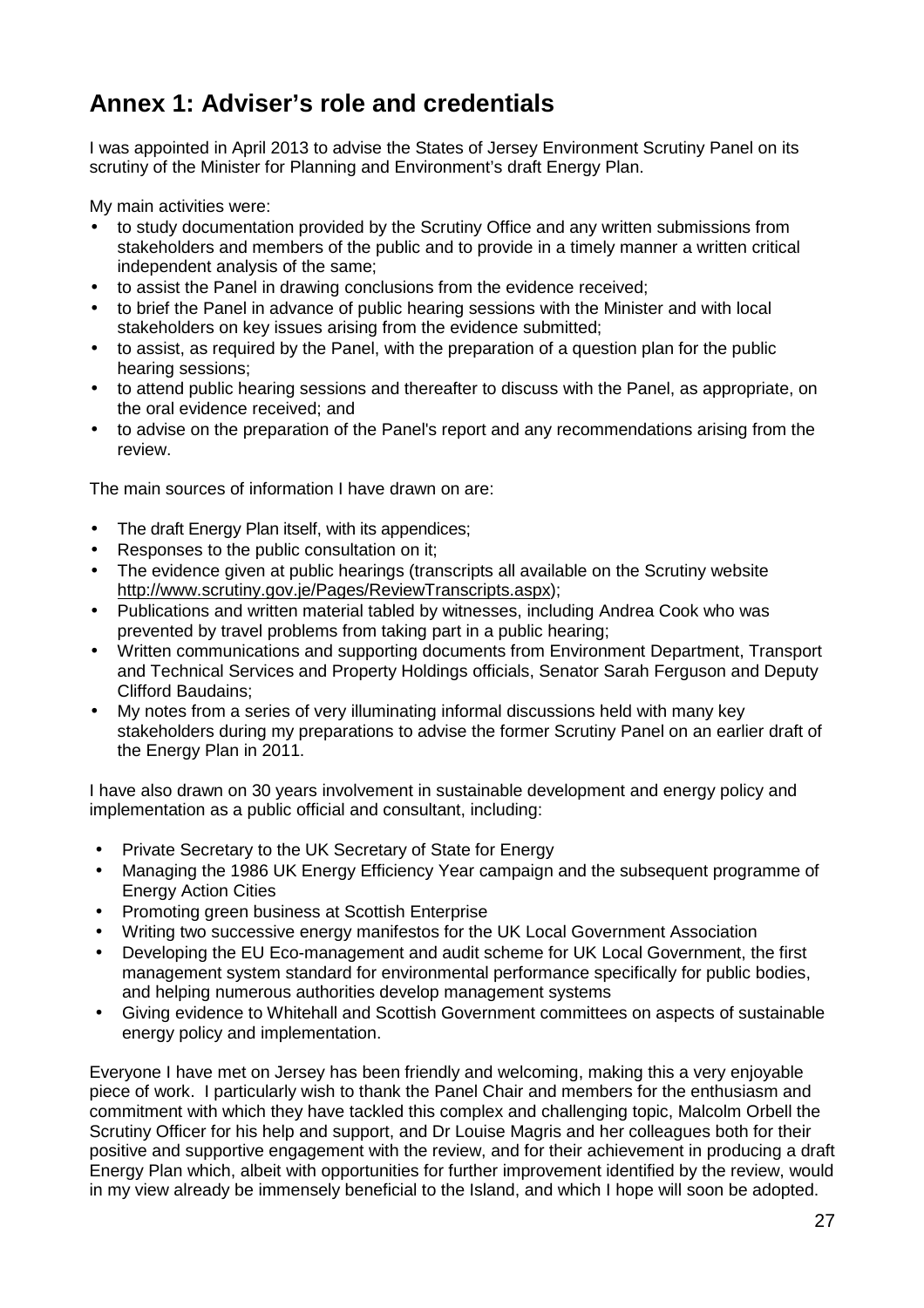# Annex 1: Adviser's role and credentials

I was appointed in April 2013 to advise the States of Jersey Environment Scrutiny Panel on its scrutiny of the Minister for Planning and Environment's draft Energy Plan.

My main activities were:

- to study documentation provided by the Scrutiny Office and any written submissions from stakeholders and members of the public and to provide in a timely manner a written critical independent analysis of the same;
- to assist the Panel in drawing conclusions from the evidence received;
- to brief the Panel in advance of public hearing sessions with the Minister and with local stakeholders on key issues arising from the evidence submitted;
- to assist, as required by the Panel, with the preparation of a question plan for the public hearing sessions;
- to attend public hearing sessions and thereafter to discuss with the Panel, as appropriate, on the oral evidence received; and
- to advise on the preparation of the Panel's report and any recommendations arising from the review.

The main sources of information I have drawn on are:

- The draft Energy Plan itself, with its appendices;
- Responses to the public consultation on it;
- The evidence given at public hearings (transcripts all available on the Scrutiny website http://www.scrutiny.gov.je/Pages/ReviewTranscripts.aspx);
- Publications and written material tabled by witnesses, including Andrea Cook who was prevented by travel problems from taking part in a public hearing;
- Written communications and supporting documents from Environment Department, Transport and Technical Services and Property Holdings officials, Senator Sarah Ferguson and Deputy Clifford Baudains;
- My notes from a series of very illuminating informal discussions held with many key stakeholders during my preparations to advise the former Scrutiny Panel on an earlier draft of the Energy Plan in 2011.

I have also drawn on 30 years involvement in sustainable development and energy policy and implementation as a public official and consultant, including:

- Private Secretary to the UK Secretary of State for Energy
- Managing the 1986 UK Energy Efficiency Year campaign and the subsequent programme of Energy Action Cities
- Promoting green business at Scottish Enterprise
- Writing two successive energy manifestos for the UK Local Government Association
- Developing the EU Eco-management and audit scheme for UK Local Government, the first management system standard for environmental performance specifically for public bodies, and helping numerous authorities develop management systems
- Giving evidence to Whitehall and Scottish Government committees on aspects of sustainable energy policy and implementation.

Everyone I have met on Jersey has been friendly and welcoming, making this a very enjoyable piece of work. I particularly wish to thank the Panel Chair and members for the enthusiasm and commitment with which they have tackled this complex and challenging topic, Malcolm Orbell the Scrutiny Officer for his help and support, and Dr Louise Magris and her colleagues both for their positive and supportive engagement with the review, and for their achievement in producing a draft Energy Plan which, albeit with opportunities for further improvement identified by the review, would in my view already be immensely beneficial to the Island, and which I hope will soon be adopted.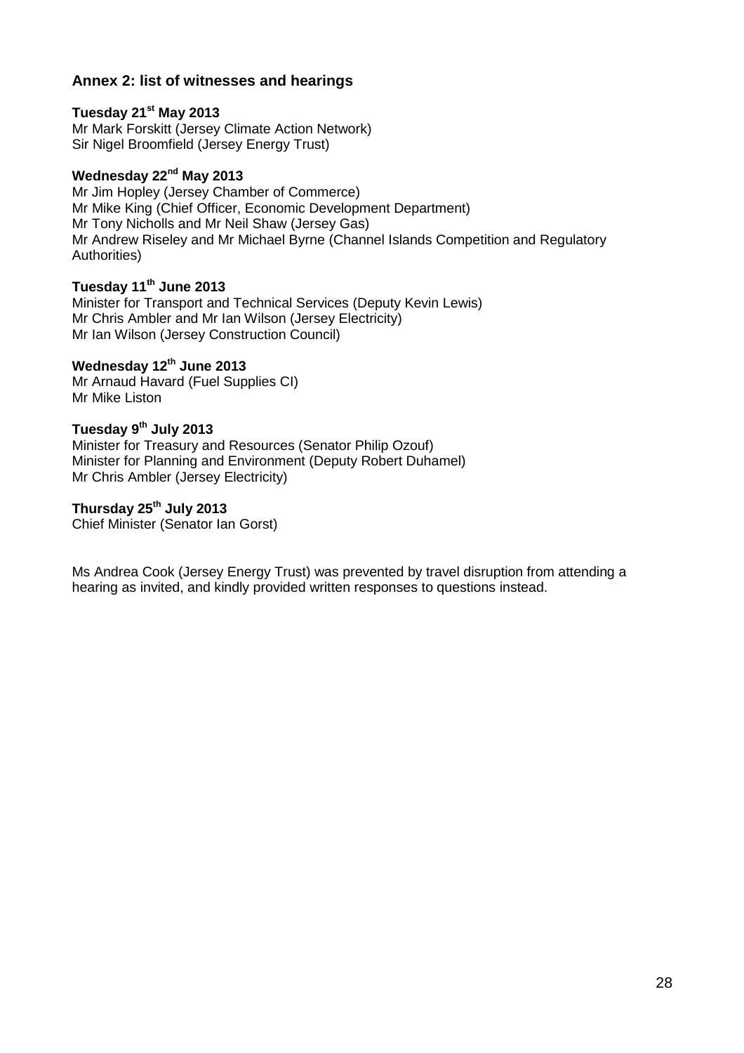## Annex 2: list of witnesses and hearings

**Tuesday 21st May 2013**

Mr Mark Forskitt (Jersey Climate Action Network)
Sir Nigel Broomfield (Jersey Energy Trust)

**Wednesday 22nd May 2013**

Mr Jim Hopley (Jersey Chamber of Commerce)
Mr Mike King (Chief Officer, Economic Development Department)
Mr Tony Nicholls and Mr Neil Shaw (Jersey Gas)
Mr Andrew Riseley and Mr Michael Byrne (Channel Islands Competition and Regulatory Authorities)

**Tuesday 11th June 2013**

Minister for Transport and Technical Services (Deputy Kevin Lewis)
Mr Chris Ambler and Mr Ian Wilson (Jersey Electricity)
Mr Ian Wilson (Jersey Construction Council)

**Wednesday 12th June 2013**

Mr Arnaud Havard (Fuel Supplies CI)
Mr Mike Liston

**Tuesday 9th July 2013**

Minister for Treasury and Resources (Senator Philip Ozouf)
Minister for Planning and Environment (Deputy Robert Duhamel)
Mr Chris Ambler (Jersey Electricity)

**Thursday 25th July 2013**

Chief Minister (Senator Ian Gorst)

Ms Andrea Cook (Jersey Energy Trust) was prevented by travel disruption from attending a hearing as invited, and kindly provided written responses to questions instead.